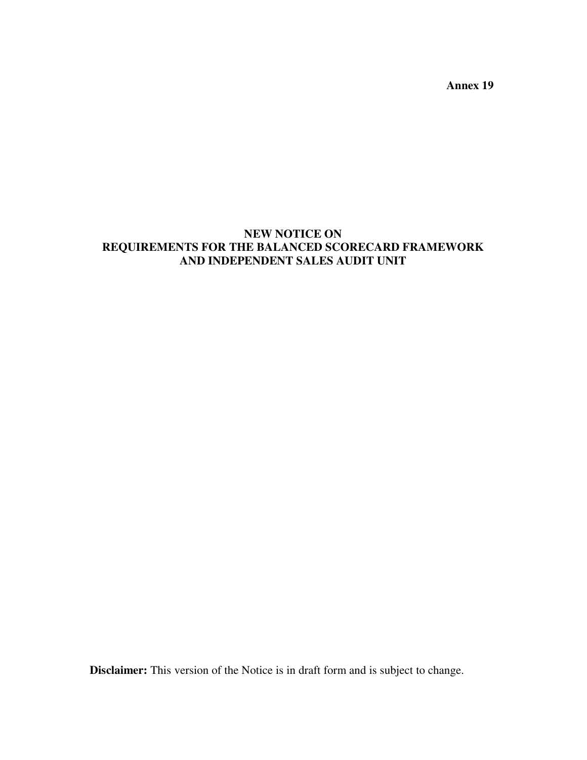**Annex 19**

# NEW NOTICE ON REQUIREMENTS FOR THE BALANCED SCORECARD FRAMEWORK AND INDEPENDENT SALES AUDIT UNIT

**Disclaimer:** This version of the Notice is in draft form and is subject to change.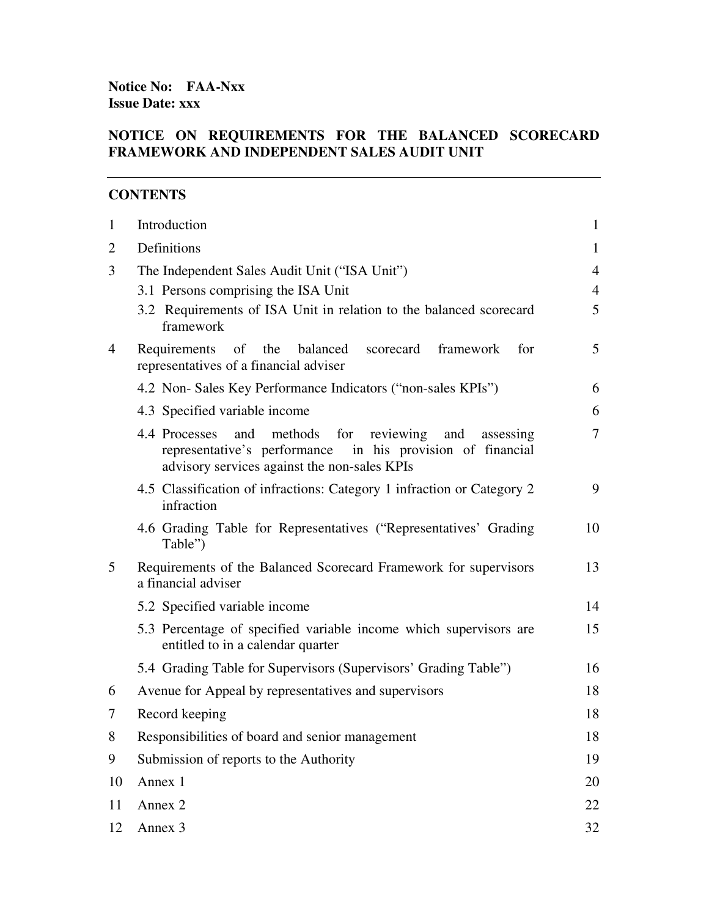**Notice No: FAA-Nxx**
**Issue Date: xxx**

**NOTICE ON REQUIREMENTS FOR THE BALANCED SCORECARD FRAMEWORK AND INDEPENDENT SALES AUDIT UNIT**

---

**CONTENTS**

| | | |
|---|---|---|
| 1 | Introduction | 1 |
| 2 | Definitions | 1 |
| 3 | The Independent Sales Audit Unit ("ISA Unit") | 4 |
| | 3.1 Persons comprising the ISA Unit | 4 |
| | 3.2 Requirements of ISA Unit in relation to the balanced scorecard framework | 5 |
| 4 | Requirements of the balanced scorecard framework for representatives of a financial adviser | 5 |
| | 4.2 Non- Sales Key Performance Indicators ("non-sales KPIs") | 6 |
| | 4.3 Specified variable income | 6 |
| | 4.4 Processes and methods for reviewing and assessing representative's performance in his provision of financial advisory services against the non-sales KPIs | 7 |
| | 4.5 Classification of infractions: Category 1 infraction or Category 2 infraction | 9 |
| | 4.6 Grading Table for Representatives ("Representatives' Grading Table") | 10 |
| 5 | Requirements of the Balanced Scorecard Framework for supervisors a financial adviser | 13 |
| | 5.2 Specified variable income | 14 |
| | 5.3 Percentage of specified variable income which supervisors are entitled to in a calendar quarter | 15 |
| | 5.4 Grading Table for Supervisors (Supervisors' Grading Table") | 16 |
| 6 | Avenue for Appeal by representatives and supervisors | 18 |
| 7 | Record keeping | 18 |
| 8 | Responsibilities of board and senior management | 18 |
| 9 | Submission of reports to the Authority | 19 |
| 10 | Annex 1 | 20 |
| 11 | Annex 2 | 22 |
| 12 | Annex 3 | 32 |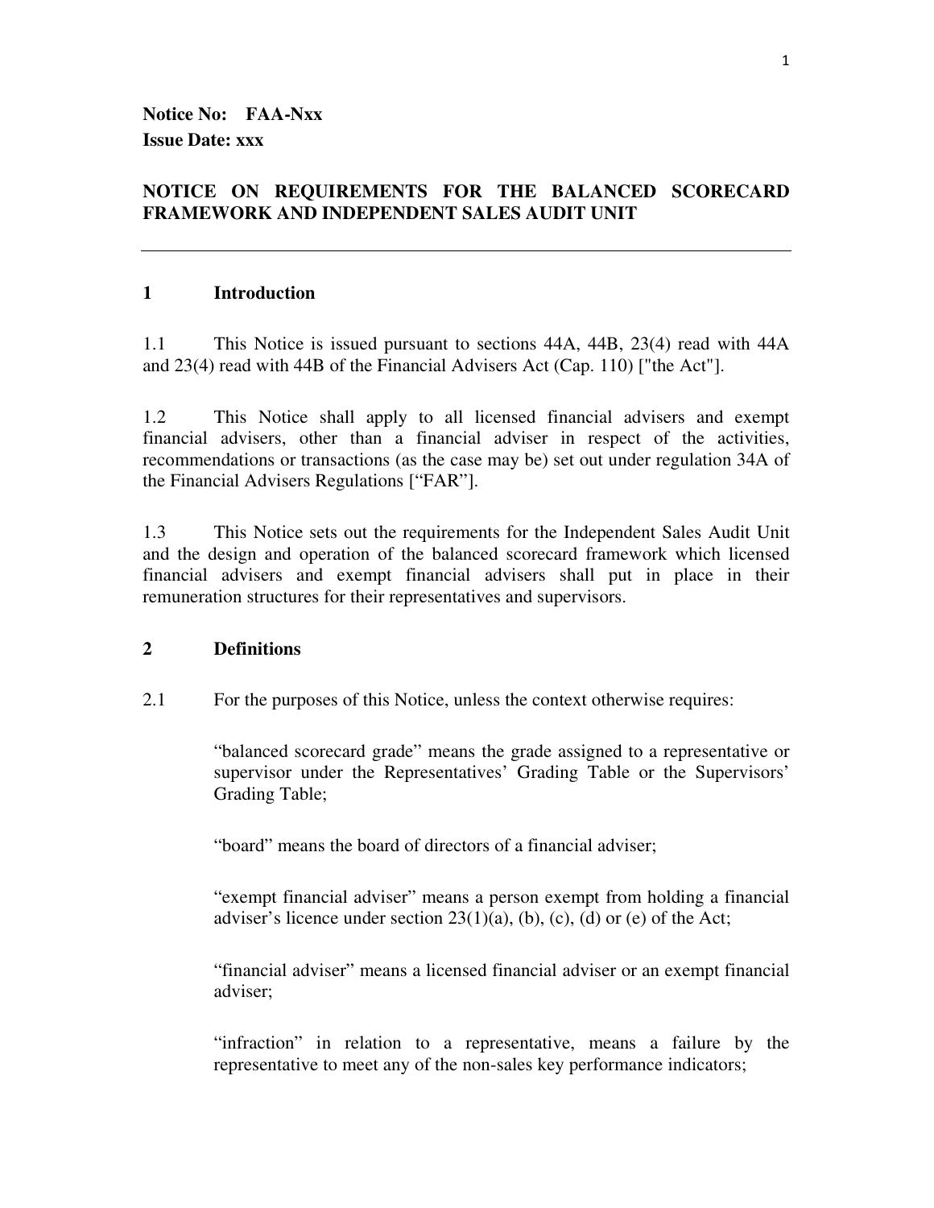**Notice No: FAA-Nxx**
**Issue Date: xxx**

## NOTICE ON REQUIREMENTS FOR THE BALANCED SCORECARD FRAMEWORK AND INDEPENDENT SALES AUDIT UNIT

---

### 1 Introduction

1.1 This Notice is issued pursuant to sections 44A, 44B, 23(4) read with 44A and 23(4) read with 44B of the Financial Advisers Act (Cap. 110) ["the Act"].

1.2 This Notice shall apply to all licensed financial advisers and exempt financial advisers, other than a financial adviser in respect of the activities, recommendations or transactions (as the case may be) set out under regulation 34A of the Financial Advisers Regulations ["FAR"].

1.3 This Notice sets out the requirements for the Independent Sales Audit Unit and the design and operation of the balanced scorecard framework which licensed financial advisers and exempt financial advisers shall put in place in their remuneration structures for their representatives and supervisors.

### 2 Definitions

2.1 For the purposes of this Notice, unless the context otherwise requires:

"balanced scorecard grade" means the grade assigned to a representative or supervisor under the Representatives' Grading Table or the Supervisors' Grading Table;

"board" means the board of directors of a financial adviser;

"exempt financial adviser" means a person exempt from holding a financial adviser's licence under section 23(1)(a), (b), (c), (d) or (e) of the Act;

"financial adviser" means a licensed financial adviser or an exempt financial adviser;

"infraction" in relation to a representative, means a failure by the representative to meet any of the non-sales key performance indicators;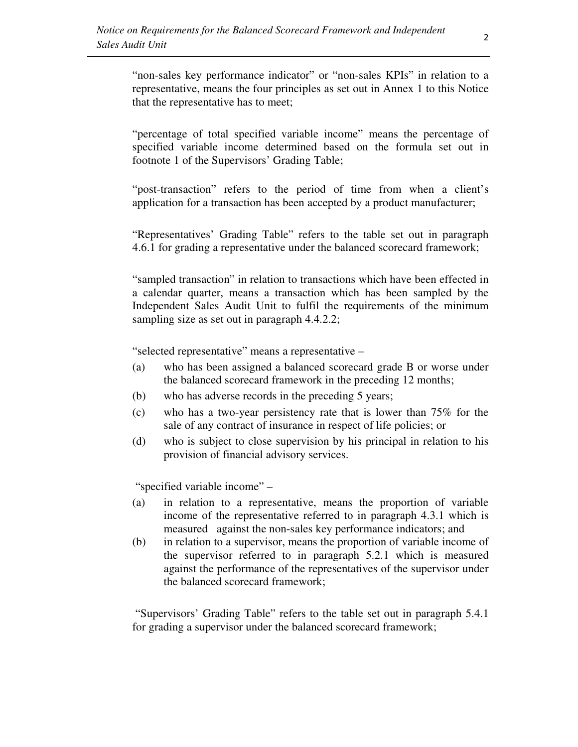"non-sales key performance indicator" or "non-sales KPIs" in relation to a representative, means the four principles as set out in Annex 1 to this Notice that the representative has to meet;

"percentage of total specified variable income" means the percentage of specified variable income determined based on the formula set out in footnote 1 of the Supervisors' Grading Table;

"post-transaction" refers to the period of time from when a client's application for a transaction has been accepted by a product manufacturer;

"Representatives' Grading Table" refers to the table set out in paragraph 4.6.1 for grading a representative under the balanced scorecard framework;

"sampled transaction" in relation to transactions which have been effected in a calendar quarter, means a transaction which has been sampled by the Independent Sales Audit Unit to fulfil the requirements of the minimum sampling size as set out in paragraph 4.4.2.2;

"selected representative" means a representative –

(a) who has been assigned a balanced scorecard grade B or worse under the balanced scorecard framework in the preceding 12 months;

(b) who has adverse records in the preceding 5 years;

(c) who has a two-year persistency rate that is lower than 75% for the sale of any contract of insurance in respect of life policies; or

(d) who is subject to close supervision by his principal in relation to his provision of financial advisory services.

"specified variable income" –

(a) in relation to a representative, means the proportion of variable income of the representative referred to in paragraph 4.3.1 which is measured against the non-sales key performance indicators; and

(b) in relation to a supervisor, means the proportion of variable income of the supervisor referred to in paragraph 5.2.1 which is measured against the performance of the representatives of the supervisor under the balanced scorecard framework;

"Supervisors' Grading Table" refers to the table set out in paragraph 5.4.1 for grading a supervisor under the balanced scorecard framework;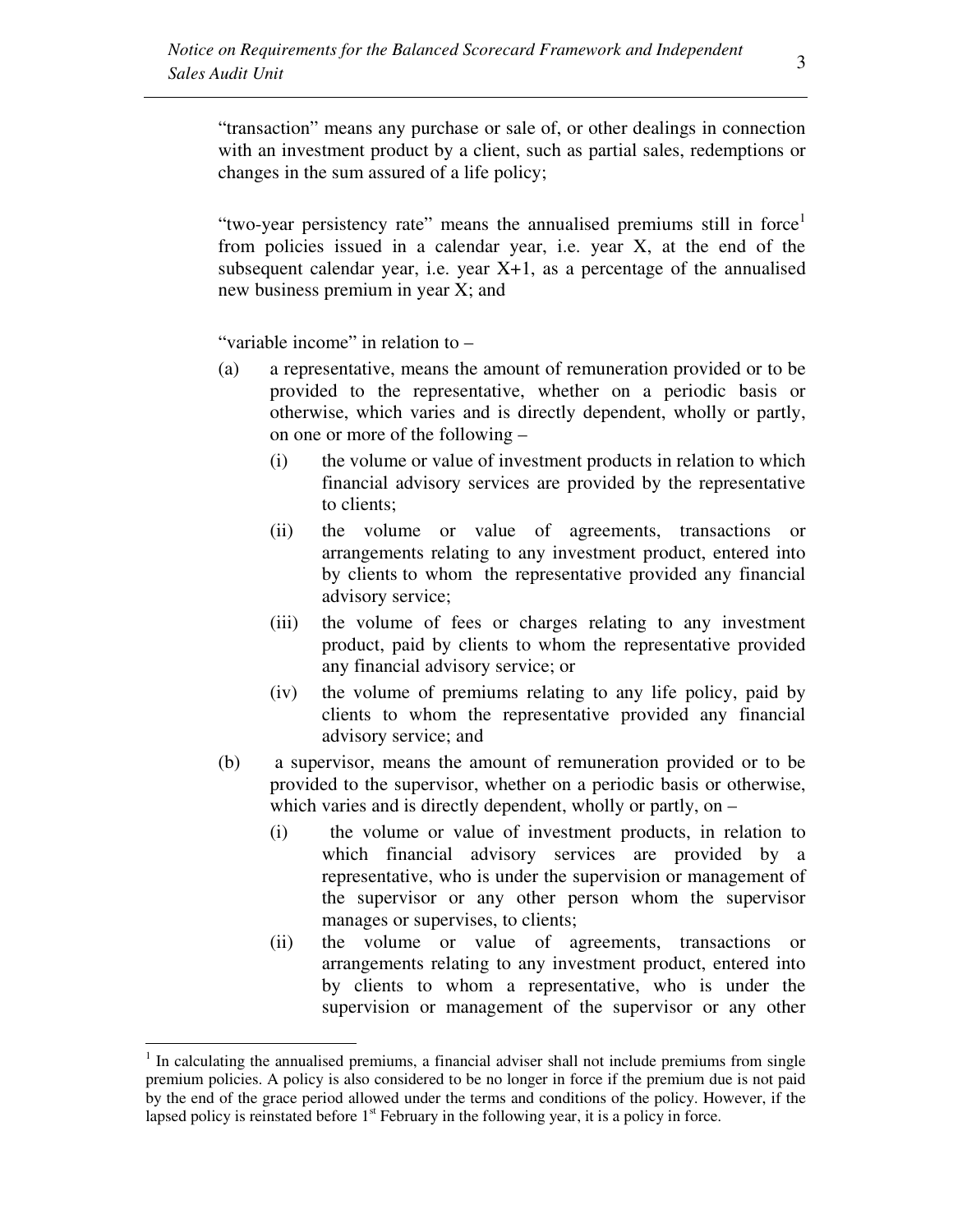"transaction" means any purchase or sale of, or other dealings in connection with an investment product by a client, such as partial sales, redemptions or changes in the sum assured of a life policy;

"two-year persistency rate" means the annualised premiums still in force[1] from policies issued in a calendar year, i.e. year X, at the end of the subsequent calendar year, i.e. year X+1, as a percentage of the annualised new business premium in year X; and

"variable income" in relation to –

(a) a representative, means the amount of remuneration provided or to be provided to the representative, whether on a periodic basis or otherwise, which varies and is directly dependent, wholly or partly, on one or more of the following –

  (i) the volume or value of investment products in relation to which financial advisory services are provided by the representative to clients;

  (ii) the volume or value of agreements, transactions or arrangements relating to any investment product, entered into by clients to whom the representative provided any financial advisory service;

  (iii) the volume of fees or charges relating to any investment product, paid by clients to whom the representative provided any financial advisory service; or

  (iv) the volume of premiums relating to any life policy, paid by clients to whom the representative provided any financial advisory service; and

(b) a supervisor, means the amount of remuneration provided or to be provided to the supervisor, whether on a periodic basis or otherwise, which varies and is directly dependent, wholly or partly, on –

  (i) the volume or value of investment products, in relation to which financial advisory services are provided by a representative, who is under the supervision or management of the supervisor or any other person whom the supervisor manages or supervises, to clients;

  (ii) the volume or value of agreements, transactions or arrangements relating to any investment product, entered into by clients to whom a representative, who is under the supervision or management of the supervisor or any other

---

[1] In calculating the annualised premiums, a financial adviser shall not include premiums from single premium policies. A policy is also considered to be no longer in force if the premium due is not paid by the end of the grace period allowed under the terms and conditions of the policy. However, if the lapsed policy is reinstated before 1st February in the following year, it is a policy in force.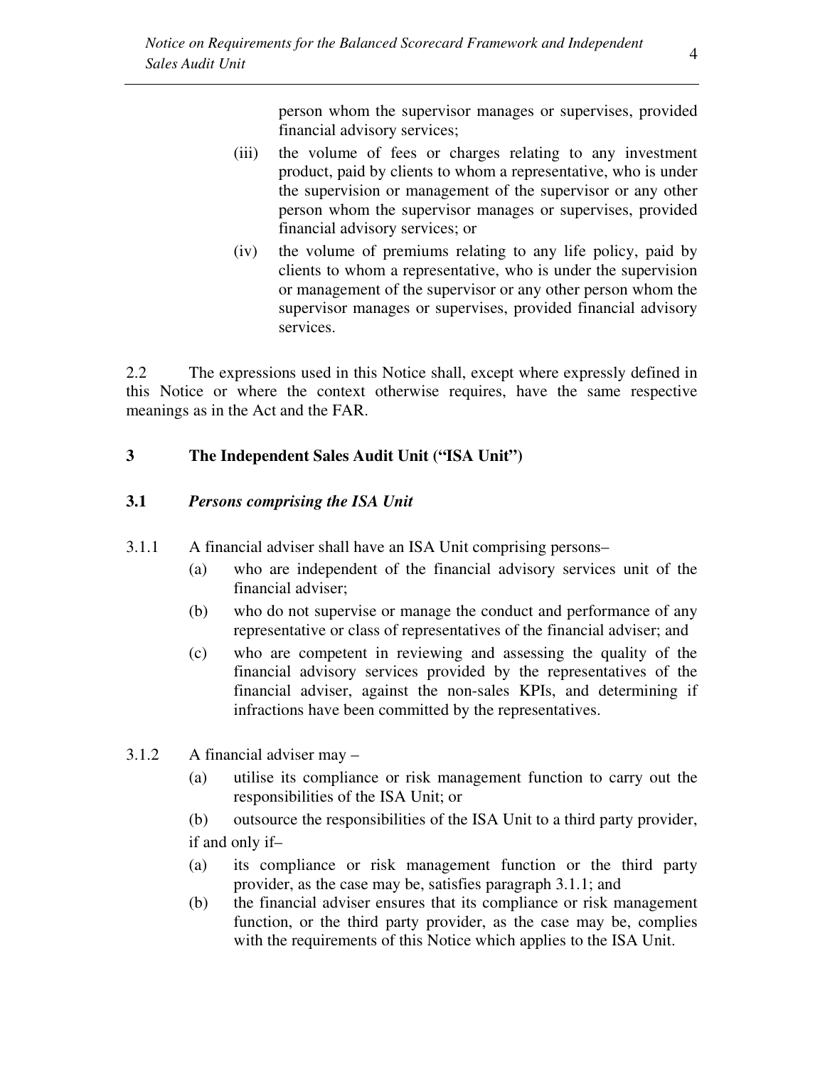person whom the supervisor manages or supervises, provided financial advisory services;

(iii) the volume of fees or charges relating to any investment product, paid by clients to whom a representative, who is under the supervision or management of the supervisor or any other person whom the supervisor manages or supervises, provided financial advisory services; or

(iv) the volume of premiums relating to any life policy, paid by clients to whom a representative, who is under the supervision or management of the supervisor or any other person whom the supervisor manages or supervises, provided financial advisory services.

2.2 The expressions used in this Notice shall, except where expressly defined in this Notice or where the context otherwise requires, have the same respective meanings as in the Act and the FAR.

## 3 The Independent Sales Audit Unit ("ISA Unit")

### 3.1 *Persons comprising the ISA Unit*

3.1.1 A financial adviser shall have an ISA Unit comprising persons–

(a) who are independent of the financial advisory services unit of the financial adviser;

(b) who do not supervise or manage the conduct and performance of any representative or class of representatives of the financial adviser; and

(c) who are competent in reviewing and assessing the quality of the financial advisory services provided by the representatives of the financial adviser, against the non-sales KPIs, and determining if infractions have been committed by the representatives.

3.1.2 A financial adviser may –

(a) utilise its compliance or risk management function to carry out the responsibilities of the ISA Unit; or

(b) outsource the responsibilities of the ISA Unit to a third party provider,

if and only if–

(a) its compliance or risk management function or the third party provider, as the case may be, satisfies paragraph 3.1.1; and

(b) the financial adviser ensures that its compliance or risk management function, or the third party provider, as the case may be, complies with the requirements of this Notice which applies to the ISA Unit.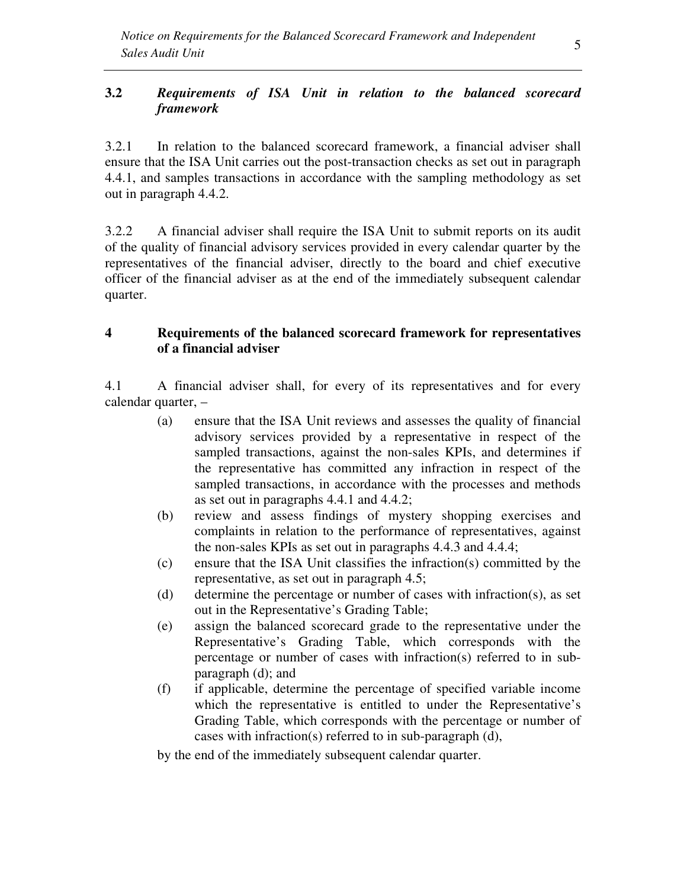### 3.2 *Requirements of ISA Unit in relation to the balanced scorecard framework*

3.2.1 In relation to the balanced scorecard framework, a financial adviser shall ensure that the ISA Unit carries out the post-transaction checks as set out in paragraph 4.4.1, and samples transactions in accordance with the sampling methodology as set out in paragraph 4.4.2.

3.2.2 A financial adviser shall require the ISA Unit to submit reports on its audit of the quality of financial advisory services provided in every calendar quarter by the representatives of the financial adviser, directly to the board and chief executive officer of the financial adviser as at the end of the immediately subsequent calendar quarter.

## 4 Requirements of the balanced scorecard framework for representatives of a financial adviser

4.1 A financial adviser shall, for every of its representatives and for every calendar quarter, –

- (a) ensure that the ISA Unit reviews and assesses the quality of financial advisory services provided by a representative in respect of the sampled transactions, against the non-sales KPIs, and determines if the representative has committed any infraction in respect of the sampled transactions, in accordance with the processes and methods as set out in paragraphs 4.4.1 and 4.4.2;
- (b) review and assess findings of mystery shopping exercises and complaints in relation to the performance of representatives, against the non-sales KPIs as set out in paragraphs 4.4.3 and 4.4.4;
- (c) ensure that the ISA Unit classifies the infraction(s) committed by the representative, as set out in paragraph 4.5;
- (d) determine the percentage or number of cases with infraction(s), as set out in the Representative's Grading Table;
- (e) assign the balanced scorecard grade to the representative under the Representative's Grading Table, which corresponds with the percentage or number of cases with infraction(s) referred to in sub-paragraph (d); and
- (f) if applicable, determine the percentage of specified variable income which the representative is entitled to under the Representative's Grading Table, which corresponds with the percentage or number of cases with infraction(s) referred to in sub-paragraph (d),

by the end of the immediately subsequent calendar quarter.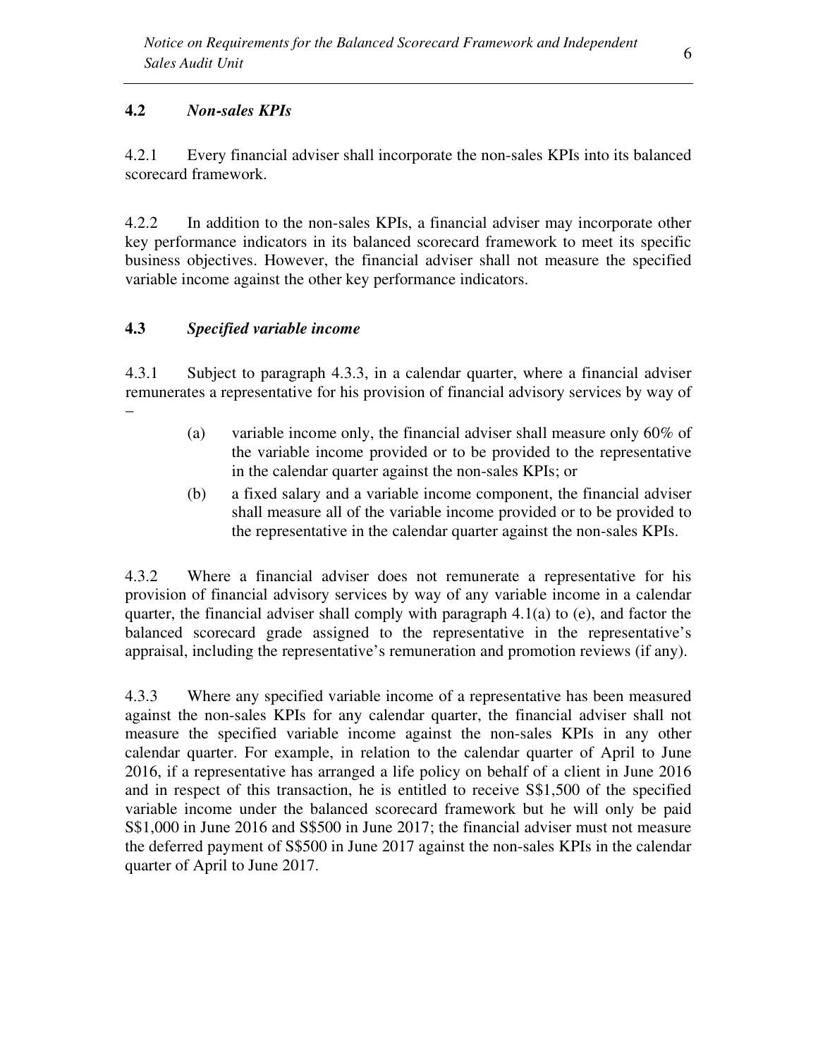### 4.2 *Non-sales KPIs*

4.2.1 Every financial adviser shall incorporate the non-sales KPIs into its balanced scorecard framework.

4.2.2 In addition to the non-sales KPIs, a financial adviser may incorporate other key performance indicators in its balanced scorecard framework to meet its specific business objectives. However, the financial adviser shall not measure the specified variable income against the other key performance indicators.

### 4.3 *Specified variable income*

4.3.1 Subject to paragraph 4.3.3, in a calendar quarter, where a financial adviser remunerates a representative for his provision of financial advisory services by way of –

(a) variable income only, the financial adviser shall measure only 60% of the variable income provided or to be provided to the representative in the calendar quarter against the non-sales KPIs; or

(b) a fixed salary and a variable income component, the financial adviser shall measure all of the variable income provided or to be provided to the representative in the calendar quarter against the non-sales KPIs.

4.3.2 Where a financial adviser does not remunerate a representative for his provision of financial advisory services by way of any variable income in a calendar quarter, the financial adviser shall comply with paragraph 4.1(a) to (e), and factor the balanced scorecard grade assigned to the representative in the representative's appraisal, including the representative's remuneration and promotion reviews (if any).

4.3.3 Where any specified variable income of a representative has been measured against the non-sales KPIs for any calendar quarter, the financial adviser shall not measure the specified variable income against the non-sales KPIs in any other calendar quarter. For example, in relation to the calendar quarter of April to June 2016, if a representative has arranged a life policy on behalf of a client in June 2016 and in respect of this transaction, he is entitled to receive S$1,500 of the specified variable income under the balanced scorecard framework but he will only be paid S$1,000 in June 2016 and S$500 in June 2017; the financial adviser must not measure the deferred payment of S$500 in June 2017 against the non-sales KPIs in the calendar quarter of April to June 2017.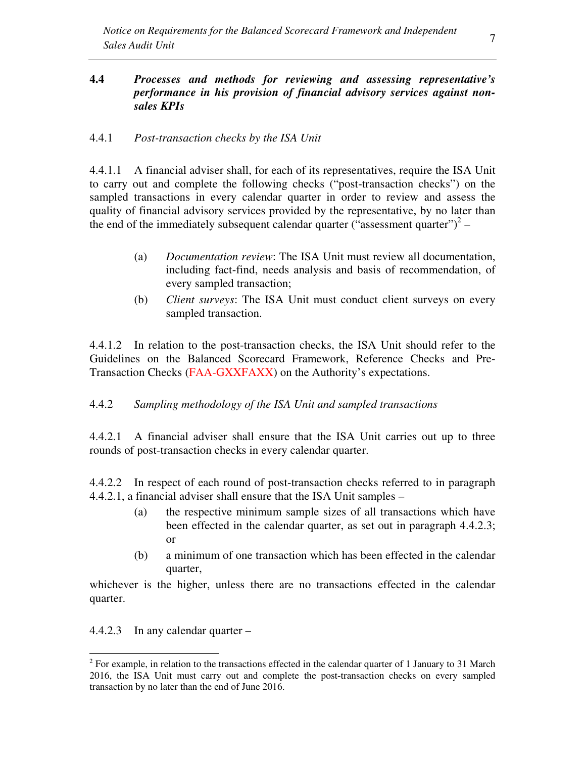## 4.4 *Processes and methods for reviewing and assessing representative's performance in his provision of financial advisory services against non-sales KPIs*

4.4.1 *Post-transaction checks by the ISA Unit*

4.4.1.1 A financial adviser shall, for each of its representatives, require the ISA Unit to carry out and complete the following checks ("post-transaction checks") on the sampled transactions in every calendar quarter in order to review and assess the quality of financial advisory services provided by the representative, by no later than the end of the immediately subsequent calendar quarter ("assessment quarter")[2] –

(a) *Documentation review*: The ISA Unit must review all documentation, including fact-find, needs analysis and basis of recommendation, of every sampled transaction;

(b) *Client surveys*: The ISA Unit must conduct client surveys on every sampled transaction.

4.4.1.2 In relation to the post-transaction checks, the ISA Unit should refer to the Guidelines on the Balanced Scorecard Framework, Reference Checks and Pre-Transaction Checks (FAA-GXXFAXX) on the Authority's expectations.

4.4.2 *Sampling methodology of the ISA Unit and sampled transactions*

4.4.2.1 A financial adviser shall ensure that the ISA Unit carries out up to three rounds of post-transaction checks in every calendar quarter.

4.4.2.2 In respect of each round of post-transaction checks referred to in paragraph 4.4.2.1, a financial adviser shall ensure that the ISA Unit samples –

(a) the respective minimum sample sizes of all transactions which have been effected in the calendar quarter, as set out in paragraph 4.4.2.3; or

(b) a minimum of one transaction which has been effected in the calendar quarter,

whichever is the higher, unless there are no transactions effected in the calendar quarter.

4.4.2.3 In any calendar quarter –

---

[2] For example, in relation to the transactions effected in the calendar quarter of 1 January to 31 March 2016, the ISA Unit must carry out and complete the post-transaction checks on every sampled transaction by no later than the end of June 2016.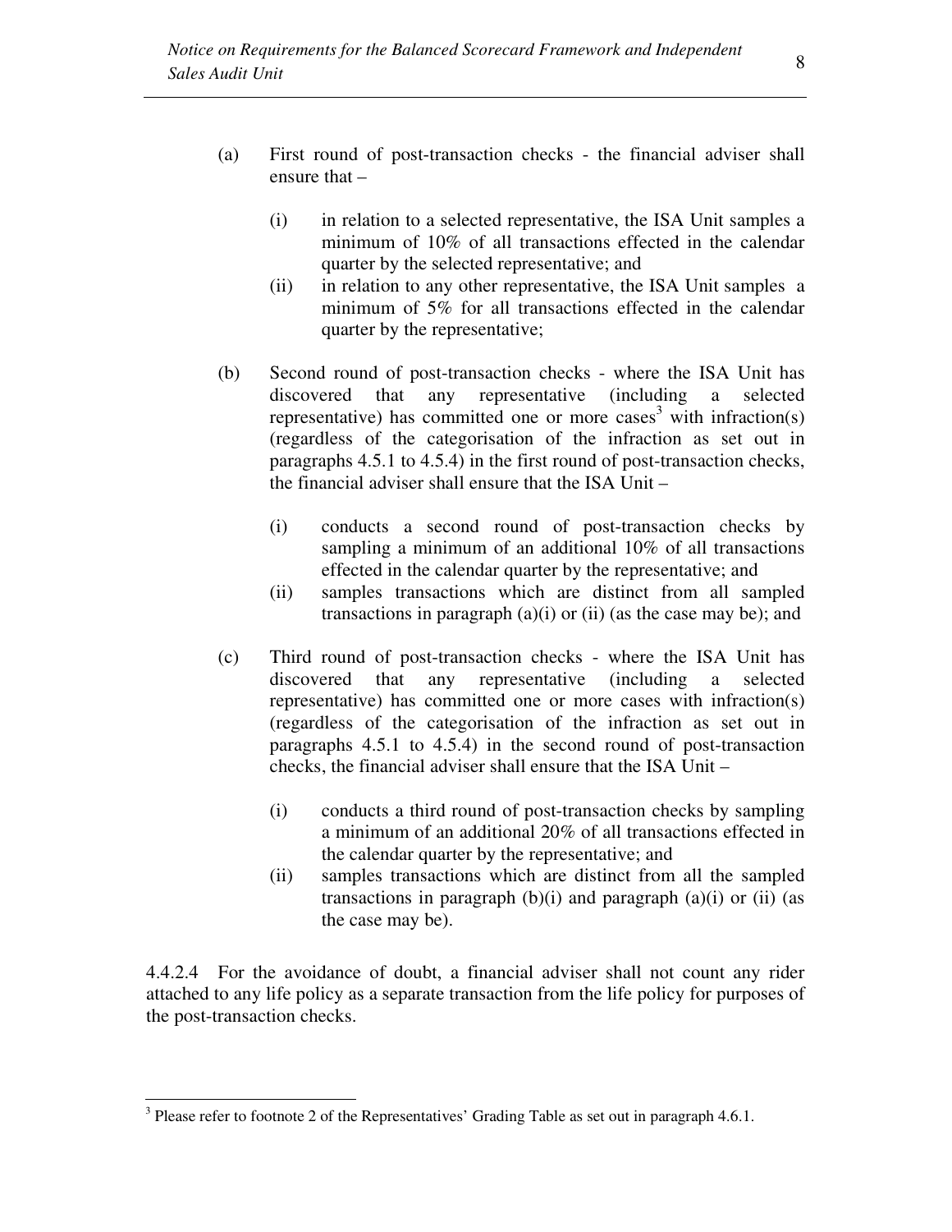(a) First round of post-transaction checks - the financial adviser shall ensure that –

  (i) in relation to a selected representative, the ISA Unit samples a minimum of 10% of all transactions effected in the calendar quarter by the selected representative; and

  (ii) in relation to any other representative, the ISA Unit samples a minimum of 5% for all transactions effected in the calendar quarter by the representative;

(b) Second round of post-transaction checks - where the ISA Unit has discovered that any representative (including a selected representative) has committed one or more cases[3] with infraction(s) (regardless of the categorisation of the infraction as set out in paragraphs 4.5.1 to 4.5.4) in the first round of post-transaction checks, the financial adviser shall ensure that the ISA Unit –

  (i) conducts a second round of post-transaction checks by sampling a minimum of an additional 10% of all transactions effected in the calendar quarter by the representative; and

  (ii) samples transactions which are distinct from all sampled transactions in paragraph (a)(i) or (ii) (as the case may be); and

(c) Third round of post-transaction checks - where the ISA Unit has discovered that any representative (including a selected representative) has committed one or more cases with infraction(s) (regardless of the categorisation of the infraction as set out in paragraphs 4.5.1 to 4.5.4) in the second round of post-transaction checks, the financial adviser shall ensure that the ISA Unit –

  (i) conducts a third round of post-transaction checks by sampling a minimum of an additional 20% of all transactions effected in the calendar quarter by the representative; and

  (ii) samples transactions which are distinct from all the sampled transactions in paragraph (b)(i) and paragraph (a)(i) or (ii) (as the case may be).

4.4.2.4 For the avoidance of doubt, a financial adviser shall not count any rider attached to any life policy as a separate transaction from the life policy for purposes of the post-transaction checks.

---

[3] Please refer to footnote 2 of the Representatives' Grading Table as set out in paragraph 4.6.1.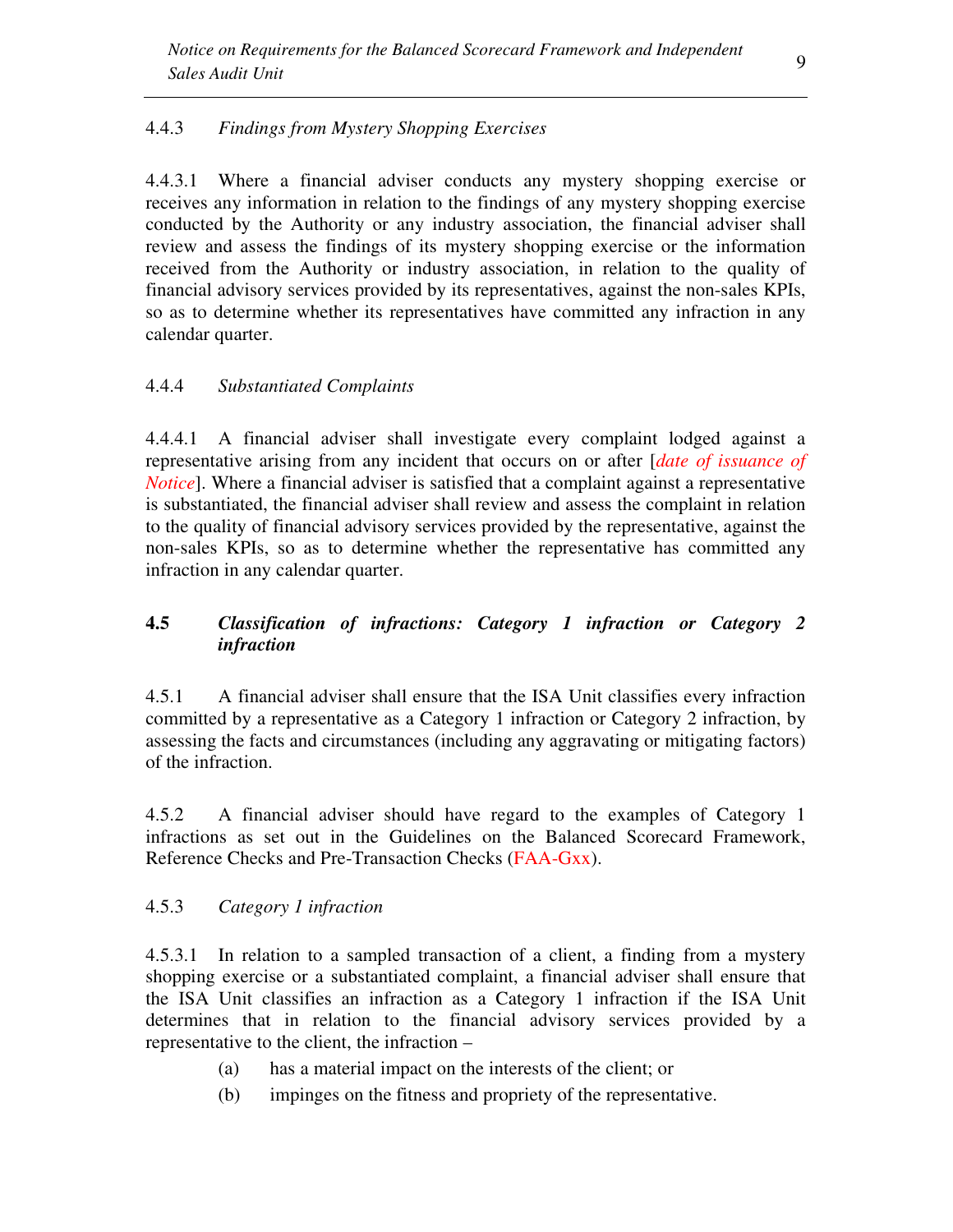4.4.3 *Findings from Mystery Shopping Exercises*

4.4.3.1 Where a financial adviser conducts any mystery shopping exercise or receives any information in relation to the findings of any mystery shopping exercise conducted by the Authority or any industry association, the financial adviser shall review and assess the findings of its mystery shopping exercise or the information received from the Authority or industry association, in relation to the quality of financial advisory services provided by its representatives, against the non-sales KPIs, so as to determine whether its representatives have committed any infraction in any calendar quarter.

4.4.4 *Substantiated Complaints*

4.4.4.1 A financial adviser shall investigate every complaint lodged against a representative arising from any incident that occurs on or after [*date of issuance of Notice*]. Where a financial adviser is satisfied that a complaint against a representative is substantiated, the financial adviser shall review and assess the complaint in relation to the quality of financial advisory services provided by the representative, against the non-sales KPIs, so as to determine whether the representative has committed any infraction in any calendar quarter.

### 4.5 *Classification of infractions: Category 1 infraction or Category 2 infraction*

4.5.1 A financial adviser shall ensure that the ISA Unit classifies every infraction committed by a representative as a Category 1 infraction or Category 2 infraction, by assessing the facts and circumstances (including any aggravating or mitigating factors) of the infraction.

4.5.2 A financial adviser should have regard to the examples of Category 1 infractions as set out in the Guidelines on the Balanced Scorecard Framework, Reference Checks and Pre-Transaction Checks (FAA-Gxx).

4.5.3 *Category 1 infraction*

4.5.3.1 In relation to a sampled transaction of a client, a finding from a mystery shopping exercise or a substantiated complaint, a financial adviser shall ensure that the ISA Unit classifies an infraction as a Category 1 infraction if the ISA Unit determines that in relation to the financial advisory services provided by a representative to the client, the infraction –

(a) has a material impact on the interests of the client; or

(b) impinges on the fitness and propriety of the representative.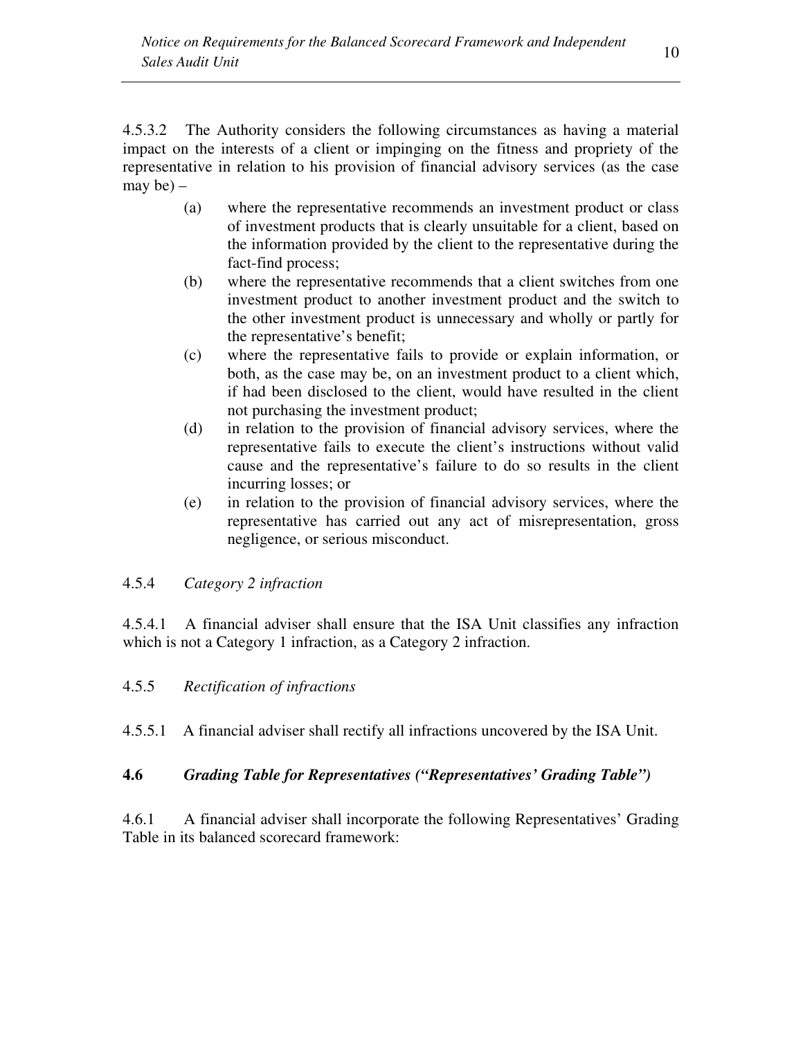4.5.3.2 The Authority considers the following circumstances as having a material impact on the interests of a client or impinging on the fitness and propriety of the representative in relation to his provision of financial advisory services (as the case may be) –

(a) where the representative recommends an investment product or class of investment products that is clearly unsuitable for a client, based on the information provided by the client to the representative during the fact-find process;

(b) where the representative recommends that a client switches from one investment product to another investment product and the switch to the other investment product is unnecessary and wholly or partly for the representative's benefit;

(c) where the representative fails to provide or explain information, or both, as the case may be, on an investment product to a client which, if had been disclosed to the client, would have resulted in the client not purchasing the investment product;

(d) in relation to the provision of financial advisory services, where the representative fails to execute the client's instructions without valid cause and the representative's failure to do so results in the client incurring losses; or

(e) in relation to the provision of financial advisory services, where the representative has carried out any act of misrepresentation, gross negligence, or serious misconduct.

4.5.4 *Category 2 infraction*

4.5.4.1 A financial adviser shall ensure that the ISA Unit classifies any infraction which is not a Category 1 infraction, as a Category 2 infraction.

4.5.5 *Rectification of infractions*

4.5.5.1 A financial adviser shall rectify all infractions uncovered by the ISA Unit.

### 4.6 *Grading Table for Representatives ("Representatives' Grading Table")*

4.6.1 A financial adviser shall incorporate the following Representatives' Grading Table in its balanced scorecard framework: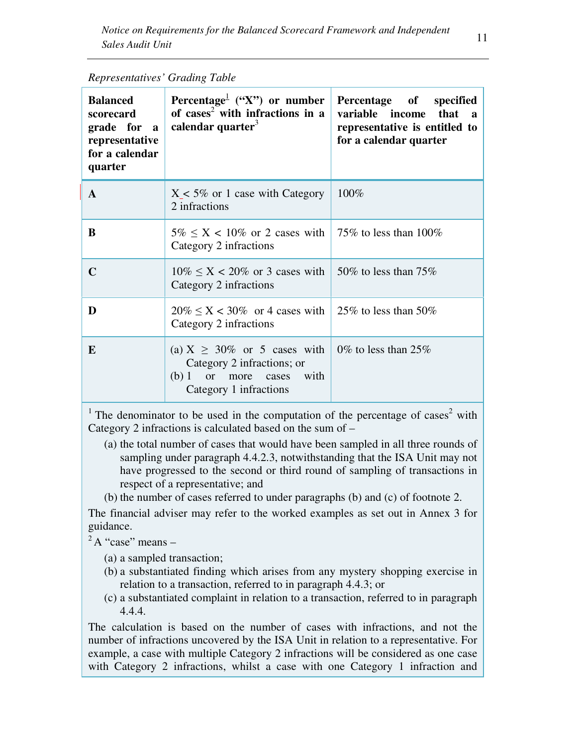*Representatives' Grading Table*

| Balanced scorecard grade for a representative for a calendar quarter | Percentage[1] ("X") or number of cases[2] with infractions in a calendar quarter[3] | Percentage of specified variable income that a representative is entitled to for a calendar quarter |
|---|---|---|
| A | $X < 5\%$ or 1 case with Category 2 infractions | 100% |
| B | $5\% \leq X < 10\%$ or 2 cases with Category 2 infractions | 75% to less than 100% |
| C | $10\% \leq X < 20\%$ or 3 cases with Category 2 infractions | 50% to less than 75% |
| D | $20\% \leq X < 30\%$ or 4 cases with Category 2 infractions | 25% to less than 50% |
| E | (a) $X \geq 30\%$ or 5 cases with Category 2 infractions; or (b) 1 or more cases with Category 1 infractions | 0% to less than 25% |

[1] The denominator to be used in the computation of the percentage of cases[2] with Category 2 infractions is calculated based on the sum of –

(a) the total number of cases that would have been sampled in all three rounds of sampling under paragraph 4.4.2.3, notwithstanding that the ISA Unit may not have progressed to the second or third round of sampling of transactions in respect of a representative; and

(b) the number of cases referred to under paragraphs (b) and (c) of footnote 2.

The financial adviser may refer to the worked examples as set out in Annex 3 for guidance.

[2] A "case" means –

(a) a sampled transaction;

(b) a substantiated finding which arises from any mystery shopping exercise in relation to a transaction, referred to in paragraph 4.4.3; or

(c) a substantiated complaint in relation to a transaction, referred to in paragraph 4.4.4.

The calculation is based on the number of cases with infractions, and not the number of infractions uncovered by the ISA Unit in relation to a representative. For example, a case with multiple Category 2 infractions will be considered as one case with Category 2 infractions, whilst a case with one Category 1 infraction and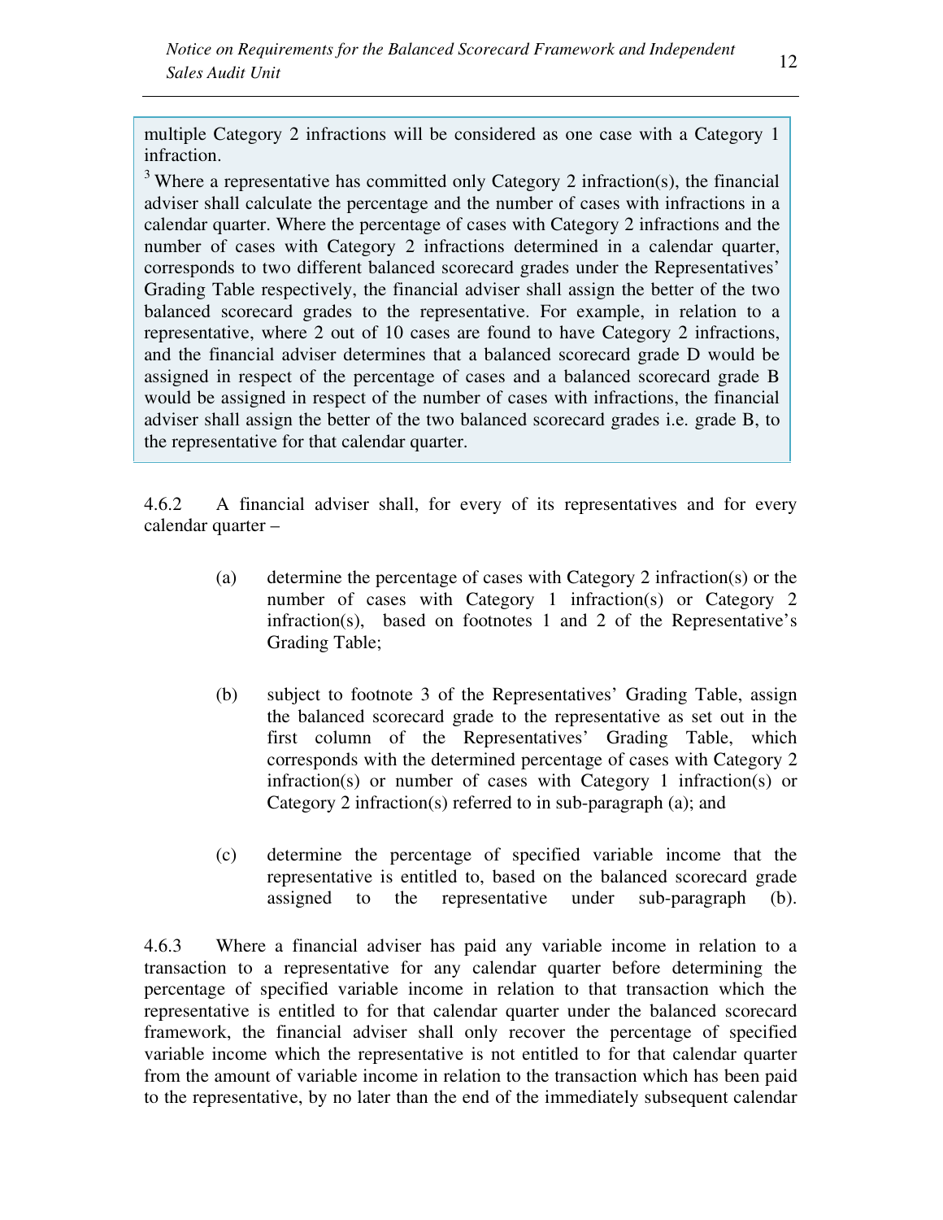multiple Category 2 infractions will be considered as one case with a Category 1 infraction.

[3] Where a representative has committed only Category 2 infraction(s), the financial adviser shall calculate the percentage and the number of cases with infractions in a calendar quarter. Where the percentage of cases with Category 2 infractions and the number of cases with Category 2 infractions determined in a calendar quarter, corresponds to two different balanced scorecard grades under the Representatives' Grading Table respectively, the financial adviser shall assign the better of the two balanced scorecard grades to the representative. For example, in relation to a representative, where 2 out of 10 cases are found to have Category 2 infractions, and the financial adviser determines that a balanced scorecard grade D would be assigned in respect of the percentage of cases and a balanced scorecard grade B would be assigned in respect of the number of cases with infractions, the financial adviser shall assign the better of the two balanced scorecard grades i.e. grade B, to the representative for that calendar quarter.

4.6.2 A financial adviser shall, for every of its representatives and for every calendar quarter –

(a) determine the percentage of cases with Category 2 infraction(s) or the number of cases with Category 1 infraction(s) or Category 2 infraction(s), based on footnotes 1 and 2 of the Representative's Grading Table;

(b) subject to footnote 3 of the Representatives' Grading Table, assign the balanced scorecard grade to the representative as set out in the first column of the Representatives' Grading Table, which corresponds with the determined percentage of cases with Category 2 infraction(s) or number of cases with Category 1 infraction(s) or Category 2 infraction(s) referred to in sub-paragraph (a); and

(c) determine the percentage of specified variable income that the representative is entitled to, based on the balanced scorecard grade assigned to the representative under sub-paragraph (b).

4.6.3 Where a financial adviser has paid any variable income in relation to a transaction to a representative for any calendar quarter before determining the percentage of specified variable income in relation to that transaction which the representative is entitled to for that calendar quarter under the balanced scorecard framework, the financial adviser shall only recover the percentage of specified variable income which the representative is not entitled to for that calendar quarter from the amount of variable income in relation to the transaction which has been paid to the representative, by no later than the end of the immediately subsequent calendar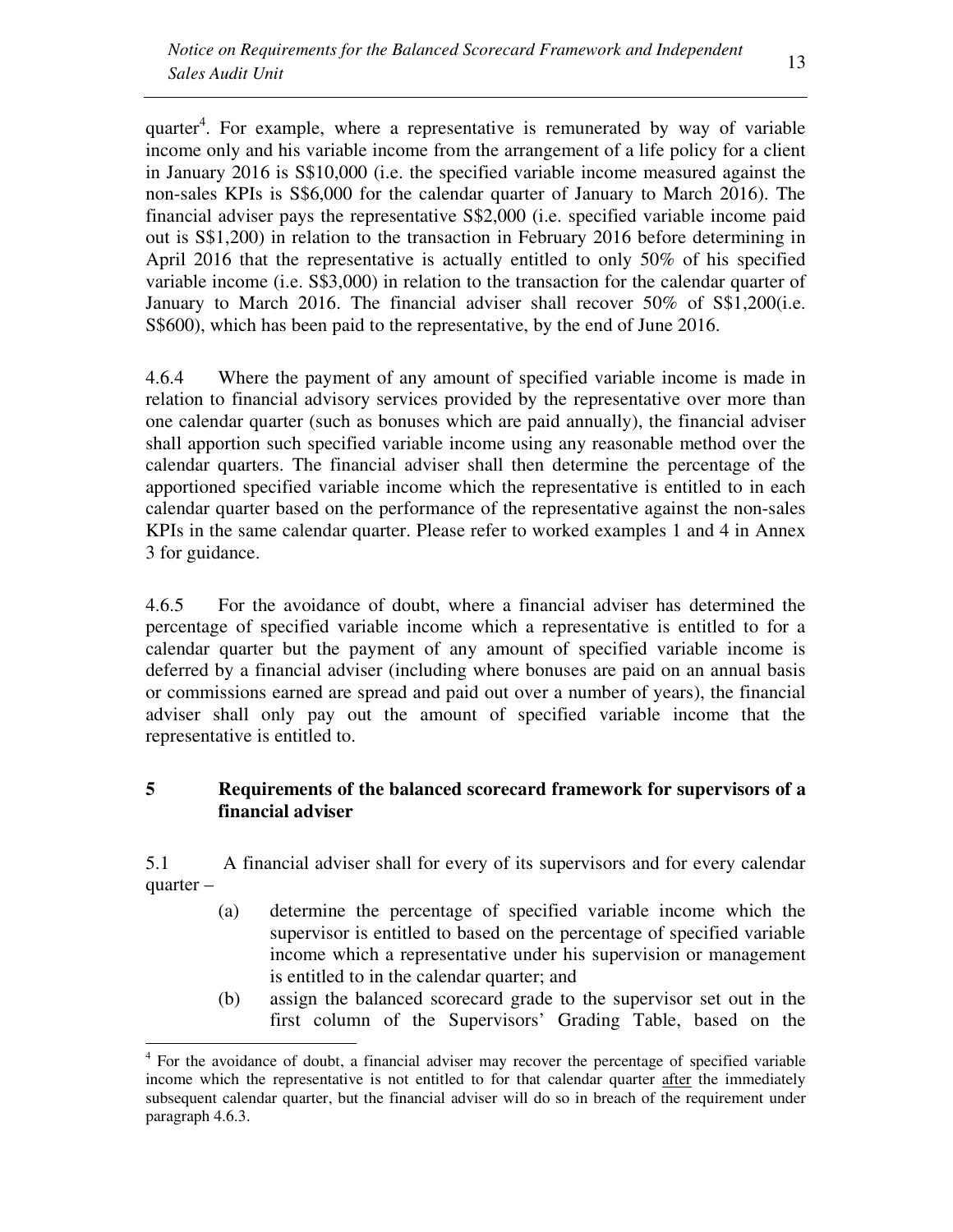quarter[4]. For example, where a representative is remunerated by way of variable income only and his variable income from the arrangement of a life policy for a client in January 2016 is S$10,000 (i.e. the specified variable income measured against the non-sales KPIs is S$6,000 for the calendar quarter of January to March 2016). The financial adviser pays the representative S$2,000 (i.e. specified variable income paid out is S$1,200) in relation to the transaction in February 2016 before determining in April 2016 that the representative is actually entitled to only 50% of his specified variable income (i.e. S$3,000) in relation to the transaction for the calendar quarter of January to March 2016. The financial adviser shall recover 50% of S$1,200(i.e. S$600), which has been paid to the representative, by the end of June 2016.

4.6.4 Where the payment of any amount of specified variable income is made in relation to financial advisory services provided by the representative over more than one calendar quarter (such as bonuses which are paid annually), the financial adviser shall apportion such specified variable income using any reasonable method over the calendar quarters. The financial adviser shall then determine the percentage of the apportioned specified variable income which the representative is entitled to in each calendar quarter based on the performance of the representative against the non-sales KPIs in the same calendar quarter. Please refer to worked examples 1 and 4 in Annex 3 for guidance.

4.6.5 For the avoidance of doubt, where a financial adviser has determined the percentage of specified variable income which a representative is entitled to for a calendar quarter but the payment of any amount of specified variable income is deferred by a financial adviser (including where bonuses are paid on an annual basis or commissions earned are spread and paid out over a number of years), the financial adviser shall only pay out the amount of specified variable income that the representative is entitled to.

## 5 Requirements of the balanced scorecard framework for supervisors of a financial adviser

5.1 A financial adviser shall for every of its supervisors and for every calendar quarter –

(a) determine the percentage of specified variable income which the supervisor is entitled to based on the percentage of specified variable income which a representative under his supervision or management is entitled to in the calendar quarter; and

(b) assign the balanced scorecard grade to the supervisor set out in the first column of the Supervisors' Grading Table, based on the

---

[4] For the avoidance of doubt, a financial adviser may recover the percentage of specified variable income which the representative is not entitled to for that calendar quarter after the immediately subsequent calendar quarter, but the financial adviser will do so in breach of the requirement under paragraph 4.6.3.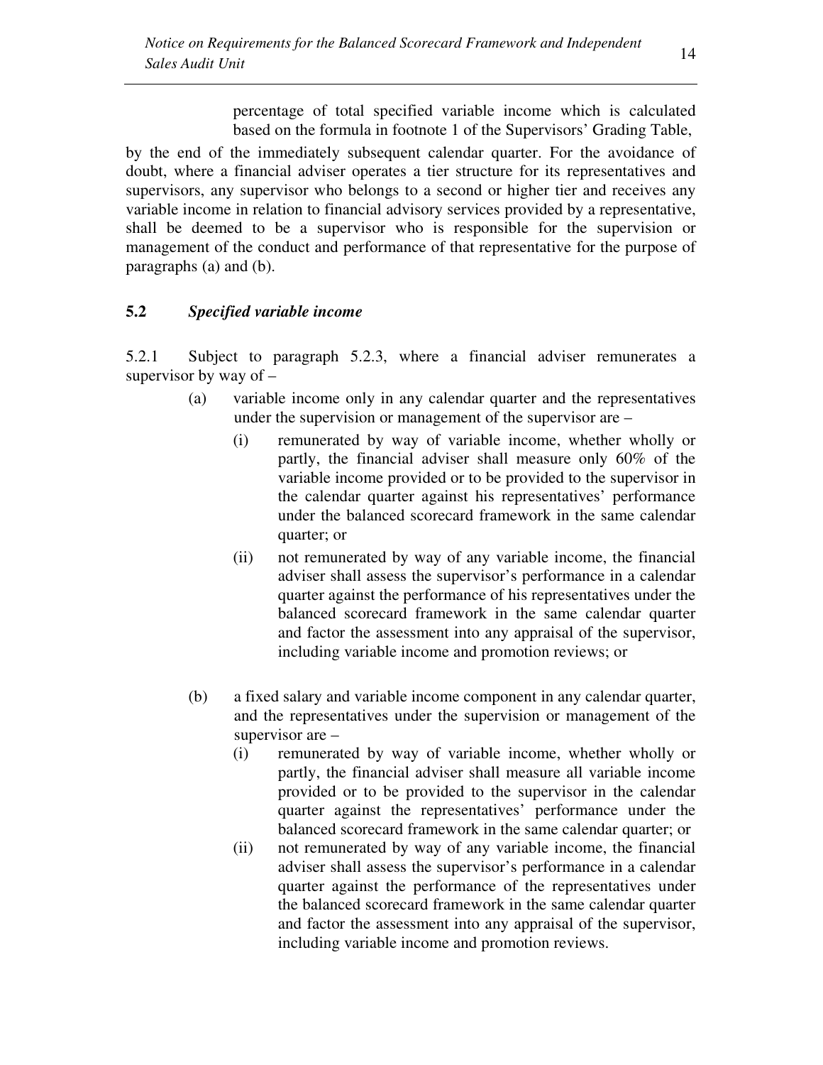percentage of total specified variable income which is calculated based on the formula in footnote 1 of the Supervisors' Grading Table,

by the end of the immediately subsequent calendar quarter. For the avoidance of doubt, where a financial adviser operates a tier structure for its representatives and supervisors, any supervisor who belongs to a second or higher tier and receives any variable income in relation to financial advisory services provided by a representative, shall be deemed to be a supervisor who is responsible for the supervision or management of the conduct and performance of that representative for the purpose of paragraphs (a) and (b).

### 5.2 *Specified variable income*

5.2.1 Subject to paragraph 5.2.3, where a financial adviser remunerates a supervisor by way of –

(a) variable income only in any calendar quarter and the representatives under the supervision or management of the supervisor are –

(i) remunerated by way of variable income, whether wholly or partly, the financial adviser shall measure only 60% of the variable income provided or to be provided to the supervisor in the calendar quarter against his representatives' performance under the balanced scorecard framework in the same calendar quarter; or

(ii) not remunerated by way of any variable income, the financial adviser shall assess the supervisor's performance in a calendar quarter against the performance of his representatives under the balanced scorecard framework in the same calendar quarter and factor the assessment into any appraisal of the supervisor, including variable income and promotion reviews; or

(b) a fixed salary and variable income component in any calendar quarter, and the representatives under the supervision or management of the supervisor are –

(i) remunerated by way of variable income, whether wholly or partly, the financial adviser shall measure all variable income provided or to be provided to the supervisor in the calendar quarter against the representatives' performance under the balanced scorecard framework in the same calendar quarter; or

(ii) not remunerated by way of any variable income, the financial adviser shall assess the supervisor's performance in a calendar quarter against the performance of the representatives under the balanced scorecard framework in the same calendar quarter and factor the assessment into any appraisal of the supervisor, including variable income and promotion reviews.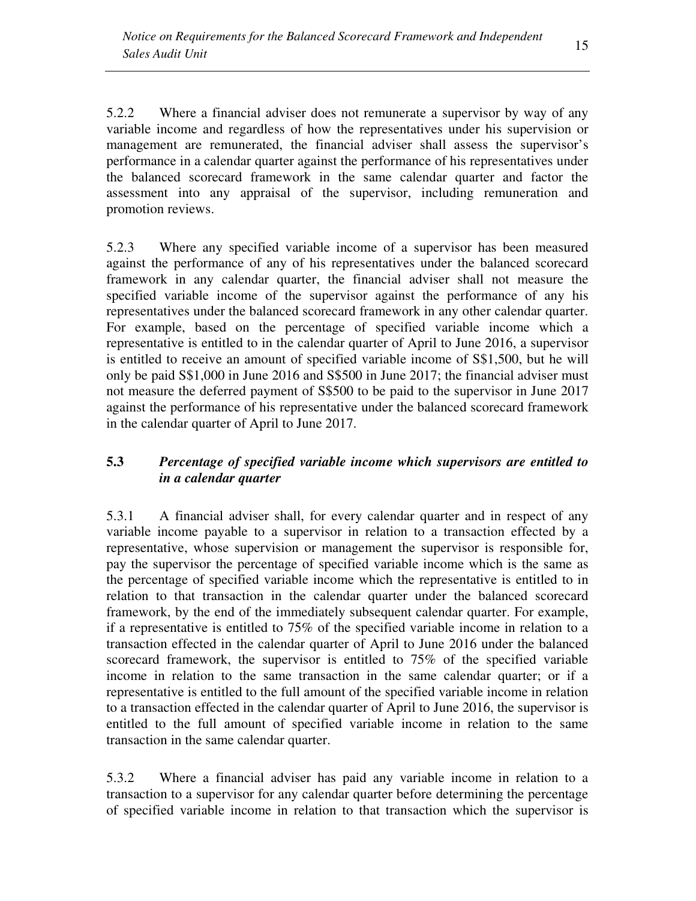5.2.2 Where a financial adviser does not remunerate a supervisor by way of any variable income and regardless of how the representatives under his supervision or management are remunerated, the financial adviser shall assess the supervisor's performance in a calendar quarter against the performance of his representatives under the balanced scorecard framework in the same calendar quarter and factor the assessment into any appraisal of the supervisor, including remuneration and promotion reviews.

5.2.3 Where any specified variable income of a supervisor has been measured against the performance of any of his representatives under the balanced scorecard framework in any calendar quarter, the financial adviser shall not measure the specified variable income of the supervisor against the performance of any his representatives under the balanced scorecard framework in any other calendar quarter. For example, based on the percentage of specified variable income which a representative is entitled to in the calendar quarter of April to June 2016, a supervisor is entitled to receive an amount of specified variable income of S$1,500, but he will only be paid S$1,000 in June 2016 and S$500 in June 2017; the financial adviser must not measure the deferred payment of S$500 to be paid to the supervisor in June 2017 against the performance of his representative under the balanced scorecard framework in the calendar quarter of April to June 2017.

### 5.3 *Percentage of specified variable income which supervisors are entitled to in a calendar quarter*

5.3.1 A financial adviser shall, for every calendar quarter and in respect of any variable income payable to a supervisor in relation to a transaction effected by a representative, whose supervision or management the supervisor is responsible for, pay the supervisor the percentage of specified variable income which is the same as the percentage of specified variable income which the representative is entitled to in relation to that transaction in the calendar quarter under the balanced scorecard framework, by the end of the immediately subsequent calendar quarter. For example, if a representative is entitled to 75% of the specified variable income in relation to a transaction effected in the calendar quarter of April to June 2016 under the balanced scorecard framework, the supervisor is entitled to 75% of the specified variable income in relation to the same transaction in the same calendar quarter; or if a representative is entitled to the full amount of the specified variable income in relation to a transaction effected in the calendar quarter of April to June 2016, the supervisor is entitled to the full amount of specified variable income in relation to the same transaction in the same calendar quarter.

5.3.2 Where a financial adviser has paid any variable income in relation to a transaction to a supervisor for any calendar quarter before determining the percentage of specified variable income in relation to that transaction which the supervisor is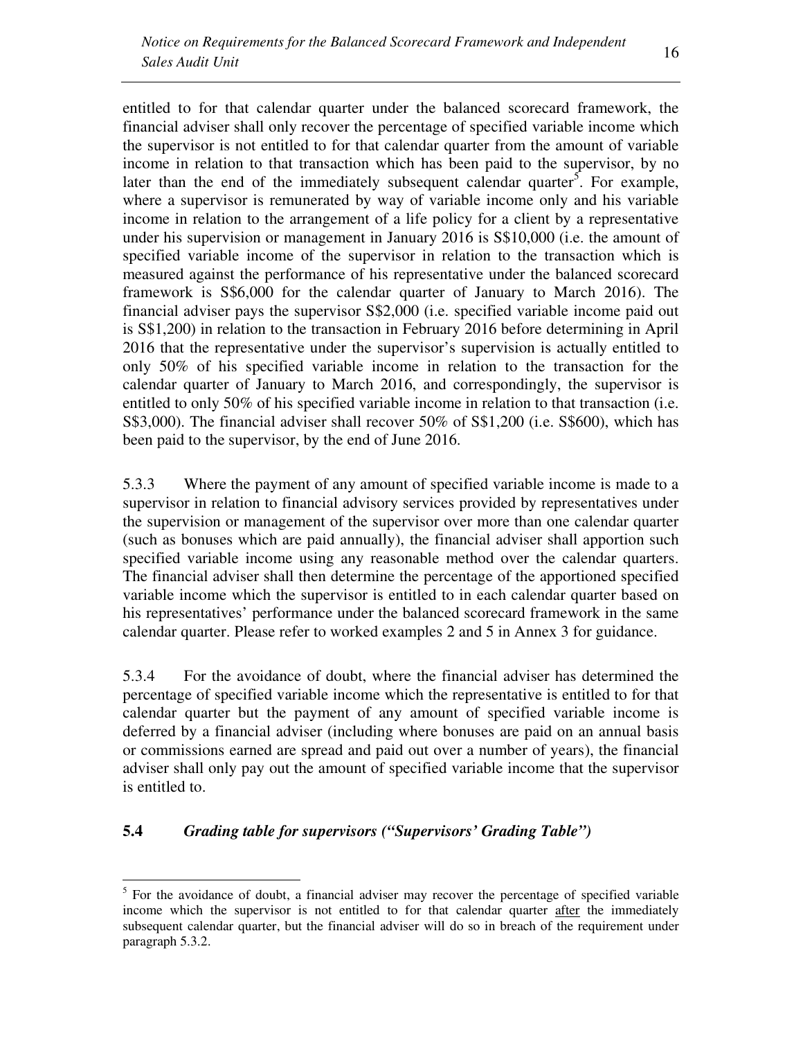entitled to for that calendar quarter under the balanced scorecard framework, the financial adviser shall only recover the percentage of specified variable income which the supervisor is not entitled to for that calendar quarter from the amount of variable income in relation to that transaction which has been paid to the supervisor, by no later than the end of the immediately subsequent calendar quarter[5]. For example, where a supervisor is remunerated by way of variable income only and his variable income in relation to the arrangement of a life policy for a client by a representative under his supervision or management in January 2016 is S$10,000 (i.e. the amount of specified variable income of the supervisor in relation to the transaction which is measured against the performance of his representative under the balanced scorecard framework is S$6,000 for the calendar quarter of January to March 2016). The financial adviser pays the supervisor S$2,000 (i.e. specified variable income paid out is S$1,200) in relation to the transaction in February 2016 before determining in April 2016 that the representative under the supervisor's supervision is actually entitled to only 50% of his specified variable income in relation to the transaction for the calendar quarter of January to March 2016, and correspondingly, the supervisor is entitled to only 50% of his specified variable income in relation to that transaction (i.e. S$3,000). The financial adviser shall recover 50% of S$1,200 (i.e. S$600), which has been paid to the supervisor, by the end of June 2016.

5.3.3 Where the payment of any amount of specified variable income is made to a supervisor in relation to financial advisory services provided by representatives under the supervision or management of the supervisor over more than one calendar quarter (such as bonuses which are paid annually), the financial adviser shall apportion such specified variable income using any reasonable method over the calendar quarters. The financial adviser shall then determine the percentage of the apportioned specified variable income which the supervisor is entitled to in each calendar quarter based on his representatives' performance under the balanced scorecard framework in the same calendar quarter. Please refer to worked examples 2 and 5 in Annex 3 for guidance.

5.3.4 For the avoidance of doubt, where the financial adviser has determined the percentage of specified variable income which the representative is entitled to for that calendar quarter but the payment of any amount of specified variable income is deferred by a financial adviser (including where bonuses are paid on an annual basis or commissions earned are spread and paid out over a number of years), the financial adviser shall only pay out the amount of specified variable income that the supervisor is entitled to.

### 5.4 *Grading table for supervisors ("Supervisors' Grading Table")*

---

[5] For the avoidance of doubt, a financial adviser may recover the percentage of specified variable income which the supervisor is not entitled to for that calendar quarter after the immediately subsequent calendar quarter, but the financial adviser will do so in breach of the requirement under paragraph 5.3.2.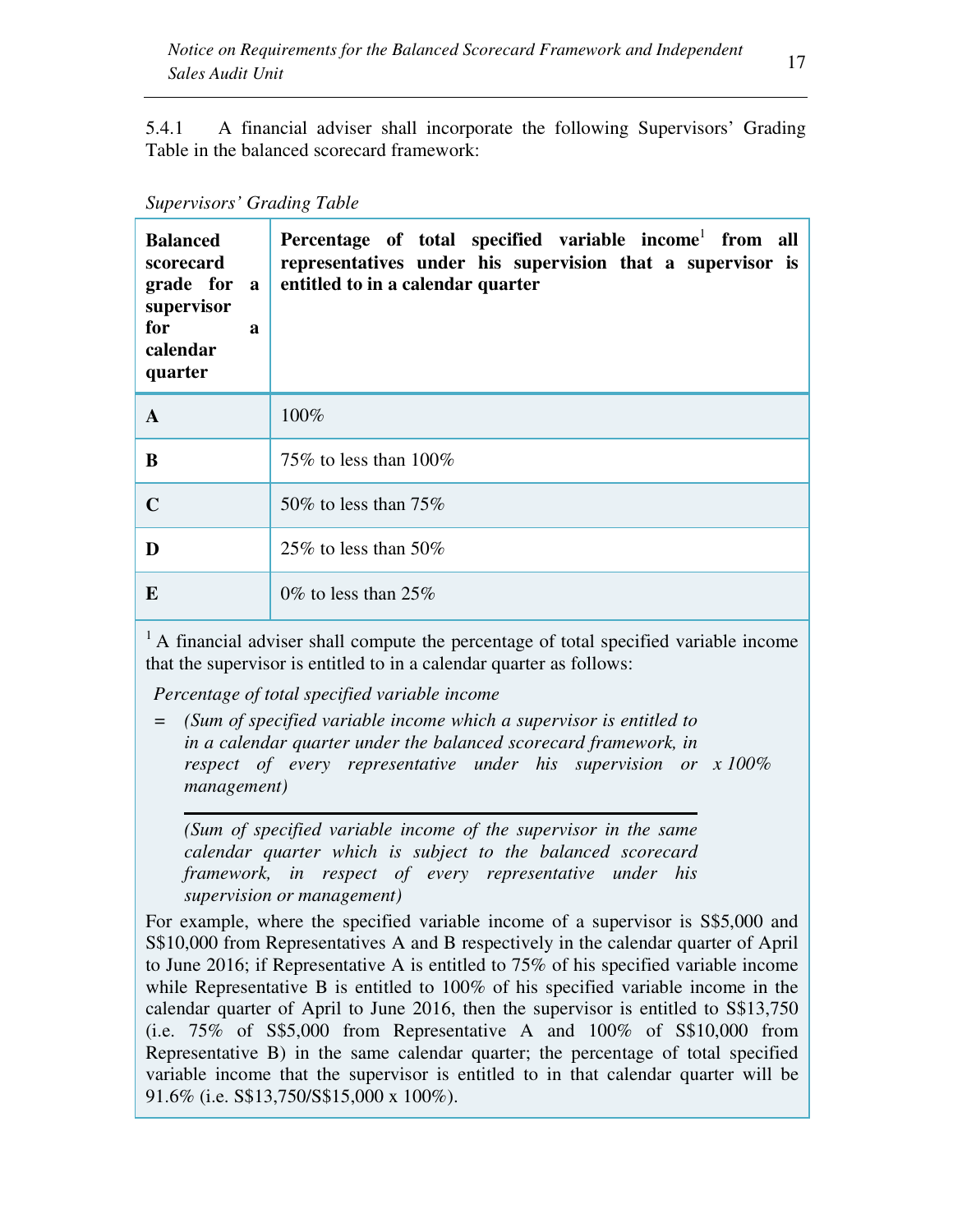5.4.1 A financial adviser shall incorporate the following Supervisors' Grading Table in the balanced scorecard framework:

*Supervisors' Grading Table*

| **Balanced scorecard grade for a supervisor for a calendar quarter** | **Percentage of total specified variable income[1] from all representatives under his supervision that a supervisor is entitled to in a calendar quarter** |
|---|---|
| **A** | 100% |
| **B** | 75% to less than 100% |
| **C** | 50% to less than 75% |
| **D** | 25% to less than 50% |
| **E** | 0% to less than 25% |

[1] A financial adviser shall compute the percentage of total specified variable income that the supervisor is entitled to in a calendar quarter as follows:

*Percentage of total specified variable income*

$$= \frac{\textit{(Sum of specified variable income which a supervisor is entitled to in a calendar quarter under the balanced scorecard framework, in respect of every representative under his supervision or management)}}{\textit{(Sum of specified variable income of the supervisor in the same calendar quarter which is subject to the balanced scorecard framework, in respect of every representative under his supervision or management)}} \times 100\%$$

For example, where the specified variable income of a supervisor is S$5,000 and S$10,000 from Representatives A and B respectively in the calendar quarter of April to June 2016; if Representative A is entitled to 75% of his specified variable income while Representative B is entitled to 100% of his specified variable income in the calendar quarter of April to June 2016, then the supervisor is entitled to S$13,750 (i.e. 75% of S$5,000 from Representative A and 100% of S$10,000 from Representative B) in the same calendar quarter; the percentage of total specified variable income that the supervisor is entitled to in that calendar quarter will be 91.6% (i.e. S$13,750/S$15,000 x 100%).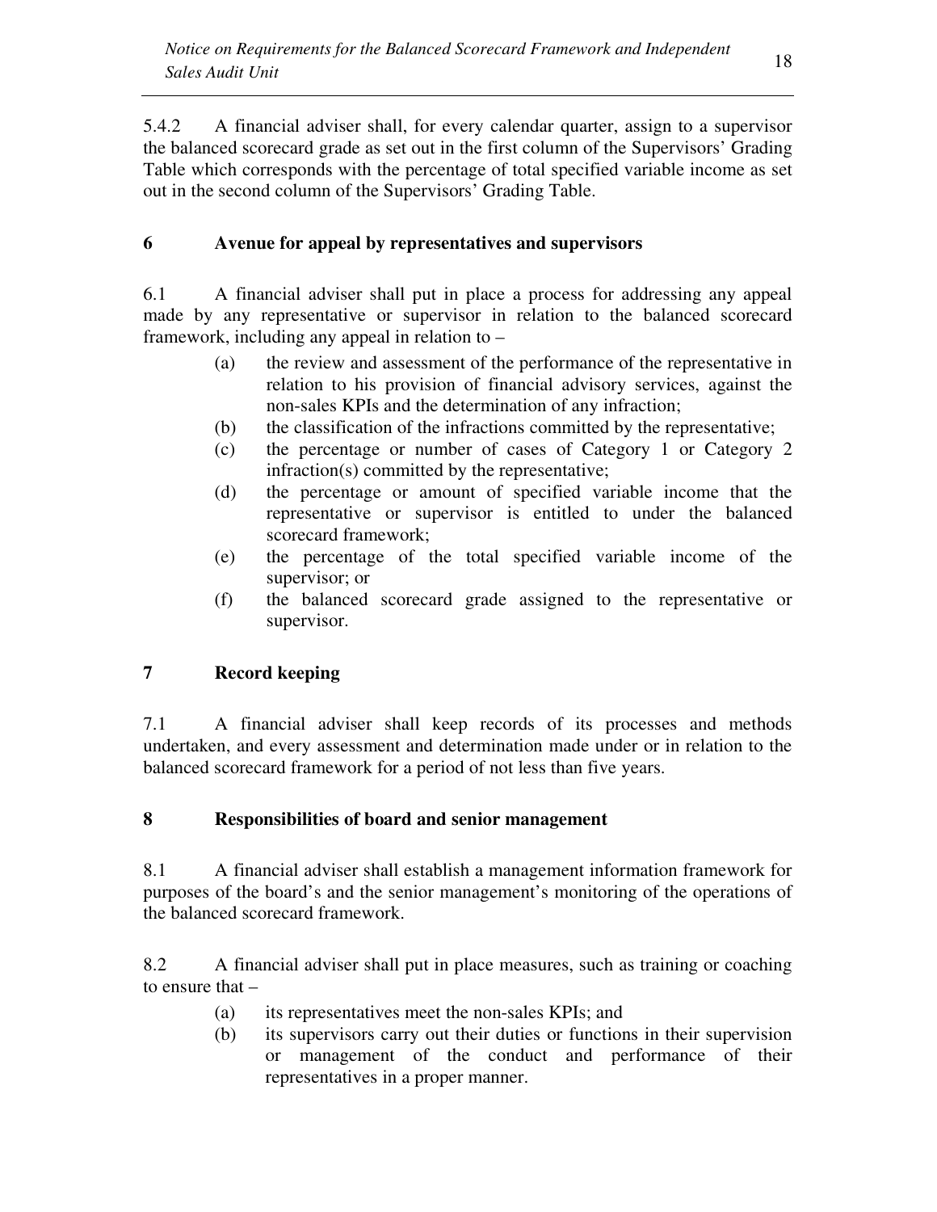5.4.2 A financial adviser shall, for every calendar quarter, assign to a supervisor the balanced scorecard grade as set out in the first column of the Supervisors' Grading Table which corresponds with the percentage of total specified variable income as set out in the second column of the Supervisors' Grading Table.

## 6 Avenue for appeal by representatives and supervisors

6.1 A financial adviser shall put in place a process for addressing any appeal made by any representative or supervisor in relation to the balanced scorecard framework, including any appeal in relation to –

- (a) the review and assessment of the performance of the representative in relation to his provision of financial advisory services, against the non-sales KPIs and the determination of any infraction;
- (b) the classification of the infractions committed by the representative;
- (c) the percentage or number of cases of Category 1 or Category 2 infraction(s) committed by the representative;
- (d) the percentage or amount of specified variable income that the representative or supervisor is entitled to under the balanced scorecard framework;
- (e) the percentage of the total specified variable income of the supervisor; or
- (f) the balanced scorecard grade assigned to the representative or supervisor.

## 7 Record keeping

7.1 A financial adviser shall keep records of its processes and methods undertaken, and every assessment and determination made under or in relation to the balanced scorecard framework for a period of not less than five years.

## 8 Responsibilities of board and senior management

8.1 A financial adviser shall establish a management information framework for purposes of the board's and the senior management's monitoring of the operations of the balanced scorecard framework.

8.2 A financial adviser shall put in place measures, such as training or coaching to ensure that –

- (a) its representatives meet the non-sales KPIs; and
- (b) its supervisors carry out their duties or functions in their supervision or management of the conduct and performance of their representatives in a proper manner.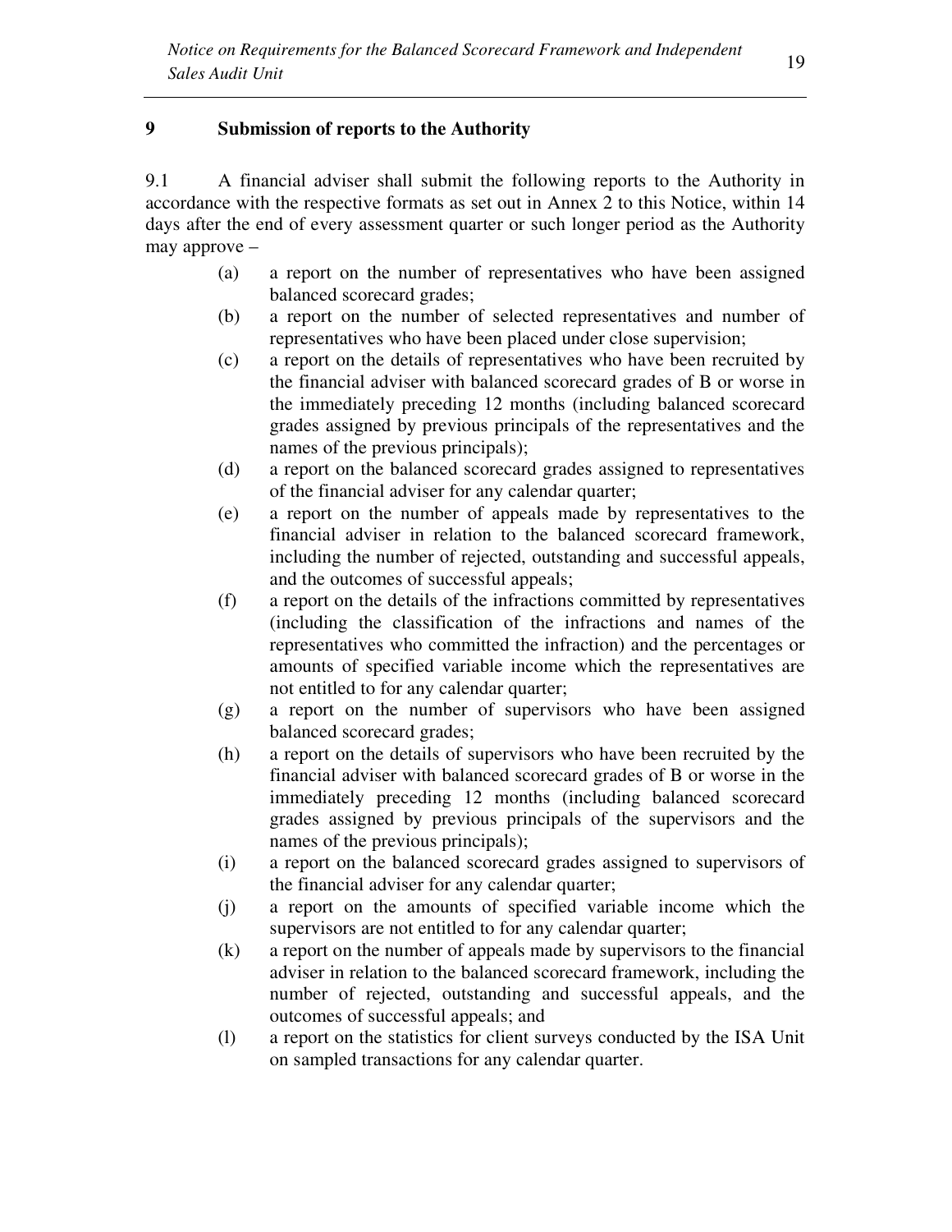## 9 Submission of reports to the Authority

9.1 A financial adviser shall submit the following reports to the Authority in accordance with the respective formats as set out in Annex 2 to this Notice, within 14 days after the end of every assessment quarter or such longer period as the Authority may approve –

(a) a report on the number of representatives who have been assigned balanced scorecard grades;

(b) a report on the number of selected representatives and number of representatives who have been placed under close supervision;

(c) a report on the details of representatives who have been recruited by the financial adviser with balanced scorecard grades of B or worse in the immediately preceding 12 months (including balanced scorecard grades assigned by previous principals of the representatives and the names of the previous principals);

(d) a report on the balanced scorecard grades assigned to representatives of the financial adviser for any calendar quarter;

(e) a report on the number of appeals made by representatives to the financial adviser in relation to the balanced scorecard framework, including the number of rejected, outstanding and successful appeals, and the outcomes of successful appeals;

(f) a report on the details of the infractions committed by representatives (including the classification of the infractions and names of the representatives who committed the infraction) and the percentages or amounts of specified variable income which the representatives are not entitled to for any calendar quarter;

(g) a report on the number of supervisors who have been assigned balanced scorecard grades;

(h) a report on the details of supervisors who have been recruited by the financial adviser with balanced scorecard grades of B or worse in the immediately preceding 12 months (including balanced scorecard grades assigned by previous principals of the supervisors and the names of the previous principals);

(i) a report on the balanced scorecard grades assigned to supervisors of the financial adviser for any calendar quarter;

(j) a report on the amounts of specified variable income which the supervisors are not entitled to for any calendar quarter;

(k) a report on the number of appeals made by supervisors to the financial adviser in relation to the balanced scorecard framework, including the number of rejected, outstanding and successful appeals, and the outcomes of successful appeals; and

(l) a report on the statistics for client surveys conducted by the ISA Unit on sampled transactions for any calendar quarter.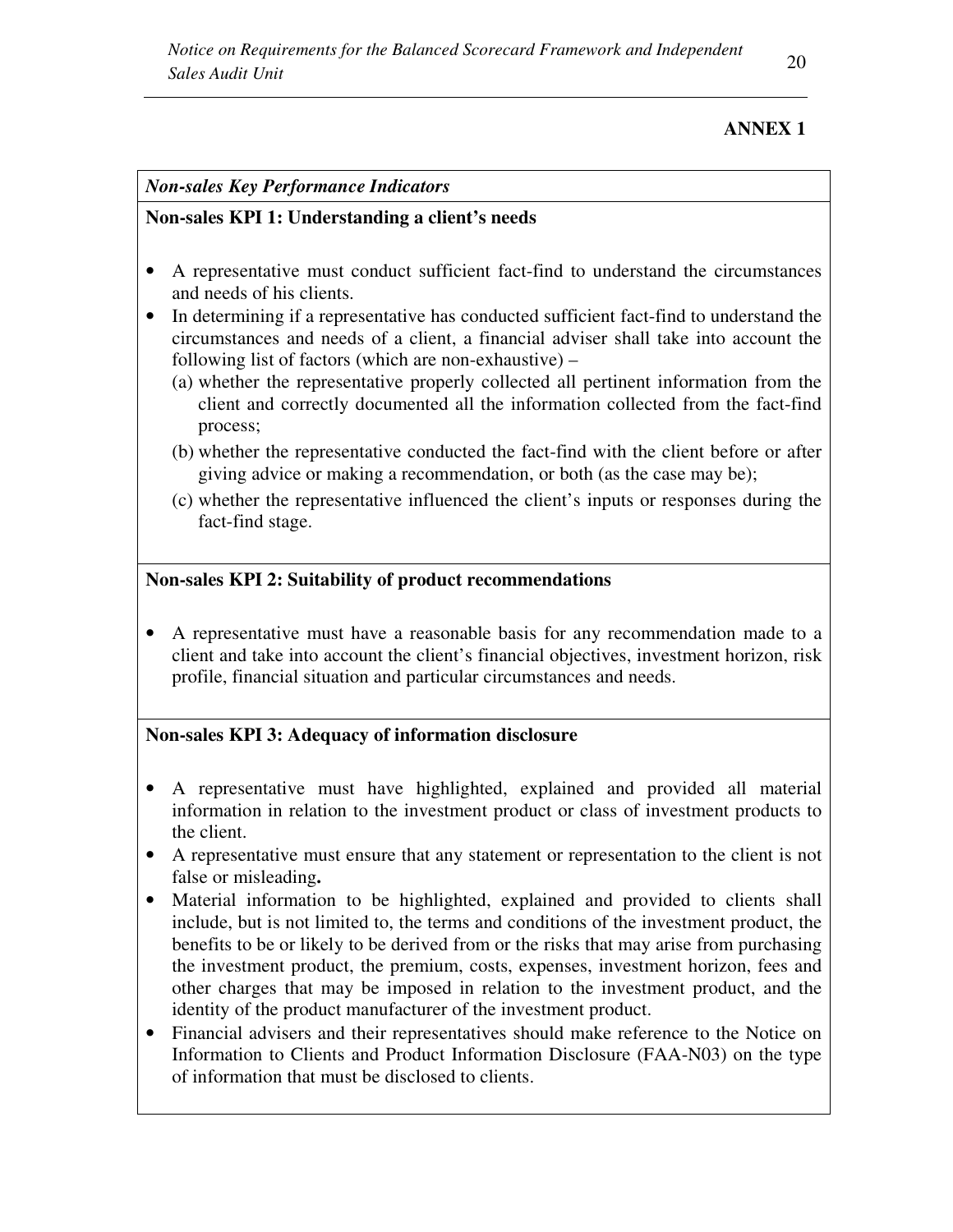**ANNEX 1**

*Non-sales Key Performance Indicators*

**Non-sales KPI 1: Understanding a client's needs**

- A representative must conduct sufficient fact-find to understand the circumstances and needs of his clients.
- In determining if a representative has conducted sufficient fact-find to understand the circumstances and needs of a client, a financial adviser shall take into account the following list of factors (which are non-exhaustive) –
  - (a) whether the representative properly collected all pertinent information from the client and correctly documented all the information collected from the fact-find process;
  - (b) whether the representative conducted the fact-find with the client before or after giving advice or making a recommendation, or both (as the case may be);
  - (c) whether the representative influenced the client's inputs or responses during the fact-find stage.

**Non-sales KPI 2: Suitability of product recommendations**

- A representative must have a reasonable basis for any recommendation made to a client and take into account the client's financial objectives, investment horizon, risk profile, financial situation and particular circumstances and needs.

**Non-sales KPI 3: Adequacy of information disclosure**

- A representative must have highlighted, explained and provided all material information in relation to the investment product or class of investment products to the client.
- A representative must ensure that any statement or representation to the client is not false or misleading**.**
- Material information to be highlighted, explained and provided to clients shall include, but is not limited to, the terms and conditions of the investment product, the benefits to be or likely to be derived from or the risks that may arise from purchasing the investment product, the premium, costs, expenses, investment horizon, fees and other charges that may be imposed in relation to the investment product, and the identity of the product manufacturer of the investment product.
- Financial advisers and their representatives should make reference to the Notice on Information to Clients and Product Information Disclosure (FAA-N03) on the type of information that must be disclosed to clients.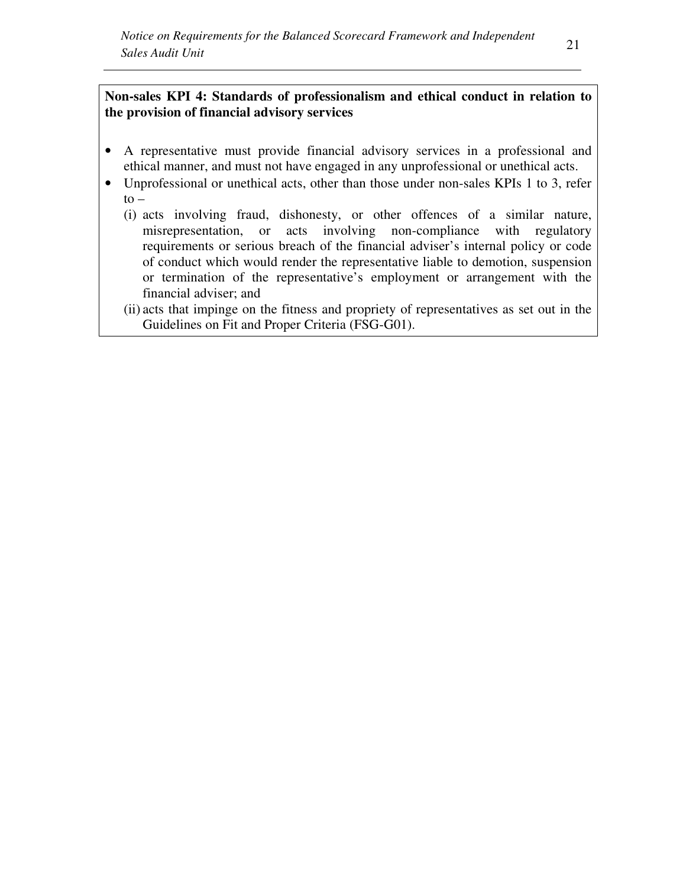**Non-sales KPI 4: Standards of professionalism and ethical conduct in relation to the provision of financial advisory services**

- A representative must provide financial advisory services in a professional and ethical manner, and must not have engaged in any unprofessional or unethical acts.
- Unprofessional or unethical acts, other than those under non-sales KPIs 1 to 3, refer to –
  - (i) acts involving fraud, dishonesty, or other offences of a similar nature, misrepresentation, or acts involving non-compliance with regulatory requirements or serious breach of the financial adviser's internal policy or code of conduct which would render the representative liable to demotion, suspension or termination of the representative's employment or arrangement with the financial adviser; and
  - (ii) acts that impinge on the fitness and propriety of representatives as set out in the Guidelines on Fit and Proper Criteria (FSG-G01).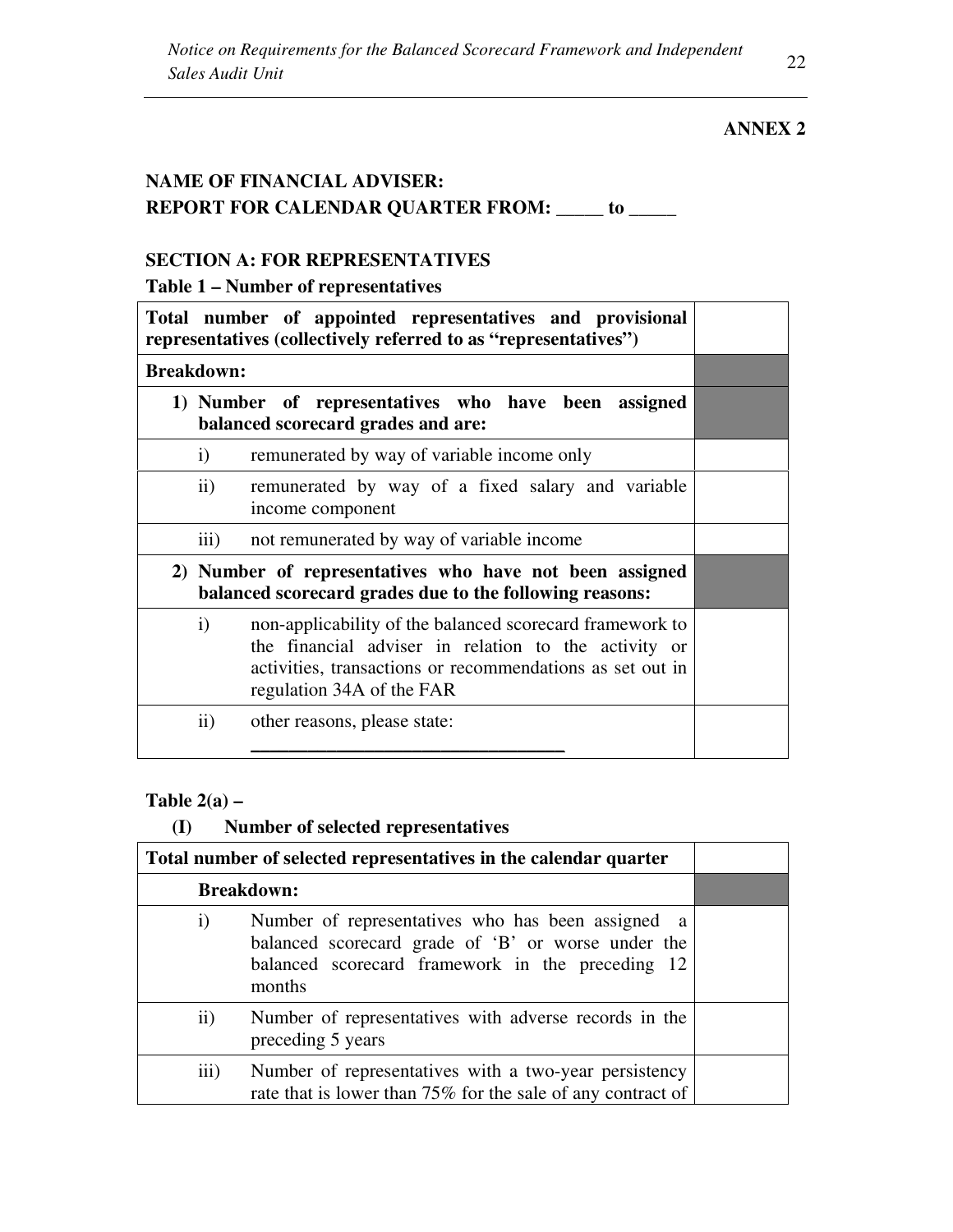**ANNEX 2**

**NAME OF FINANCIAL ADVISER:**
**REPORT FOR CALENDAR QUARTER FROM: _____ to _____**

**SECTION A: FOR REPRESENTATIVES**

**Table 1 – Number of representatives**

| **Total number of appointed representatives and provisional representatives (collectively referred to as "representatives")** | |
|---|---|
| **Breakdown:** | |
| **1) Number of representatives who have been assigned balanced scorecard grades and are:** | |
| i) remunerated by way of variable income only | |
| ii) remunerated by way of a fixed salary and variable income component | |
| iii) not remunerated by way of variable income | |
| **2) Number of representatives who have not been assigned balanced scorecard grades due to the following reasons:** | |
| i) non-applicability of the balanced scorecard framework to the financial adviser in relation to the activity or activities, transactions or recommendations as set out in regulation 34A of the FAR | |
| ii) other reasons, please state: ______________________________ | |

**Table 2(a) –**

**(I) Number of selected representatives**

| **Total number of selected representatives in the calendar quarter** | |
|---|---|
| **Breakdown:** | |
| i) Number of representatives who has been assigned a balanced scorecard grade of 'B' or worse under the balanced scorecard framework in the preceding 12 months | |
| ii) Number of representatives with adverse records in the preceding 5 years | |
| iii) Number of representatives with a two-year persistency rate that is lower than 75% for the sale of any contract of | |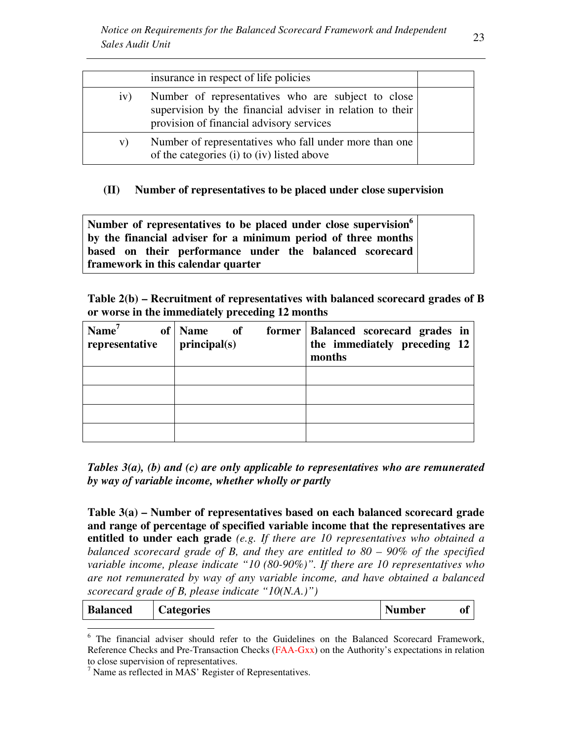|  | insurance in respect of life policies |  |
| --- | --- | --- |
| iv) | Number of representatives who are subject to close supervision by the financial adviser in relation to their provision of financial advisory services |  |
| v) | Number of representatives who fall under more than one of the categories (i) to (iv) listed above |  |

**(II) Number of representatives to be placed under close supervision**

| **Number of representatives to be placed under close supervision[6] by the financial adviser for a minimum period of three months based on their performance under the balanced scorecard framework in this calendar quarter** |  |
| --- | --- |

**Table 2(b) – Recruitment of representatives with balanced scorecard grades of B or worse in the immediately preceding 12 months**

| **Name[7] of representative** | **Name of former principal(s)** | **Balanced scorecard grades in the immediately preceding 12 months** |
| --- | --- | --- |
|  |  |  |
|  |  |  |
|  |  |  |
|  |  |  |

***Tables 3(a), (b) and (c) are only applicable to representatives who are remunerated by way of variable income, whether wholly or partly***

**Table 3(a) – Number of representatives based on each balanced scorecard grade and range of percentage of specified variable income that the representatives are entitled to under each grade** *(e.g. If there are 10 representatives who obtained a balanced scorecard grade of B, and they are entitled to 80 – 90% of the specified variable income, please indicate "10 (80-90%)". If there are 10 representatives who are not remunerated by way of any variable income, and have obtained a balanced scorecard grade of B, please indicate "10(N.A.)")*

| **Balanced** | **Categories** | **Number of** |
| --- | --- | --- |

[6] The financial adviser should refer to the Guidelines on the Balanced Scorecard Framework, Reference Checks and Pre-Transaction Checks (FAA-Gxx) on the Authority's expectations in relation to close supervision of representatives.

[7] Name as reflected in MAS' Register of Representatives.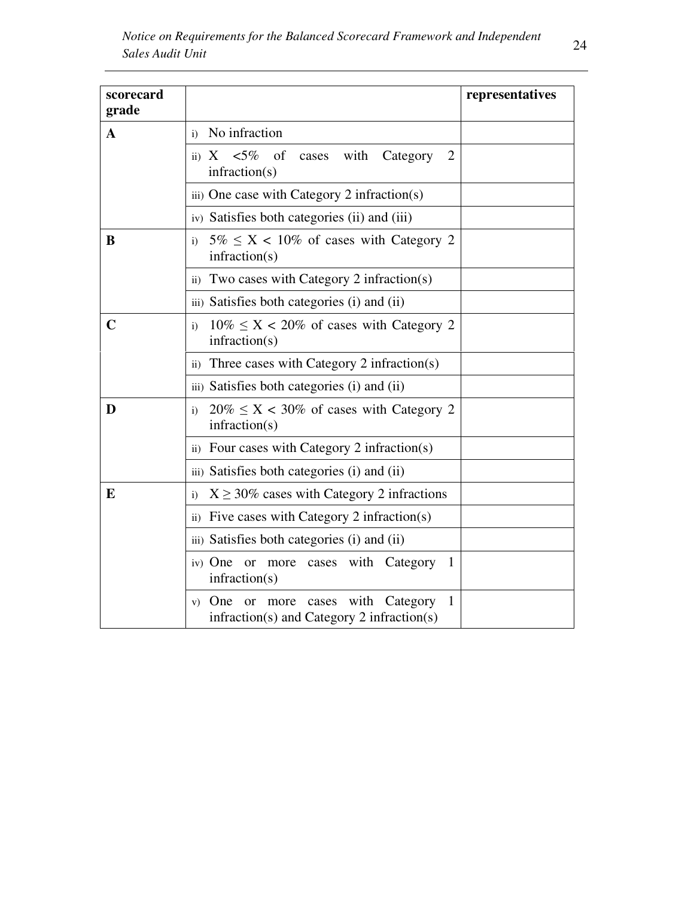| scorecard grade | | representatives |
|---|---|---|
| **A** | i) No infraction | |
| | ii) X <5% of cases with Category 2 infraction(s) | |
| | iii) One case with Category 2 infraction(s) | |
| | iv) Satisfies both categories (ii) and (iii) | |
| **B** | i) 5% ≤ X < 10% of cases with Category 2 infraction(s) | |
| | ii) Two cases with Category 2 infraction(s) | |
| | iii) Satisfies both categories (i) and (ii) | |
| **C** | i) 10% ≤ X < 20% of cases with Category 2 infraction(s) | |
| | ii) Three cases with Category 2 infraction(s) | |
| | iii) Satisfies both categories (i) and (ii) | |
| **D** | i) 20% ≤ X < 30% of cases with Category 2 infraction(s) | |
| | ii) Four cases with Category 2 infraction(s) | |
| | iii) Satisfies both categories (i) and (ii) | |
| **E** | i) X ≥ 30% cases with Category 2 infractions | |
| | ii) Five cases with Category 2 infraction(s) | |
| | iii) Satisfies both categories (i) and (ii) | |
| | iv) One or more cases with Category 1 infraction(s) | |
| | v) One or more cases with Category 1 infraction(s) and Category 2 infraction(s) | |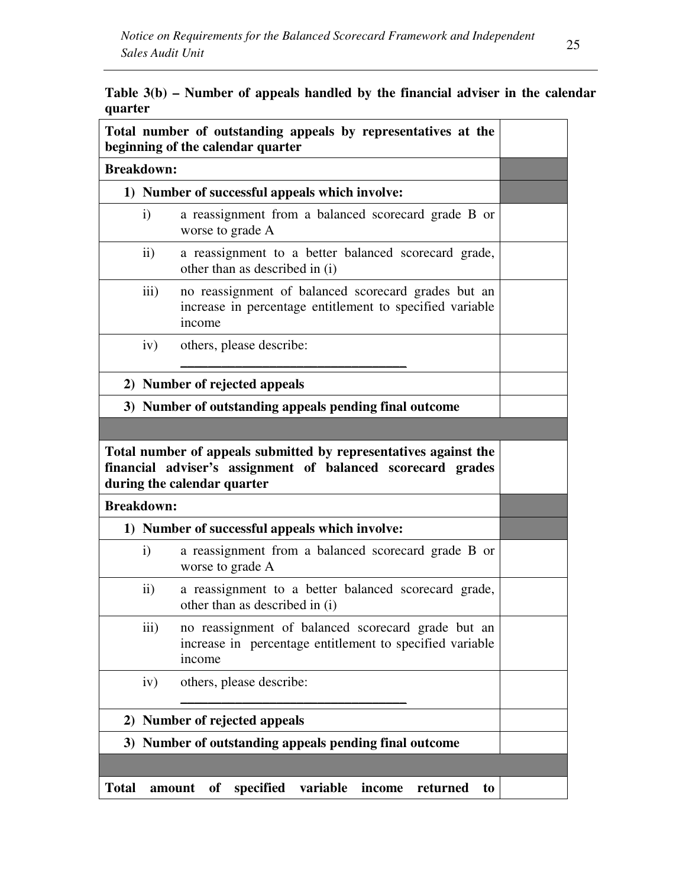**Table 3(b) – Number of appeals handled by the financial adviser in the calendar quarter**

| | | |
|---|---|---|
| **Total number of outstanding appeals by representatives at the beginning of the calendar quarter** | | |
| **Breakdown:** | | |
| **1) Number of successful appeals which involve:** | | |
| i) | a reassignment from a balanced scorecard grade B or worse to grade A | |
| ii) | a reassignment to a better balanced scorecard grade, other than as described in (i) | |
| iii) | no reassignment of balanced scorecard grades but an increase in percentage entitlement to specified variable income | |
| iv) | others, please describe: ________________________________ | |
| **2) Number of rejected appeals** | | |
| **3) Number of outstanding appeals pending final outcome** | | |
| | | |
| **Total number of appeals submitted by representatives against the financial adviser's assignment of balanced scorecard grades during the calendar quarter** | | |
| **Breakdown:** | | |
| **1) Number of successful appeals which involve:** | | |
| i) | a reassignment from a balanced scorecard grade B or worse to grade A | |
| ii) | a reassignment to a better balanced scorecard grade, other than as described in (i) | |
| iii) | no reassignment of balanced scorecard grade but an increase in percentage entitlement to specified variable income | |
| iv) | others, please describe: ________________________________ | |
| **2) Number of rejected appeals** | | |
| **3) Number of outstanding appeals pending final outcome** | | |
| | | |
| **Total amount of specified variable income returned to** | | |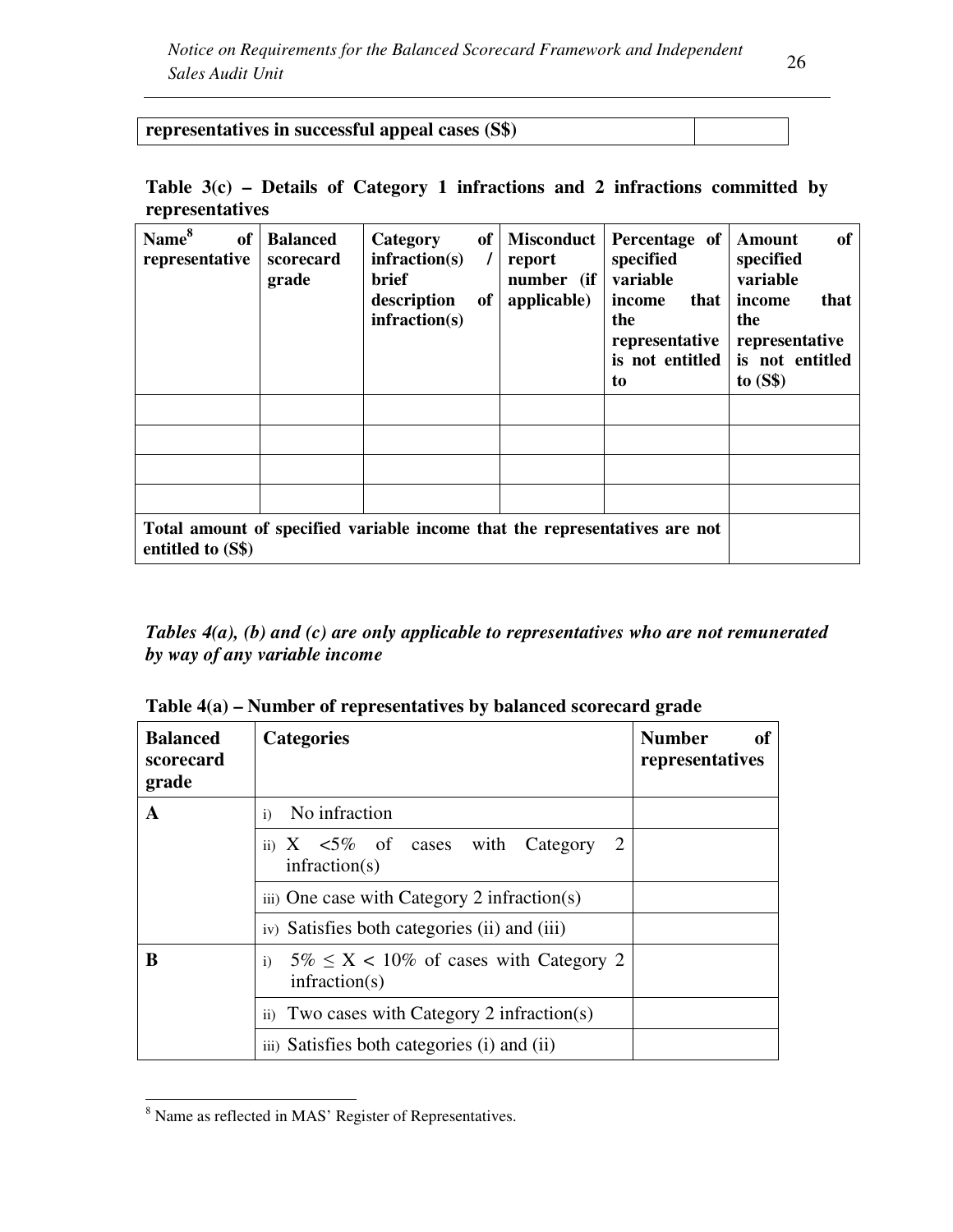| **representatives in successful appeal cases (S$)** | |
|---|---|

**Table 3(c) – Details of Category 1 infractions and 2 infractions committed by representatives**

| **Name[8] of representative** | **Balanced scorecard grade** | **Category of infraction(s) / brief description of infraction(s)** | **Misconduct report number (if applicable)** | **Percentage of specified variable income that the representative is not entitled to** | **Amount of specified variable income that the representative is not entitled to (S$)** |
|---|---|---|---|---|---|
| | | | | | |
| | | | | | |
| | | | | | |
| | | | | | |
| **Total amount of specified variable income that the representatives are not entitled to (S$)** | | | | | |

***Tables 4(a), (b) and (c) are only applicable to representatives who are not remunerated by way of any variable income***

**Table 4(a) – Number of representatives by balanced scorecard grade**

| **Balanced scorecard grade** | **Categories** | **Number of representatives** |
|---|---|---|
| **A** | i) No infraction | |
| | ii) X <5% of cases with Category 2 infraction(s) | |
| | iii) One case with Category 2 infraction(s) | |
| | iv) Satisfies both categories (ii) and (iii) | |
| **B** | i) 5% ≤ X < 10% of cases with Category 2 infraction(s) | |
| | ii) Two cases with Category 2 infraction(s) | |
| | iii) Satisfies both categories (i) and (ii) | |

[8] Name as reflected in MAS' Register of Representatives.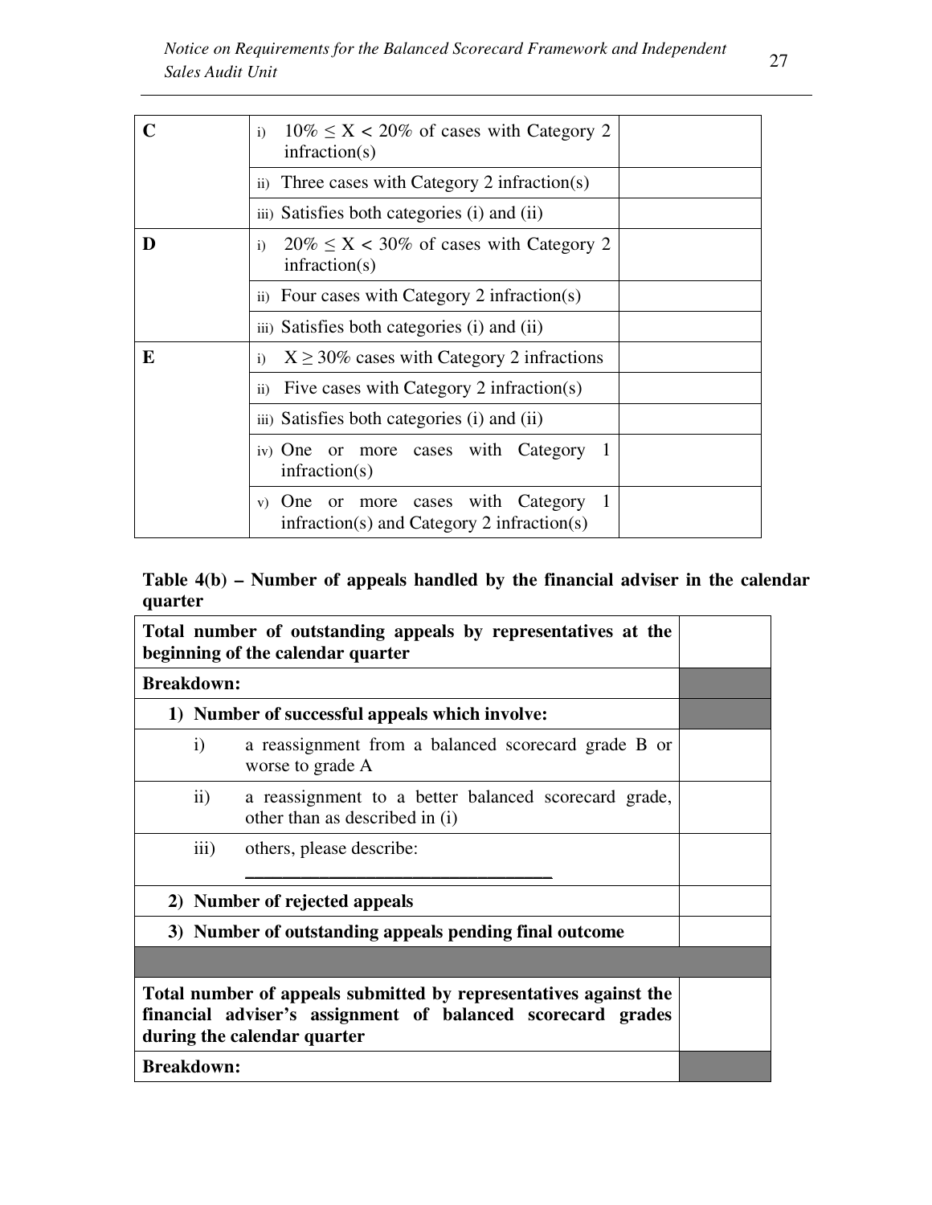| | | |
|---|---|---|
| **C** | i) 10% ≤ X < 20% of cases with Category 2 infraction(s) | |
| | ii) Three cases with Category 2 infraction(s) | |
| | iii) Satisfies both categories (i) and (ii) | |
| **D** | i) 20% ≤ X < 30% of cases with Category 2 infraction(s) | |
| | ii) Four cases with Category 2 infraction(s) | |
| | iii) Satisfies both categories (i) and (ii) | |
| **E** | i) X ≥ 30% cases with Category 2 infractions | |
| | ii) Five cases with Category 2 infraction(s) | |
| | iii) Satisfies both categories (i) and (ii) | |
| | iv) One or more cases with Category 1 infraction(s) | |
| | v) One or more cases with Category 1 infraction(s) and Category 2 infraction(s) | |

**Table 4(b) – Number of appeals handled by the financial adviser in the calendar quarter**

| | |
|---|---|
| **Total number of outstanding appeals by representatives at the beginning of the calendar quarter** | |
| **Breakdown:** | |
| **1) Number of successful appeals which involve:** | |
| i) a reassignment from a balanced scorecard grade B or worse to grade A | |
| ii) a reassignment to a better balanced scorecard grade, other than as described in (i) | |
| iii) others, please describe: ______________________ | |
| **2) Number of rejected appeals** | |
| **3) Number of outstanding appeals pending final outcome** | |
| | |
| **Total number of appeals submitted by representatives against the financial adviser's assignment of balanced scorecard grades during the calendar quarter** | |
| **Breakdown:** | |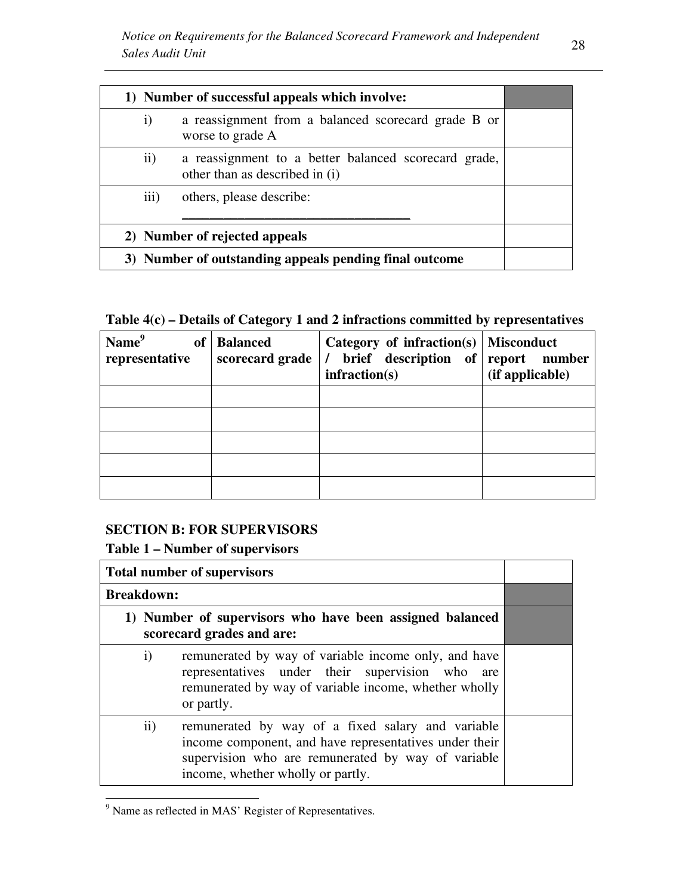| 1) Number of successful appeals which involve: | |
|---|---|
| i) a reassignment from a balanced scorecard grade B or worse to grade A | |
| ii) a reassignment to a better balanced scorecard grade, other than as described in (i) | |
| iii) others, please describe: ________________________________ | |
| **2) Number of rejected appeals** | |
| **3) Number of outstanding appeals pending final outcome** | |

**Table 4(c) – Details of Category 1 and 2 infractions committed by representatives**

| Name[9] of representative | Balanced scorecard grade | Category of infraction(s) / brief description of infraction(s) | Misconduct report number (if applicable) |
|---|---|---|---|
| | | | |
| | | | |
| | | | |
| | | | |
| | | | |

**SECTION B: FOR SUPERVISORS**

**Table 1 – Number of supervisors**

| Total number of supervisors | |
|---|---|
| **Breakdown:** | |
| **1) Number of supervisors who have been assigned balanced scorecard grades and are:** | |
| i) remunerated by way of variable income only, and have representatives under their supervision who are remunerated by way of variable income, whether wholly or partly. | |
| ii) remunerated by way of a fixed salary and variable income component, and have representatives under their supervision who are remunerated by way of variable income, whether wholly or partly. | |

[9] Name as reflected in MAS' Register of Representatives.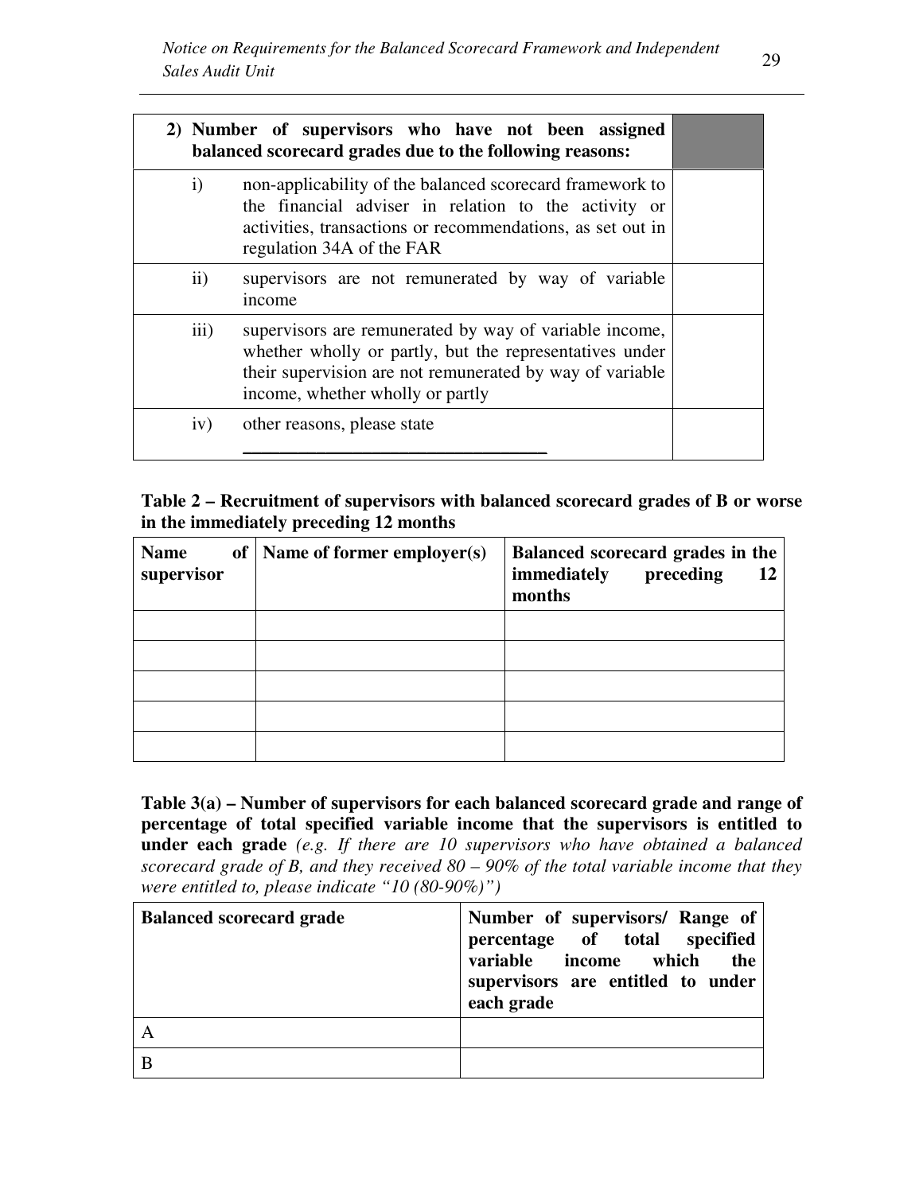| **2) Number of supervisors who have not been assigned balanced scorecard grades due to the following reasons:** | |
|---|---|
| i) non-applicability of the balanced scorecard framework to the financial adviser in relation to the activity or activities, transactions or recommendations, as set out in regulation 34A of the FAR | |
| ii) supervisors are not remunerated by way of variable income | |
| iii) supervisors are remunerated by way of variable income, whether wholly or partly, but the representatives under their supervision are not remunerated by way of variable income, whether wholly or partly | |
| iv) other reasons, please state ___________________________________ | |

**Table 2 – Recruitment of supervisors with balanced scorecard grades of B or worse in the immediately preceding 12 months**

| **Name of supervisor** | **Name of former employer(s)** | **Balanced scorecard grades in the immediately preceding 12 months** |
|---|---|---|
| | | |
| | | |
| | | |
| | | |
| | | |

**Table 3(a) – Number of supervisors for each balanced scorecard grade and range of percentage of total specified variable income that the supervisors is entitled to under each grade** *(e.g. If there are 10 supervisors who have obtained a balanced scorecard grade of B, and they received 80 – 90% of the total variable income that they were entitled to, please indicate "10 (80-90%)")*

| **Balanced scorecard grade** | **Number of supervisors/ Range of percentage of total specified variable income which the supervisors are entitled to under each grade** |
|---|---|
| A | |
| B | |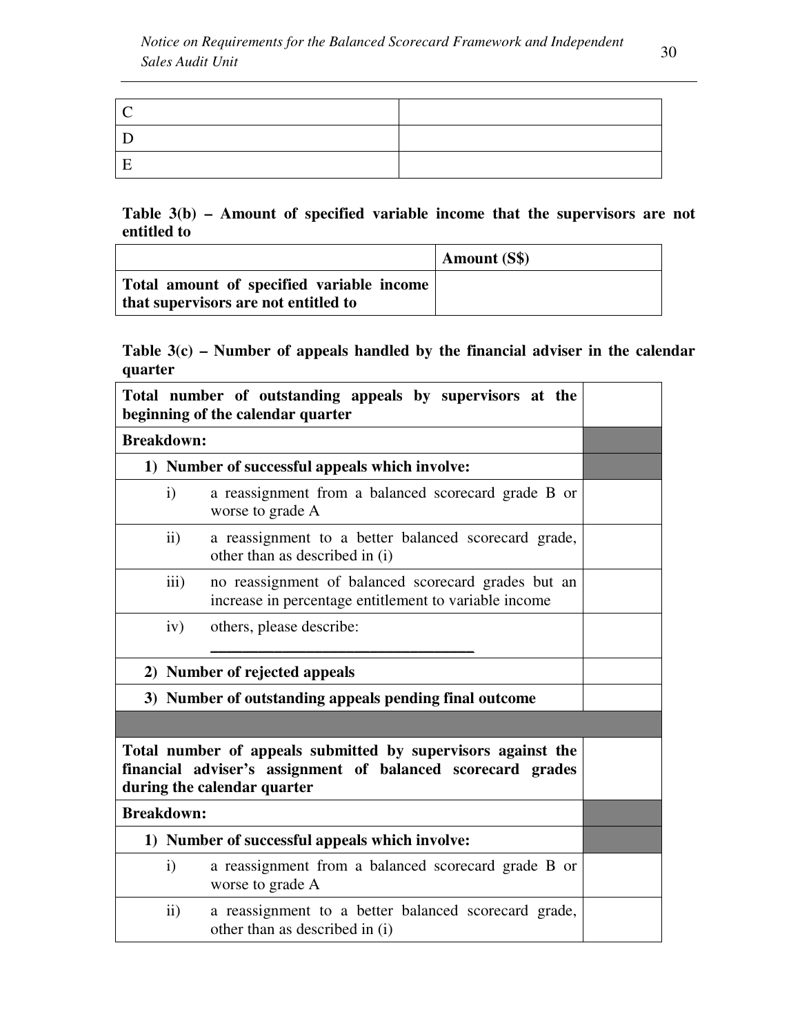| | |
|---|---|
| C | |
| D | |
| E | |

**Table 3(b) – Amount of specified variable income that the supervisors are not entitled to**

| | **Amount (S$)** |
|---|---|
| **Total amount of specified variable income that supervisors are not entitled to** | |

**Table 3(c) – Number of appeals handled by the financial adviser in the calendar quarter**

| | |
|---|---|
| **Total number of outstanding appeals by supervisors at the beginning of the calendar quarter** | |
| **Breakdown:** | |
| **1) Number of successful appeals which involve:** | |
| i) a reassignment from a balanced scorecard grade B or worse to grade A | |
| ii) a reassignment to a better balanced scorecard grade, other than as described in (i) | |
| iii) no reassignment of balanced scorecard grades but an increase in percentage entitlement to variable income | |
| iv) others, please describe: ________________________________ | |
| **2) Number of rejected appeals** | |
| **3) Number of outstanding appeals pending final outcome** | |
| | |
| **Total number of appeals submitted by supervisors against the financial adviser's assignment of balanced scorecard grades during the calendar quarter** | |
| **Breakdown:** | |
| **1) Number of successful appeals which involve:** | |
| i) a reassignment from a balanced scorecard grade B or worse to grade A | |
| ii) a reassignment to a better balanced scorecard grade, other than as described in (i) | |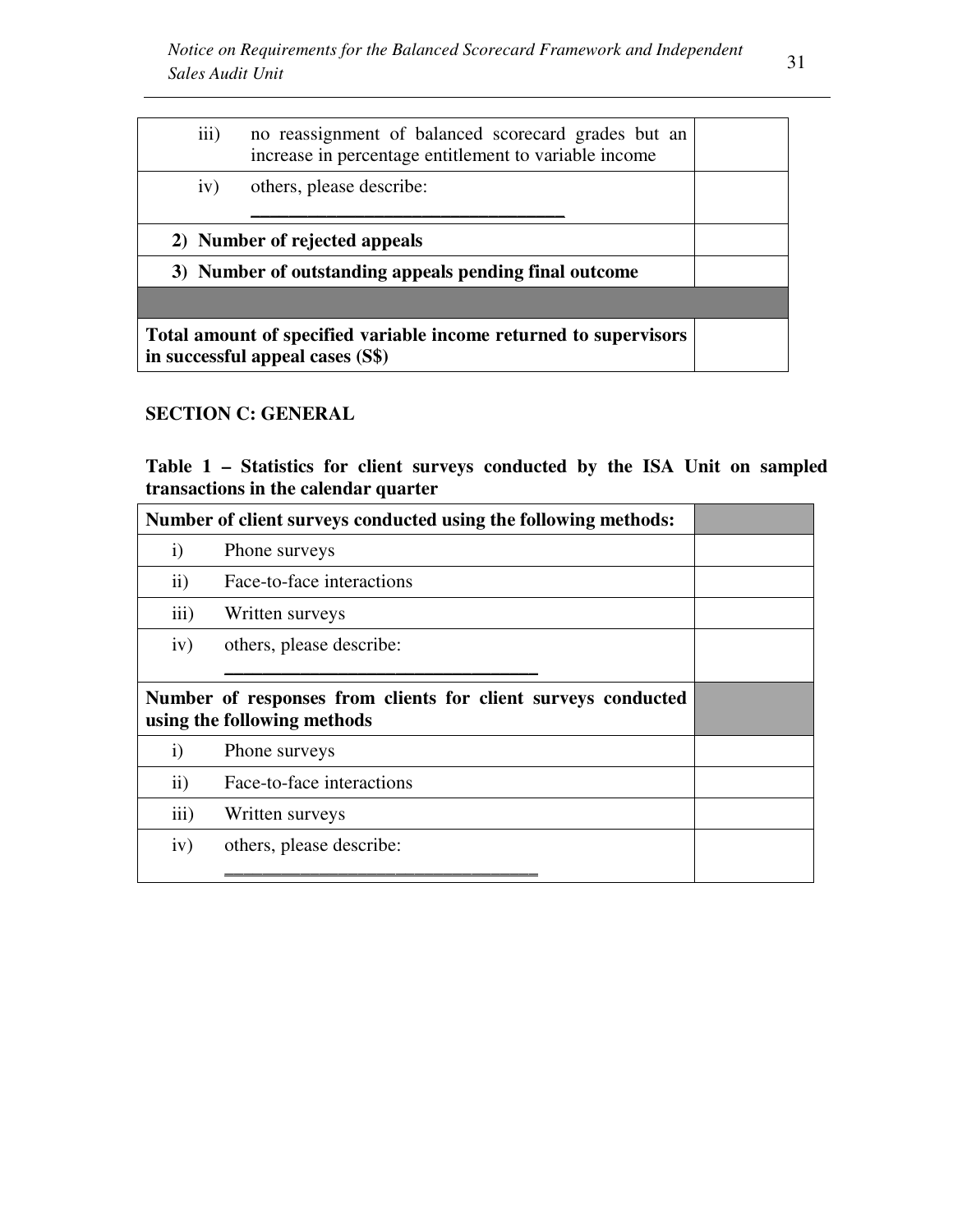| | |
|---|---|
| iii) no reassignment of balanced scorecard grades but an increase in percentage entitlement to variable income | |
| iv) others, please describe: \_\_\_\_\_\_\_\_\_\_\_\_\_\_\_\_\_\_\_\_\_\_\_\_\_\_\_\_\_\_\_\_ | |
| **2) Number of rejected appeals** | |
| **3) Number of outstanding appeals pending final outcome** | |
| | |
| **Total amount of specified variable income returned to supervisors in successful appeal cases (S$)** | |

## SECTION C: GENERAL

**Table 1 – Statistics for client surveys conducted by the ISA Unit on sampled transactions in the calendar quarter**

| **Number of client surveys conducted using the following methods:** | |
|---|---|
| i) Phone surveys | |
| ii) Face-to-face interactions | |
| iii) Written surveys | |
| iv) others, please describe: \_\_\_\_\_\_\_\_\_\_\_\_\_\_\_\_\_\_\_\_\_\_\_\_\_\_\_\_\_\_\_\_ | |
| **Number of responses from clients for client surveys conducted using the following methods** | |
| i) Phone surveys | |
| ii) Face-to-face interactions | |
| iii) Written surveys | |
| iv) others, please describe: \_\_\_\_\_\_\_\_\_\_\_\_\_\_\_\_\_\_\_\_\_\_\_\_\_\_\_\_\_\_\_\_ | |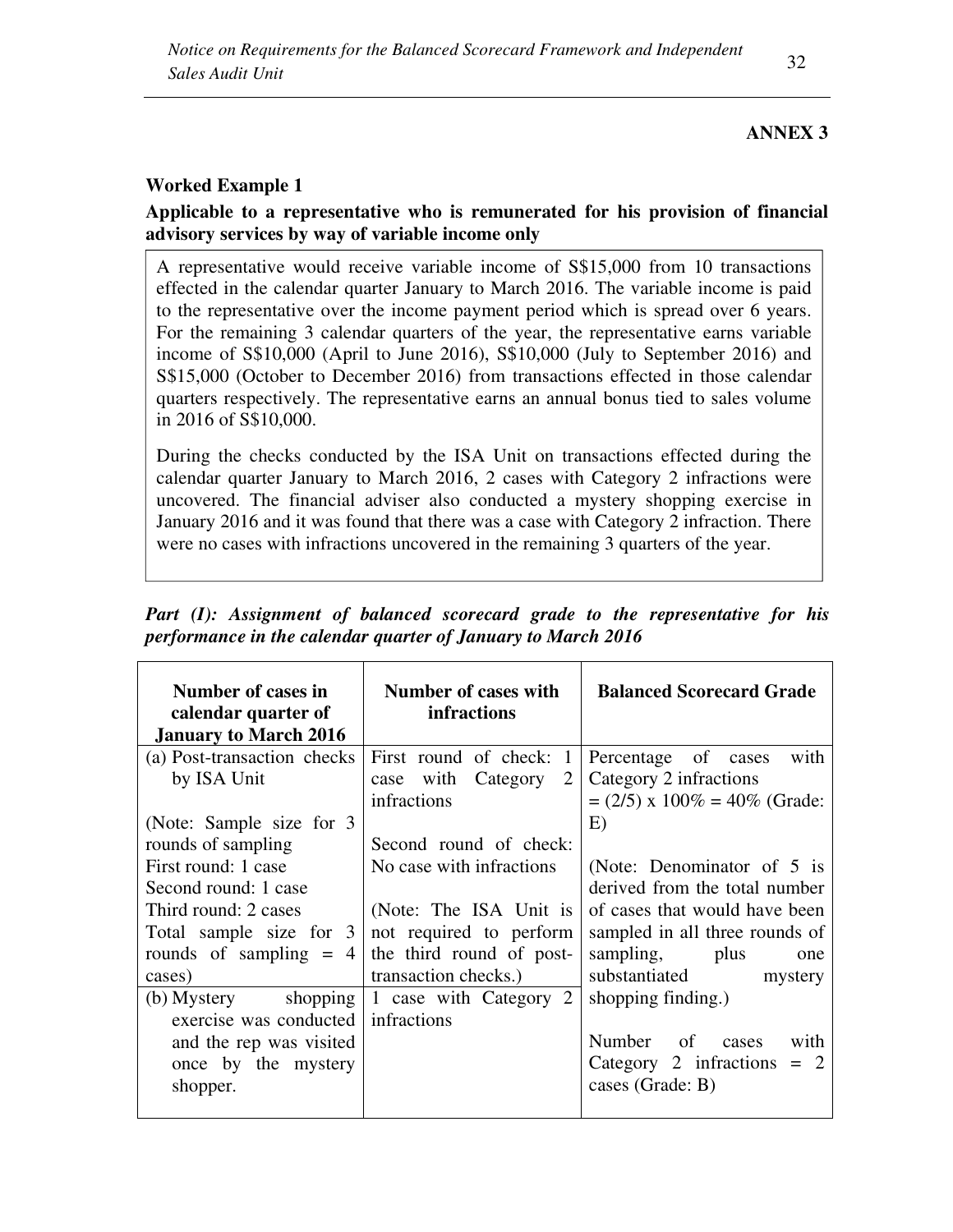**ANNEX 3**

**Worked Example 1**

**Applicable to a representative who is remunerated for his provision of financial advisory services by way of variable income only**

A representative would receive variable income of S$15,000 from 10 transactions effected in the calendar quarter January to March 2016. The variable income is paid to the representative over the income payment period which is spread over 6 years. For the remaining 3 calendar quarters of the year, the representative earns variable income of S$10,000 (April to June 2016), S$10,000 (July to September 2016) and S$15,000 (October to December 2016) from transactions effected in those calendar quarters respectively. The representative earns an annual bonus tied to sales volume in 2016 of S$10,000.

During the checks conducted by the ISA Unit on transactions effected during the calendar quarter January to March 2016, 2 cases with Category 2 infractions were uncovered. The financial adviser also conducted a mystery shopping exercise in January 2016 and it was found that there was a case with Category 2 infraction. There were no cases with infractions uncovered in the remaining 3 quarters of the year.

***Part (I): Assignment of balanced scorecard grade to the representative for his performance in the calendar quarter of January to March 2016***

| Number of cases in calendar quarter of January to March 2016 | Number of cases with infractions | Balanced Scorecard Grade |
|---|---|---|
| (a) Post-transaction checks by ISA Unit<br><br>(Note: Sample size for 3 rounds of sampling<br>First round: 1 case<br>Second round: 1 case<br>Third round: 2 cases<br>Total sample size for 3 rounds of sampling = 4 cases) | First round of check: 1 case with Category 2 infractions<br><br>Second round of check: No case with infractions<br><br>(Note: The ISA Unit is not required to perform the third round of post-transaction checks.) | Percentage of cases with Category 2 infractions<br>= (2/5) x 100% = 40% (Grade: E)<br><br>(Note: Denominator of 5 is derived from the total number of cases that would have been sampled in all three rounds of sampling, plus one substantiated mystery shopping finding.)<br><br>Number of cases with Category 2 infractions = 2 cases (Grade: B) |
| (b) Mystery shopping exercise was conducted and the rep was visited once by the mystery shopper. | 1 case with Category 2 infractions | |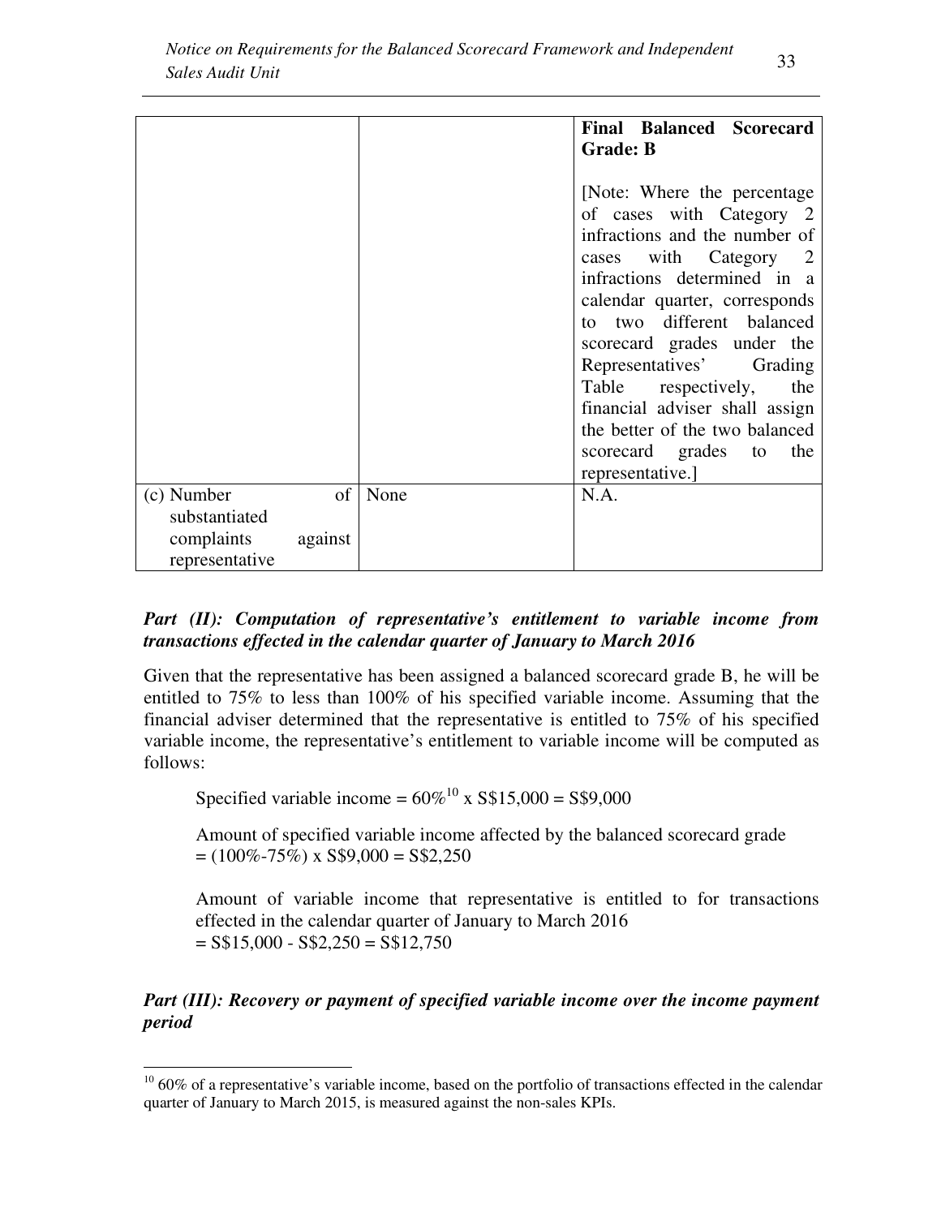| | | **Final Balanced Scorecard Grade: B**<br><br>[Note: Where the percentage of cases with Category 2 infractions and the number of cases with Category 2 infractions determined in a calendar quarter, corresponds to two different balanced scorecard grades under the Representatives' Grading Table respectively, the financial adviser shall assign the better of the two balanced scorecard grades to the representative.] |
|---|---|---|
| (c) Number of substantiated complaints against representative | None | N.A. |

***Part (II): Computation of representative's entitlement to variable income from transactions effected in the calendar quarter of January to March 2016***

Given that the representative has been assigned a balanced scorecard grade B, he will be entitled to 75% to less than 100% of his specified variable income. Assuming that the financial adviser determined that the representative is entitled to 75% of his specified variable income, the representative's entitlement to variable income will be computed as follows:

Specified variable income = 60%[10] x S$15,000 = S$9,000

Amount of specified variable income affected by the balanced scorecard grade = (100%-75%) x S$9,000 = S$2,250

Amount of variable income that representative is entitled to for transactions effected in the calendar quarter of January to March 2016 = S$15,000 - S$2,250 = S$12,750

***Part (III): Recovery or payment of specified variable income over the income payment period***

[10] 60% of a representative's variable income, based on the portfolio of transactions effected in the calendar quarter of January to March 2015, is measured against the non-sales KPIs.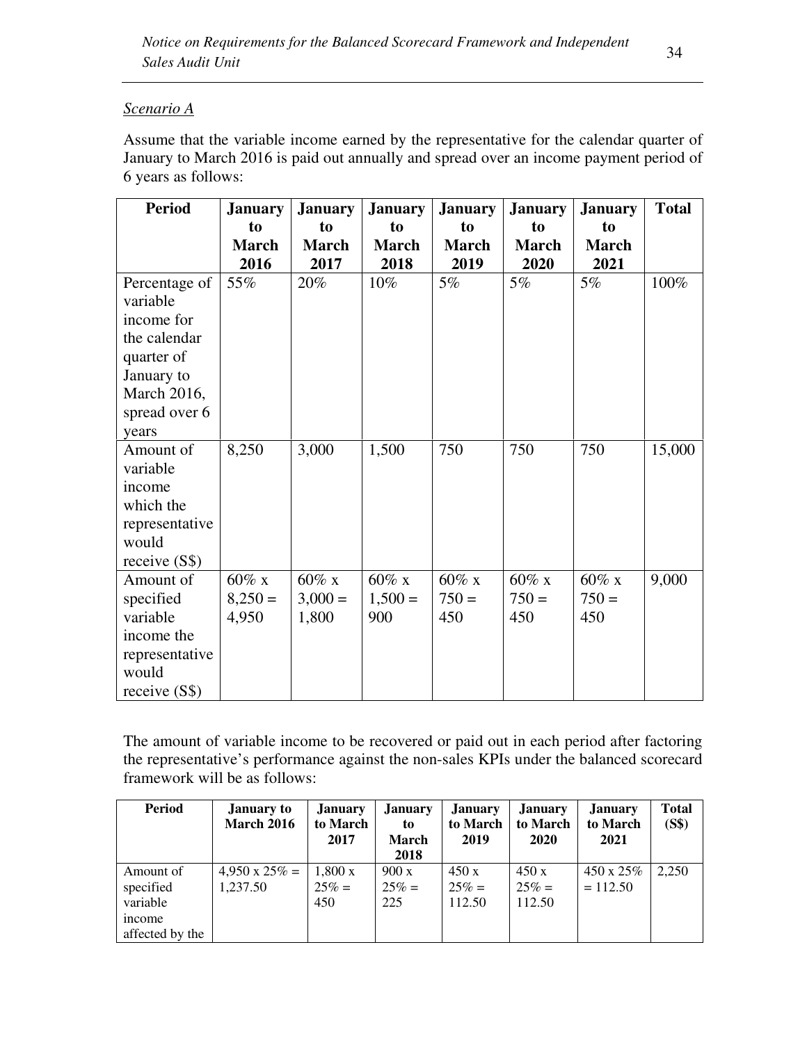*Scenario A*

Assume that the variable income earned by the representative for the calendar quarter of January to March 2016 is paid out annually and spread over an income payment period of 6 years as follows:

| Period | January to March 2016 | January to March 2017 | January to March 2018 | January to March 2019 | January to March 2020 | January to March 2021 | Total |
|---|---|---|---|---|---|---|---|
| Percentage of variable income for the calendar quarter of January to March 2016, spread over 6 years | 55% | 20% | 10% | 5% | 5% | 5% | 100% |
| Amount of variable income which the representative would receive (S$) | 8,250 | 3,000 | 1,500 | 750 | 750 | 750 | 15,000 |
| Amount of specified variable income the representative would receive (S$) | 60% x 8,250 = 4,950 | 60% x 3,000 = 1,800 | 60% x 1,500 = 900 | 60% x 750 = 450 | 60% x 750 = 450 | 60% x 750 = 450 | 9,000 |

The amount of variable income to be recovered or paid out in each period after factoring the representative's performance against the non-sales KPIs under the balanced scorecard framework will be as follows:

| Period | January to March 2016 | January to March 2017 | January to March 2018 | January to March 2019 | January to March 2020 | January to March 2021 | Total (S$) |
|---|---|---|---|---|---|---|---|
| Amount of specified variable income affected by the | 4,950 x 25% = 1,237.50 | 1,800 x 25% = 450 | 900 x 25% = 225 | 450 x 25% = 112.50 | 450 x 25% = 112.50 | 450 x 25% = 112.50 | 2,250 |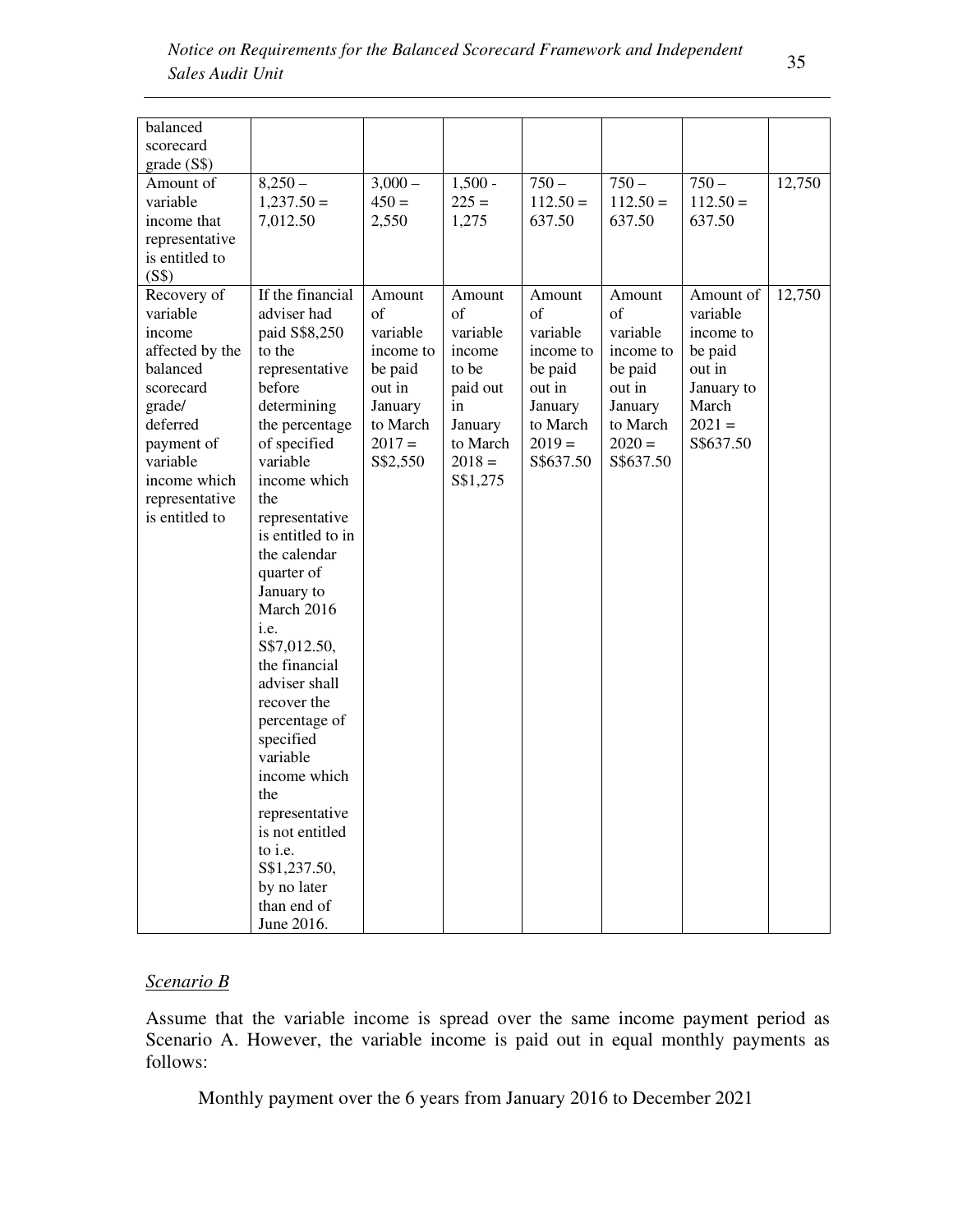| balanced scorecard grade (S$) | | | | | | | |
|---|---|---|---|---|---|---|---|
| Amount of variable income that representative is entitled to (S$) | 8,250 – 1,237.50 = 7,012.50 | 3,000 – 450 = 2,550 | 1,500 - 225 = 1,275 | 750 – 112.50 = 637.50 | 750 – 112.50 = 637.50 | 750 – 112.50 = 637.50 | 12,750 |
| Recovery of variable income affected by the balanced scorecard grade/ deferred payment of variable income which representative is entitled to | If the financial adviser had paid S$8,250 to the representative before determining the percentage of specified variable income which the representative is entitled to in the calendar quarter of January to March 2016 i.e. S$7,012.50, the financial adviser shall recover the percentage of specified variable income which the representative is not entitled to i.e. S$1,237.50, by no later than end of June 2016. | Amount of variable income to be paid out in January to March 2017 = S$2,550 | Amount of variable income to be paid out in January to March 2018 = S$1,275 | Amount of variable income to be paid out in January to March 2019 = S$637.50 | Amount of variable income to be paid out in January to March 2020 = S$637.50 | Amount of variable income to be paid out in January to March 2021 = S$637.50 | 12,750 |

*Scenario B*

Assume that the variable income is spread over the same income payment period as Scenario A. However, the variable income is paid out in equal monthly payments as follows:

Monthly payment over the 6 years from January 2016 to December 2021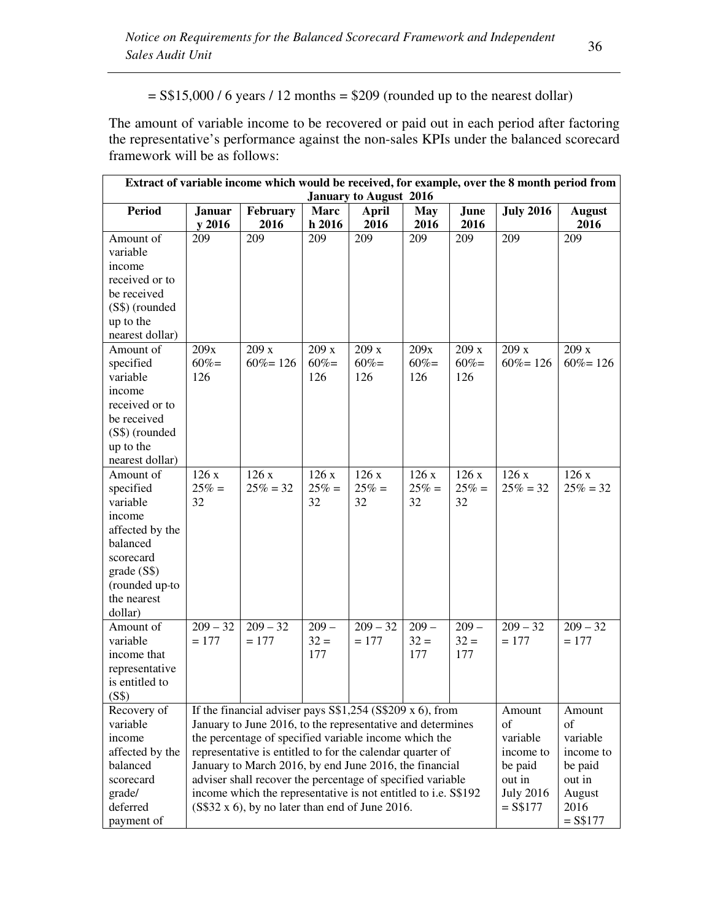= S$15,000 / 6 years / 12 months = $209 (rounded up to the nearest dollar)

The amount of variable income to be recovered or paid out in each period after factoring the representative's performance against the non-sales KPIs under the balanced scorecard framework will be as follows:

| Extract of variable income which would be received, for example, over the 8 month period from January to August 2016 | | | | | | | | |
|---|---|---|---|---|---|---|---|---|
| **Period** | **January 2016** | **February 2016** | **March 2016** | **April 2016** | **May 2016** | **June 2016** | **July 2016** | **August 2016** |
| Amount of variable income received or to be received (S$) (rounded up to the nearest dollar) | 209 | 209 | 209 | 209 | 209 | 209 | 209 | 209 |
| Amount of specified variable income received or to be received (S$) (rounded up to the nearest dollar) | 209x 60%= 126 | 209 x 60%= 126 | 209 x 60%= 126 | 209 x 60%= 126 | 209x 60%= 126 | 209 x 60%= 126 | 209 x 60%= 126 | 209 x 60%= 126 |
| Amount of specified variable income affected by the balanced scorecard grade (S$) (rounded up-to the nearest dollar) | 126 x 25% = 32 | 126 x 25% = 32 | 126 x 25% = 32 | 126 x 25% = 32 | 126 x 25% = 32 | 126 x 25% = 32 | 126 x 25% = 32 | 126 x 25% = 32 |
| Amount of variable income that representative is entitled to (S$) | 209 – 32 = 177 | 209 – 32 = 177 | 209 – 32 = 177 | 209 – 32 = 177 | 209 – 32 = 177 | 209 – 32 = 177 | 209 – 32 = 177 | 209 – 32 = 177 |
| Recovery of variable income affected by the balanced scorecard grade/ deferred payment of | If the financial adviser pays S$1,254 (S$209 x 6), from January to June 2016, to the representative and determines the percentage of specified variable income which the representative is entitled to for the calendar quarter of January to March 2016, by end June 2016, the financial adviser shall recover the percentage of specified variable income which the representative is not entitled to i.e. S$192 (S$32 x 6), by no later than end of June 2016. | | | | | | Amount of variable income to be paid out in July 2016 = S$177 | Amount of variable income to be paid out in August 2016 = S$177 |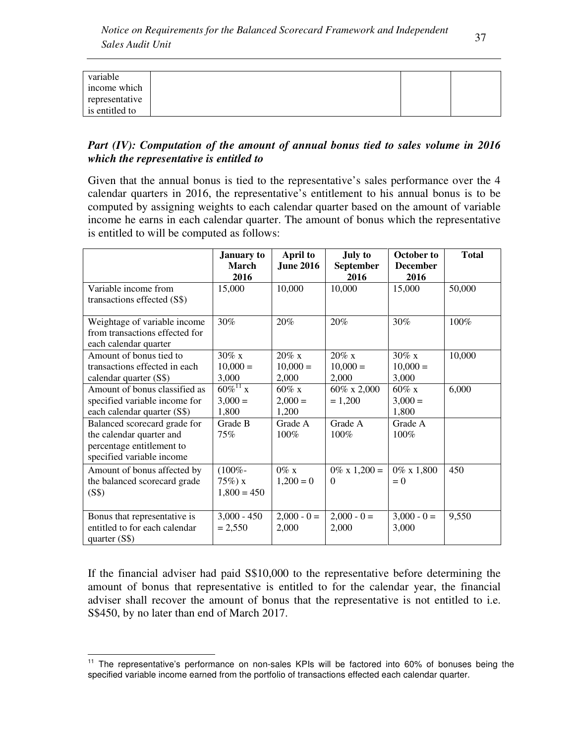| variable income which representative is entitled to | | | |
|---|---|---|---|

### *Part (IV): Computation of the amount of annual bonus tied to sales volume in 2016 which the representative is entitled to*

Given that the annual bonus is tied to the representative's sales performance over the 4 calendar quarters in 2016, the representative's entitlement to his annual bonus is to be computed by assigning weights to each calendar quarter based on the amount of variable income he earns in each calendar quarter. The amount of bonus which the representative is entitled to will be computed as follows:

| | January to March 2016 | April to June 2016 | July to September 2016 | October to December 2016 | Total |
|---|---|---|---|---|---|
| Variable income from transactions effected (S$) | 15,000 | 10,000 | 10,000 | 15,000 | 50,000 |
| Weightage of variable income from transactions effected for each calendar quarter | 30% | 20% | 20% | 30% | 100% |
| Amount of bonus tied to transactions effected in each calendar quarter (S$) | 30% x 10,000 = 3,000 | 20% x 10,000 = 2,000 | 20% x 10,000 = 2,000 | 30% x 10,000 = 3,000 | 10,000 |
| Amount of bonus classified as specified variable income for each calendar quarter (S$) | 60%[11] x 3,000 = 1,800 | 60% x 2,000 = 1,200 | 60% x 2,000 = 1,200 | 60% x 3,000 = 1,800 | 6,000 |
| Balanced scorecard grade for the calendar quarter and percentage entitlement to specified variable income | Grade B 75% | Grade A 100% | Grade A 100% | Grade A 100% | |
| Amount of bonus affected by the balanced scorecard grade (S$) | (100%-75%) x 1,800 = 450 | 0% x 1,200 = 0 | 0% x 1,200 = 0 | 0% x 1,800 = 0 | 450 |
| Bonus that representative is entitled to for each calendar quarter (S$) | 3,000 - 450 = 2,550 | 2,000 - 0 = 2,000 | 2,000 - 0 = 2,000 | 3,000 - 0 = 3,000 | 9,550 |

If the financial adviser had paid S$10,000 to the representative before determining the amount of bonus that representative is entitled to for the calendar year, the financial adviser shall recover the amount of bonus that the representative is not entitled to i.e. S$450, by no later than end of March 2017.

[11] The representative's performance on non-sales KPIs will be factored into 60% of bonuses being the specified variable income earned from the portfolio of transactions effected each calendar quarter.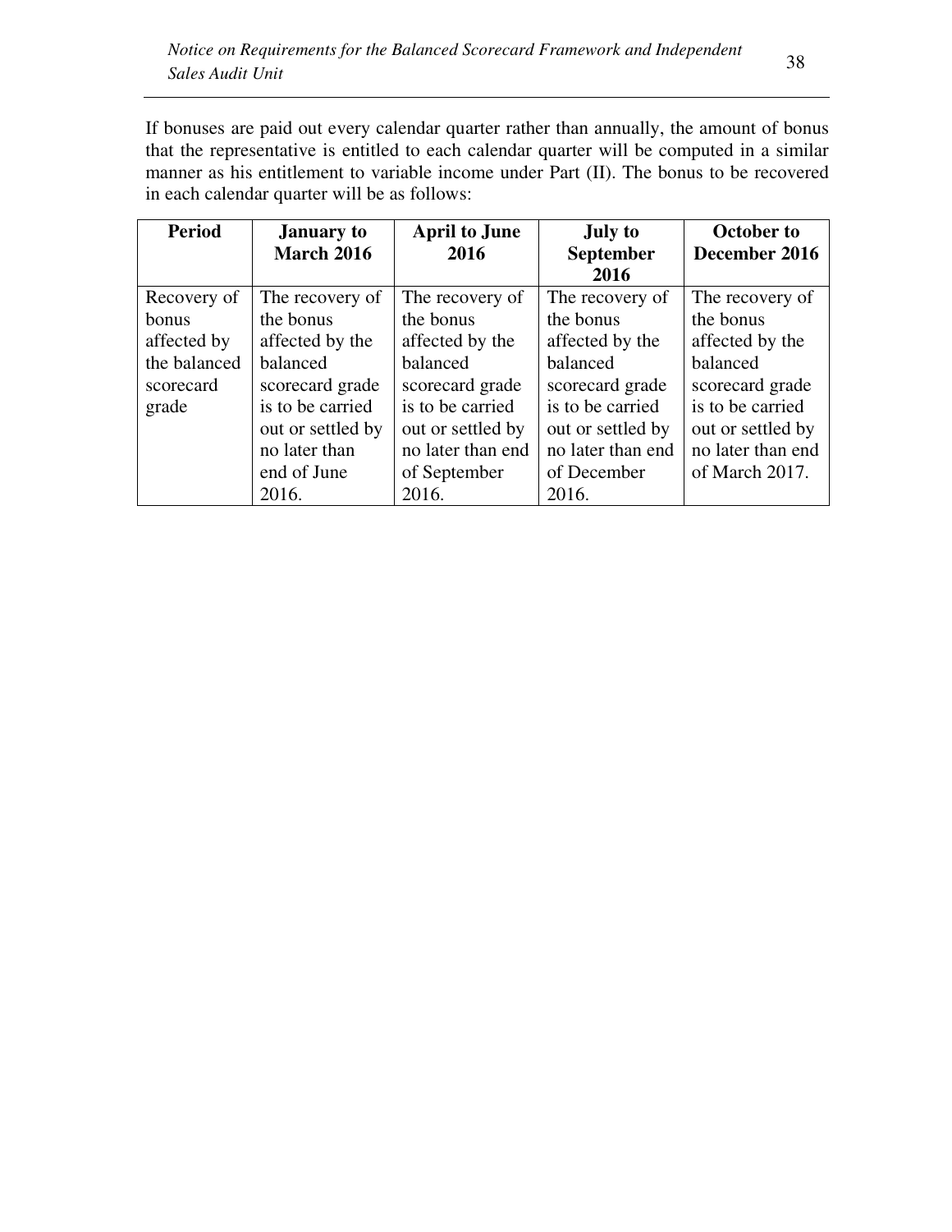If bonuses are paid out every calendar quarter rather than annually, the amount of bonus that the representative is entitled to each calendar quarter will be computed in a similar manner as his entitlement to variable income under Part (II). The bonus to be recovered in each calendar quarter will be as follows:

| Period | January to March 2016 | April to June 2016 | July to September 2016 | October to December 2016 |
|---|---|---|---|---|
| Recovery of bonus affected by the balanced scorecard grade | The recovery of the bonus affected by the balanced scorecard grade is to be carried out or settled by no later than end of June 2016. | The recovery of the bonus affected by the balanced scorecard grade is to be carried out or settled by no later than end of September 2016. | The recovery of the bonus affected by the balanced scorecard grade is to be carried out or settled by no later than end of December 2016. | The recovery of the bonus affected by the balanced scorecard grade is to be carried out or settled by no later than end of March 2017. |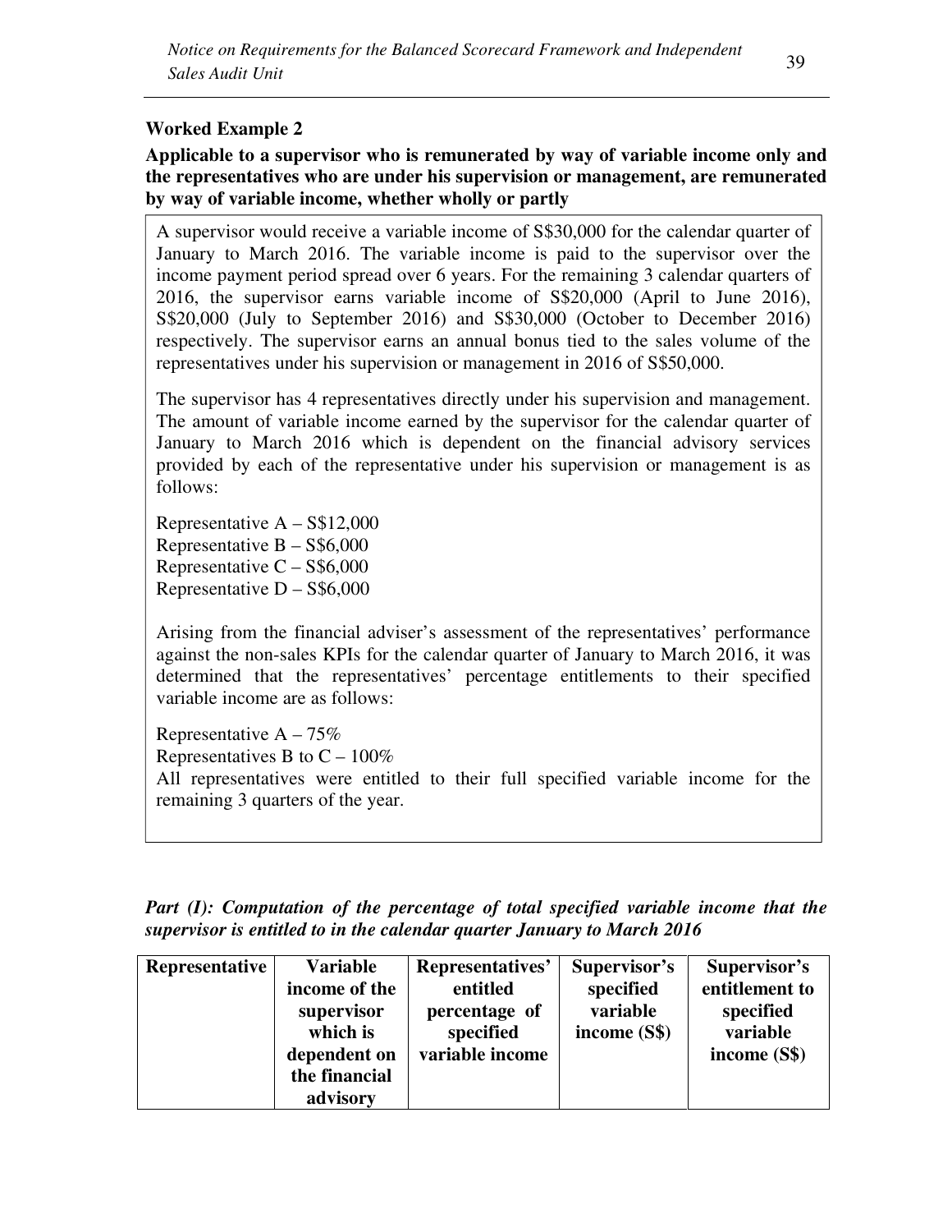**Worked Example 2**

**Applicable to a supervisor who is remunerated by way of variable income only and the representatives who are under his supervision or management, are remunerated by way of variable income, whether wholly or partly**

A supervisor would receive a variable income of S$30,000 for the calendar quarter of January to March 2016. The variable income is paid to the supervisor over the income payment period spread over 6 years. For the remaining 3 calendar quarters of 2016, the supervisor earns variable income of S$20,000 (April to June 2016), S$20,000 (July to September 2016) and S$30,000 (October to December 2016) respectively. The supervisor earns an annual bonus tied to the sales volume of the representatives under his supervision or management in 2016 of S$50,000.

The supervisor has 4 representatives directly under his supervision and management. The amount of variable income earned by the supervisor for the calendar quarter of January to March 2016 which is dependent on the financial advisory services provided by each of the representative under his supervision or management is as follows:

Representative A – S$12,000
Representative B – S$6,000
Representative C – S$6,000
Representative D – S$6,000

Arising from the financial adviser's assessment of the representatives' performance against the non-sales KPIs for the calendar quarter of January to March 2016, it was determined that the representatives' percentage entitlements to their specified variable income are as follows:

Representative A – 75%
Representatives B to C – 100%
All representatives were entitled to their full specified variable income for the remaining 3 quarters of the year.

***Part (I): Computation of the percentage of total specified variable income that the supervisor is entitled to in the calendar quarter January to March 2016***

| Representative | Variable income of the supervisor which is dependent on the financial advisory | Representatives' entitled percentage of specified variable income | Supervisor's specified variable income (S$) | Supervisor's entitlement to specified variable income (S$) |
|---|---|---|---|---|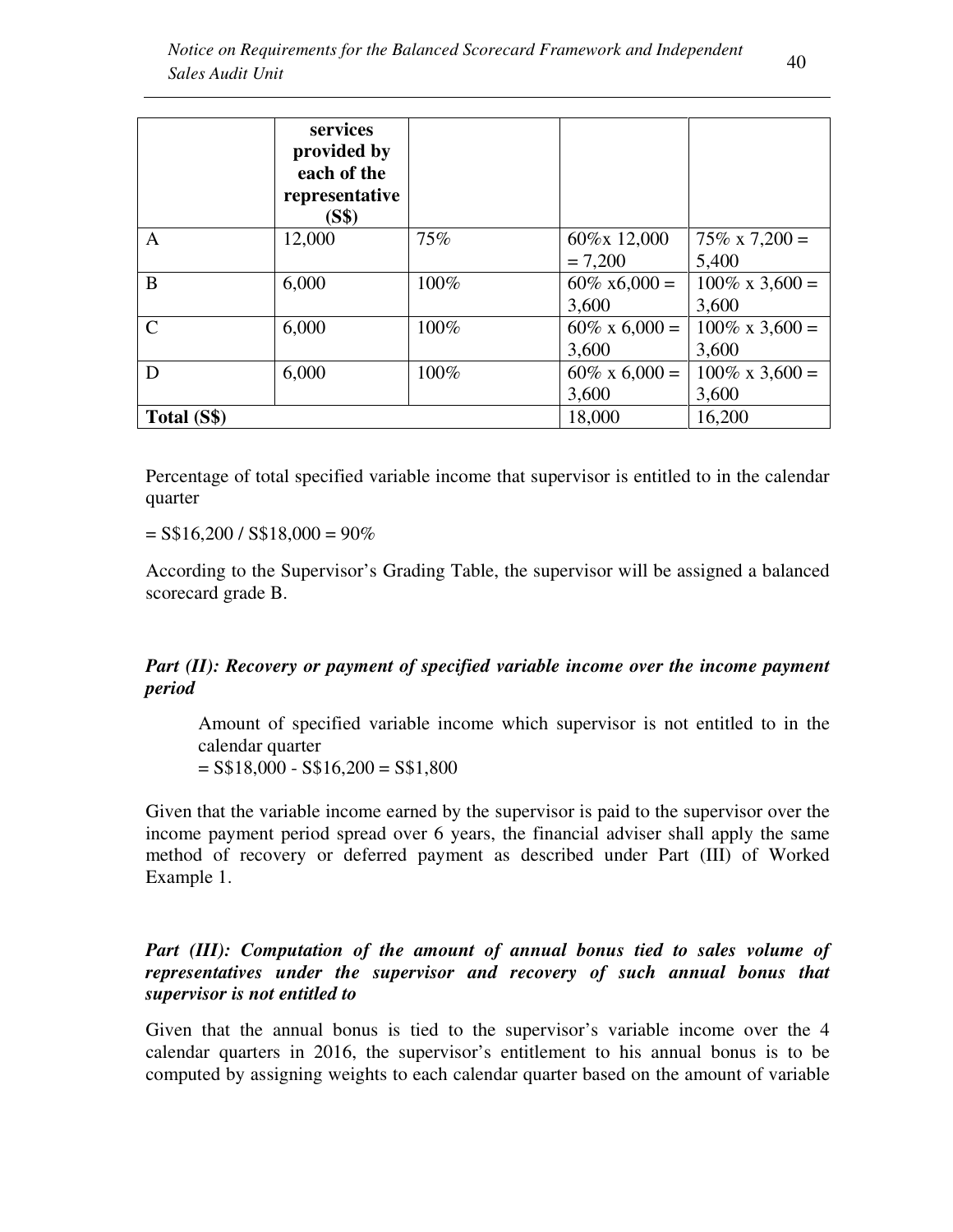| | services provided by each of the representative (S$) | | | |
|---|---|---|---|---|
| A | 12,000 | 75% | 60%x 12,000 = 7,200 | 75% x 7,200 = 5,400 |
| B | 6,000 | 100% | 60% x6,000 = 3,600 | 100% x 3,600 = 3,600 |
| C | 6,000 | 100% | 60% x 6,000 = 3,600 | 100% x 3,600 = 3,600 |
| D | 6,000 | 100% | 60% x 6,000 = 3,600 | 100% x 3,600 = 3,600 |
| **Total (S$)** | | | 18,000 | 16,200 |

Percentage of total specified variable income that supervisor is entitled to in the calendar quarter

= S$16,200 / S$18,000 = 90%

According to the Supervisor's Grading Table, the supervisor will be assigned a balanced scorecard grade B.

***Part (II): Recovery or payment of specified variable income over the income payment period***

> Amount of specified variable income which supervisor is not entitled to in the calendar quarter
> = S$18,000 - S$16,200 = S$1,800

Given that the variable income earned by the supervisor is paid to the supervisor over the income payment period spread over 6 years, the financial adviser shall apply the same method of recovery or deferred payment as described under Part (III) of Worked Example 1.

***Part (III): Computation of the amount of annual bonus tied to sales volume of representatives under the supervisor and recovery of such annual bonus that supervisor is not entitled to***

Given that the annual bonus is tied to the supervisor's variable income over the 4 calendar quarters in 2016, the supervisor's entitlement to his annual bonus is to be computed by assigning weights to each calendar quarter based on the amount of variable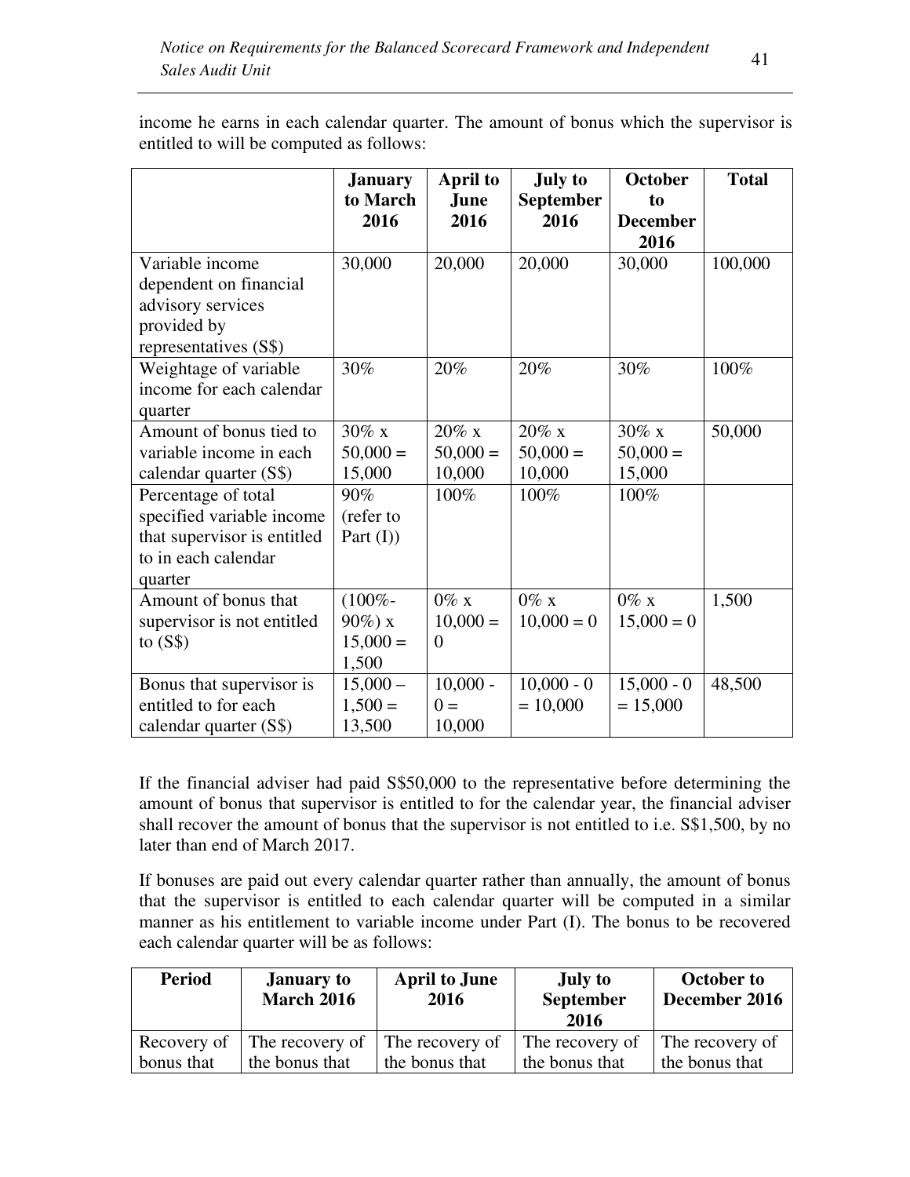income he earns in each calendar quarter. The amount of bonus which the supervisor is entitled to will be computed as follows:

| | January to March 2016 | April to June 2016 | July to September 2016 | October to December 2016 | Total |
|---|---|---|---|---|---|
| Variable income dependent on financial advisory services provided by representatives (S$) | 30,000 | 20,000 | 20,000 | 30,000 | 100,000 |
| Weightage of variable income for each calendar quarter | 30% | 20% | 20% | 30% | 100% |
| Amount of bonus tied to variable income in each calendar quarter (S$) | 30% x 50,000 = 15,000 | 20% x 50,000 = 10,000 | 20% x 50,000 = 10,000 | 30% x 50,000 = 15,000 | 50,000 |
| Percentage of total specified variable income that supervisor is entitled to in each calendar quarter | 90% (refer to Part (I)) | 100% | 100% | 100% | |
| Amount of bonus that supervisor is not entitled to (S$) | (100%-90%) x 15,000 = 1,500 | 0% x 10,000 = 0 | 0% x 10,000 = 0 | 0% x 15,000 = 0 | 1,500 |
| Bonus that supervisor is entitled to for each calendar quarter (S$) | 15,000 – 1,500 = 13,500 | 10,000 - 0 = 10,000 | 10,000 - 0 = 10,000 | 15,000 - 0 = 15,000 | 48,500 |

If the financial adviser had paid S$50,000 to the representative before determining the amount of bonus that supervisor is entitled to for the calendar year, the financial adviser shall recover the amount of bonus that the supervisor is not entitled to i.e. S$1,500, by no later than end of March 2017.

If bonuses are paid out every calendar quarter rather than annually, the amount of bonus that the supervisor is entitled to each calendar quarter will be computed in a similar manner as his entitlement to variable income under Part (I). The bonus to be recovered each calendar quarter will be as follows:

| Period | January to March 2016 | April to June 2016 | July to September 2016 | October to December 2016 |
|---|---|---|---|---|
| Recovery of bonus that | The recovery of the bonus that | The recovery of the bonus that | The recovery of the bonus that | The recovery of the bonus that |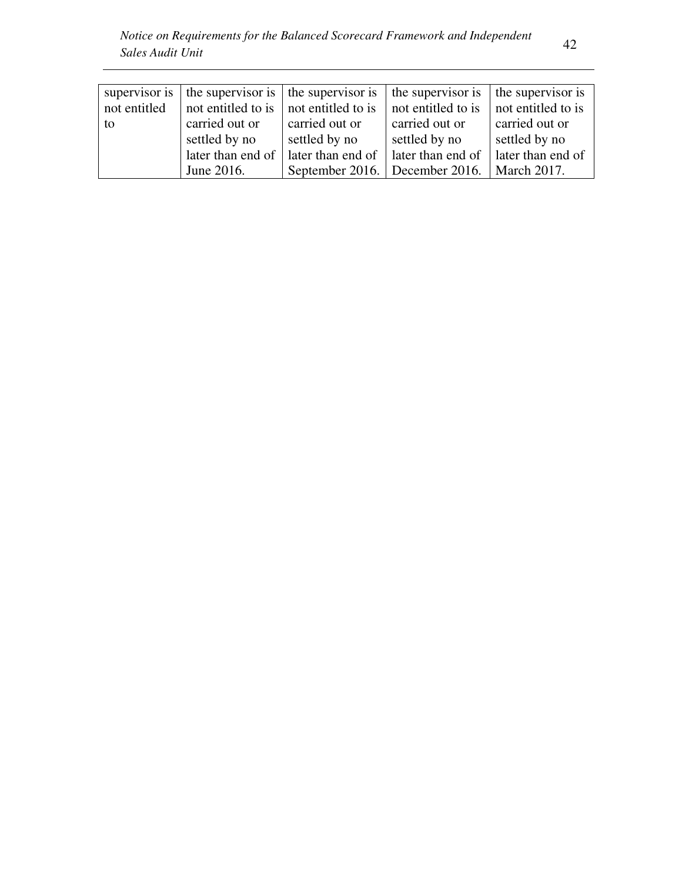| supervisor is not entitled to | the supervisor is not entitled to is carried out or settled by no later than end of June 2016. | the supervisor is not entitled to is carried out or settled by no later than end of September 2016. | the supervisor is not entitled to is carried out or settled by no later than end of December 2016. | the supervisor is not entitled to is carried out or settled by no later than end of March 2017. |
|---|---|---|---|---|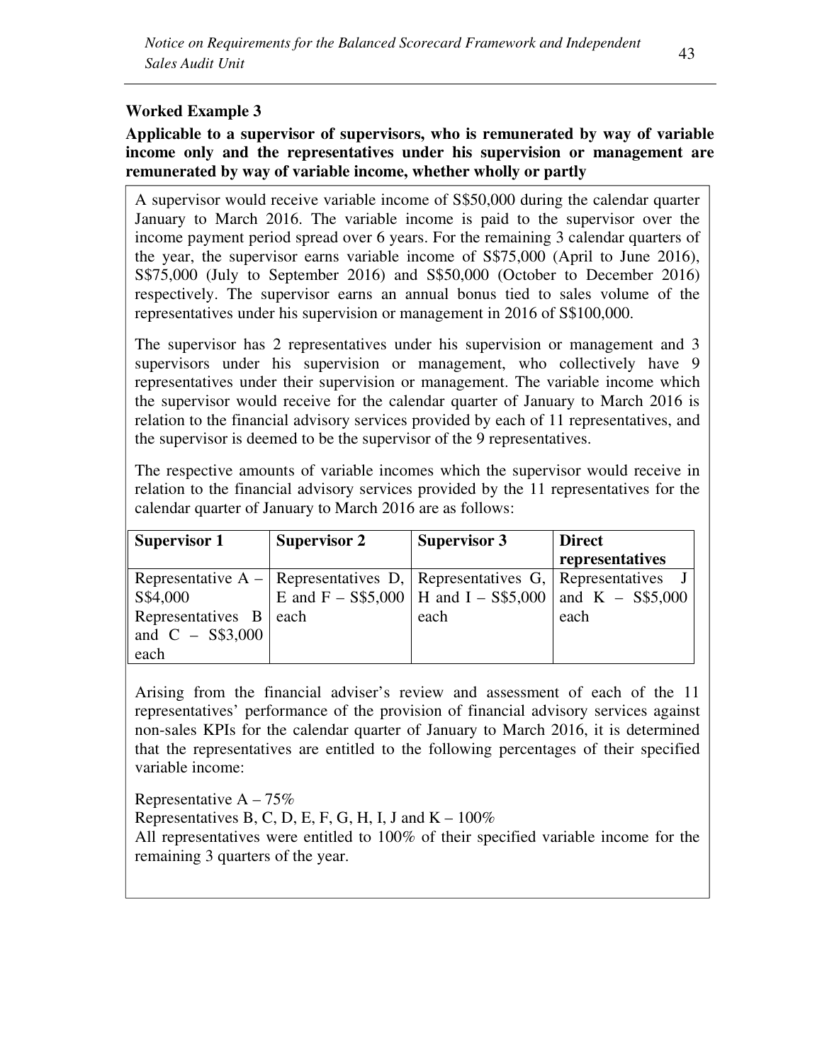## Worked Example 3

**Applicable to a supervisor of supervisors, who is remunerated by way of variable income only and the representatives under his supervision or management are remunerated by way of variable income, whether wholly or partly**

A supervisor would receive variable income of S$50,000 during the calendar quarter January to March 2016. The variable income is paid to the supervisor over the income payment period spread over 6 years. For the remaining 3 calendar quarters of the year, the supervisor earns variable income of S$75,000 (April to June 2016), S$75,000 (July to September 2016) and S$50,000 (October to December 2016) respectively. The supervisor earns an annual bonus tied to sales volume of the representatives under his supervision or management in 2016 of S$100,000.

The supervisor has 2 representatives under his supervision or management and 3 supervisors under his supervision or management, who collectively have 9 representatives under their supervision or management. The variable income which the supervisor would receive for the calendar quarter of January to March 2016 is relation to the financial advisory services provided by each of 11 representatives, and the supervisor is deemed to be the supervisor of the 9 representatives.

The respective amounts of variable incomes which the supervisor would receive in relation to the financial advisory services provided by the 11 representatives for the calendar quarter of January to March 2016 are as follows:

| Supervisor 1 | Supervisor 2 | Supervisor 3 | Direct representatives |
|---|---|---|---|
| Representative A – S$4,000<br>Representatives B and C – S$3,000 each | Representatives D, E and F – S$5,000 each | Representatives G, H and I – S$5,000 each | Representatives J and K – S$5,000 each |

Arising from the financial adviser's review and assessment of each of the 11 representatives' performance of the provision of financial advisory services against non-sales KPIs for the calendar quarter of January to March 2016, it is determined that the representatives are entitled to the following percentages of their specified variable income:

Representative A – 75%

Representatives B, C, D, E, F, G, H, I, J and K – 100%

All representatives were entitled to 100% of their specified variable income for the remaining 3 quarters of the year.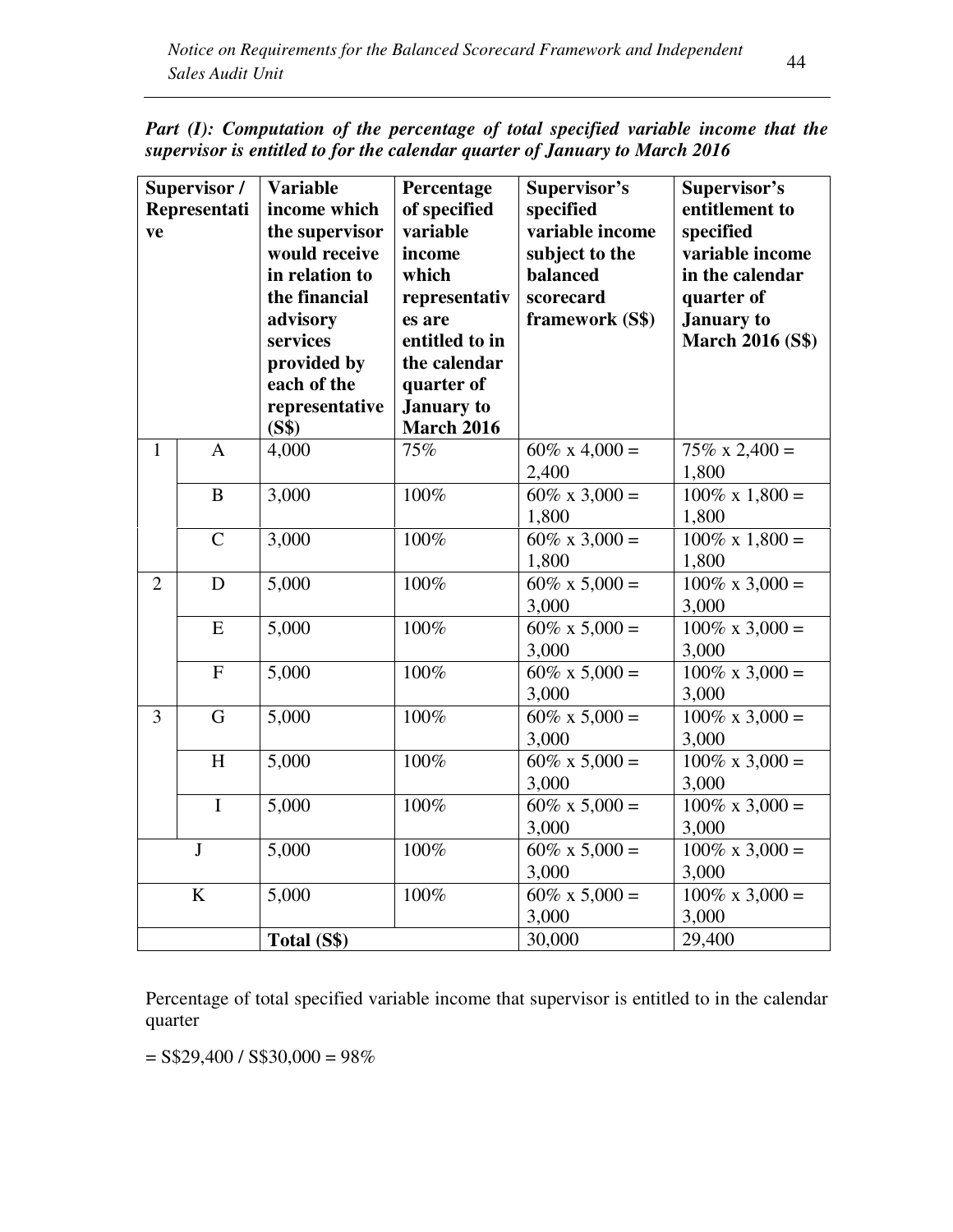*Part (I): Computation of the percentage of total specified variable income that the supervisor is entitled to for the calendar quarter of January to March 2016*

| Supervisor / Representative | | Variable income which the supervisor would receive in relation to the financial advisory services provided by each of the representative (S$) | Percentage of specified variable income which representatives are entitled to in the calendar quarter of January to March 2016 | Supervisor's specified variable income subject to the balanced scorecard framework (S$) | Supervisor's entitlement to specified variable income in the calendar quarter of January to March 2016 (S$) |
|---|---|---|---|---|---|
| 1 | A | 4,000 | 75% | 60% x 4,000 = 2,400 | 75% x 2,400 = 1,800 |
| | B | 3,000 | 100% | 60% x 3,000 = 1,800 | 100% x 1,800 = 1,800 |
| | C | 3,000 | 100% | 60% x 3,000 = 1,800 | 100% x 1,800 = 1,800 |
| 2 | D | 5,000 | 100% | 60% x 5,000 = 3,000 | 100% x 3,000 = 3,000 |
| | E | 5,000 | 100% | 60% x 5,000 = 3,000 | 100% x 3,000 = 3,000 |
| | F | 5,000 | 100% | 60% x 5,000 = 3,000 | 100% x 3,000 = 3,000 |
| 3 | G | 5,000 | 100% | 60% x 5,000 = 3,000 | 100% x 3,000 = 3,000 |
| | H | 5,000 | 100% | 60% x 5,000 = 3,000 | 100% x 3,000 = 3,000 |
| | I | 5,000 | 100% | 60% x 5,000 = 3,000 | 100% x 3,000 = 3,000 |
| J | | 5,000 | 100% | 60% x 5,000 = 3,000 | 100% x 3,000 = 3,000 |
| K | | 5,000 | 100% | 60% x 5,000 = 3,000 | 100% x 3,000 = 3,000 |
| | | **Total (S$)** | | 30,000 | 29,400 |

Percentage of total specified variable income that supervisor is entitled to in the calendar quarter

= S$29,400 / S$30,000 = 98%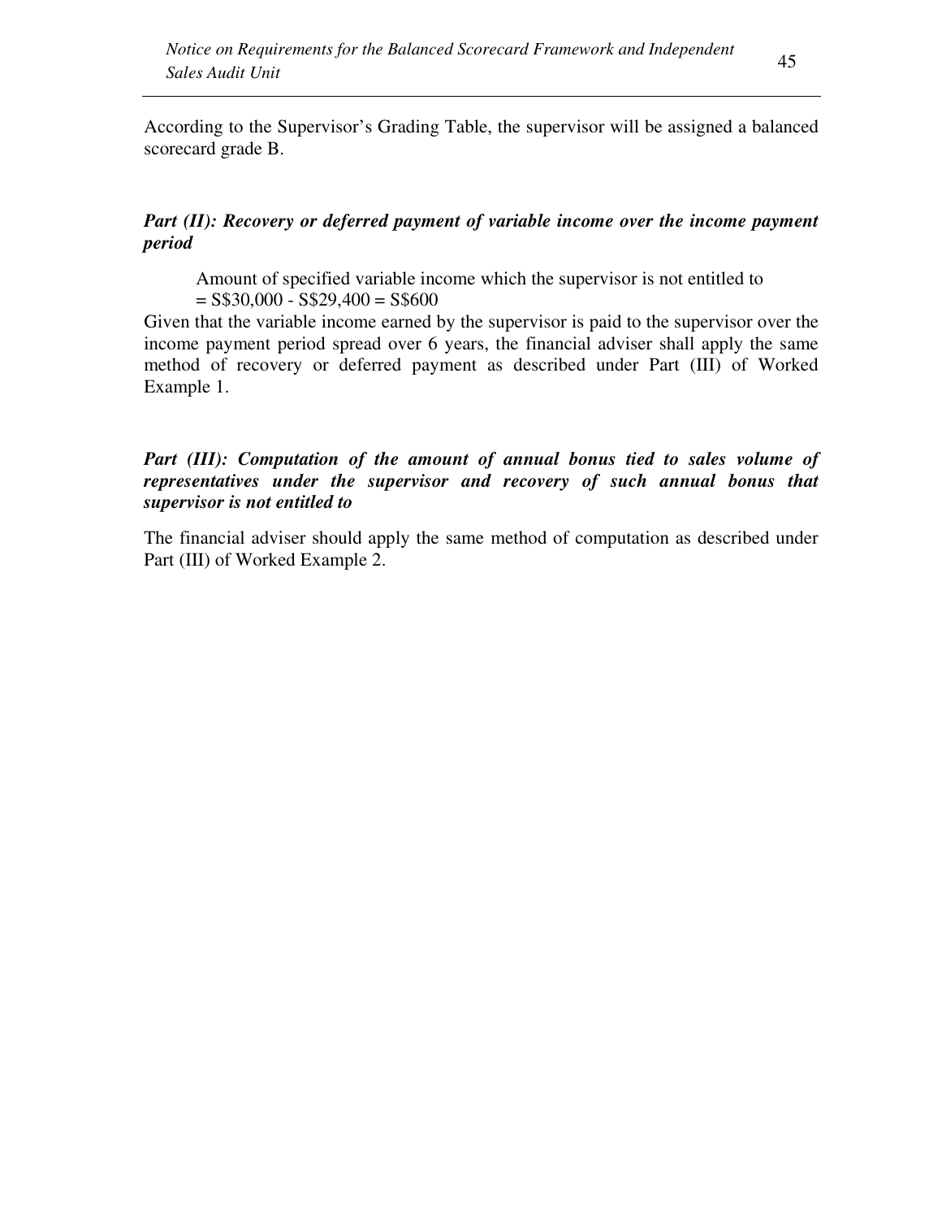According to the Supervisor's Grading Table, the supervisor will be assigned a balanced scorecard grade B.

***Part (II): Recovery or deferred payment of variable income over the income payment period***

Amount of specified variable income which the supervisor is not entitled to
= S$30,000 - S$29,400 = S$600

Given that the variable income earned by the supervisor is paid to the supervisor over the income payment period spread over 6 years, the financial adviser shall apply the same method of recovery or deferred payment as described under Part (III) of Worked Example 1.

***Part (III): Computation of the amount of annual bonus tied to sales volume of representatives under the supervisor and recovery of such annual bonus that supervisor is not entitled to***

The financial adviser should apply the same method of computation as described under Part (III) of Worked Example 2.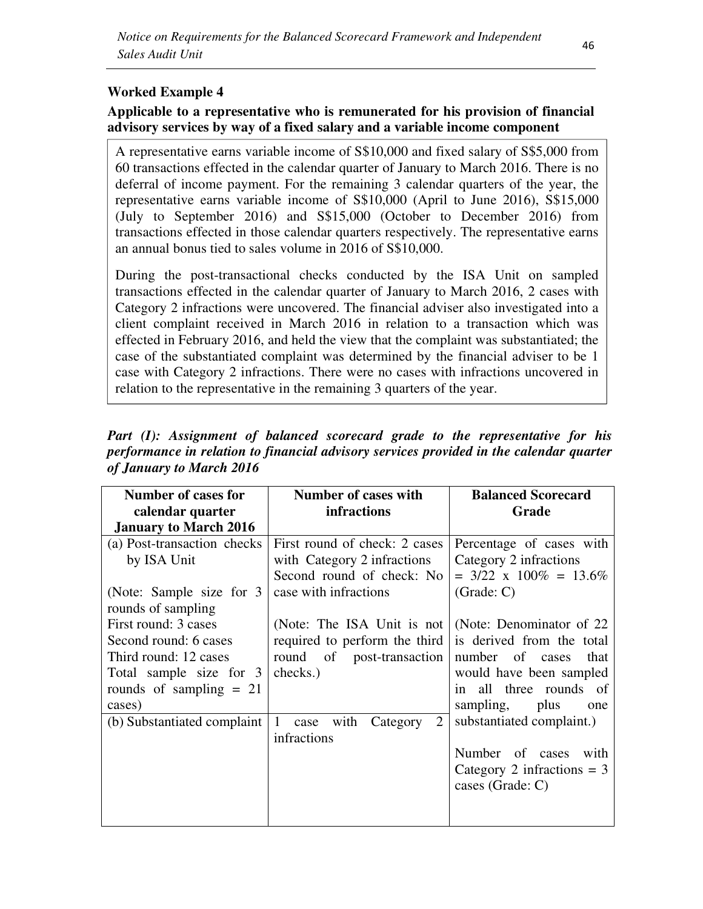**Worked Example 4**

**Applicable to a representative who is remunerated for his provision of financial advisory services by way of a fixed salary and a variable income component**

A representative earns variable income of S$10,000 and fixed salary of S$5,000 from 60 transactions effected in the calendar quarter of January to March 2016. There is no deferral of income payment. For the remaining 3 calendar quarters of the year, the representative earns variable income of S$10,000 (April to June 2016), S$15,000 (July to September 2016) and S$15,000 (October to December 2016) from transactions effected in those calendar quarters respectively. The representative earns an annual bonus tied to sales volume in 2016 of S$10,000.

During the post-transactional checks conducted by the ISA Unit on sampled transactions effected in the calendar quarter of January to March 2016, 2 cases with Category 2 infractions were uncovered. The financial adviser also investigated into a client complaint received in March 2016 in relation to a transaction which was effected in February 2016, and held the view that the complaint was substantiated; the case of the substantiated complaint was determined by the financial adviser to be 1 case with Category 2 infractions. There were no cases with infractions uncovered in relation to the representative in the remaining 3 quarters of the year.

***Part (I): Assignment of balanced scorecard grade to the representative for his performance in relation to financial advisory services provided in the calendar quarter of January to March 2016***

| Number of cases for calendar quarter January to March 2016 | Number of cases with infractions | Balanced Scorecard Grade |
|---|---|---|
| (a) Post-transaction checks by ISA Unit<br><br>(Note: Sample size for 3 rounds of sampling<br>First round: 3 cases<br>Second round: 6 cases<br>Third round: 12 cases<br>Total sample size for 3 rounds of sampling = 21 cases) | First round of check: 2 cases with Category 2 infractions<br>Second round of check: No case with infractions<br><br>(Note: The ISA Unit is not required to perform the third round of post-transaction checks.) | Percentage of cases with Category 2 infractions = 3/22 x 100% = 13.6% (Grade: C)<br><br>(Note: Denominator of 22 is derived from the total number of cases that would have been sampled in all three rounds of sampling, plus one substantiated complaint.)<br><br>Number of cases with Category 2 infractions = 3 cases (Grade: C) |
| (b) Substantiated complaint | 1 case with Category 2 infractions | |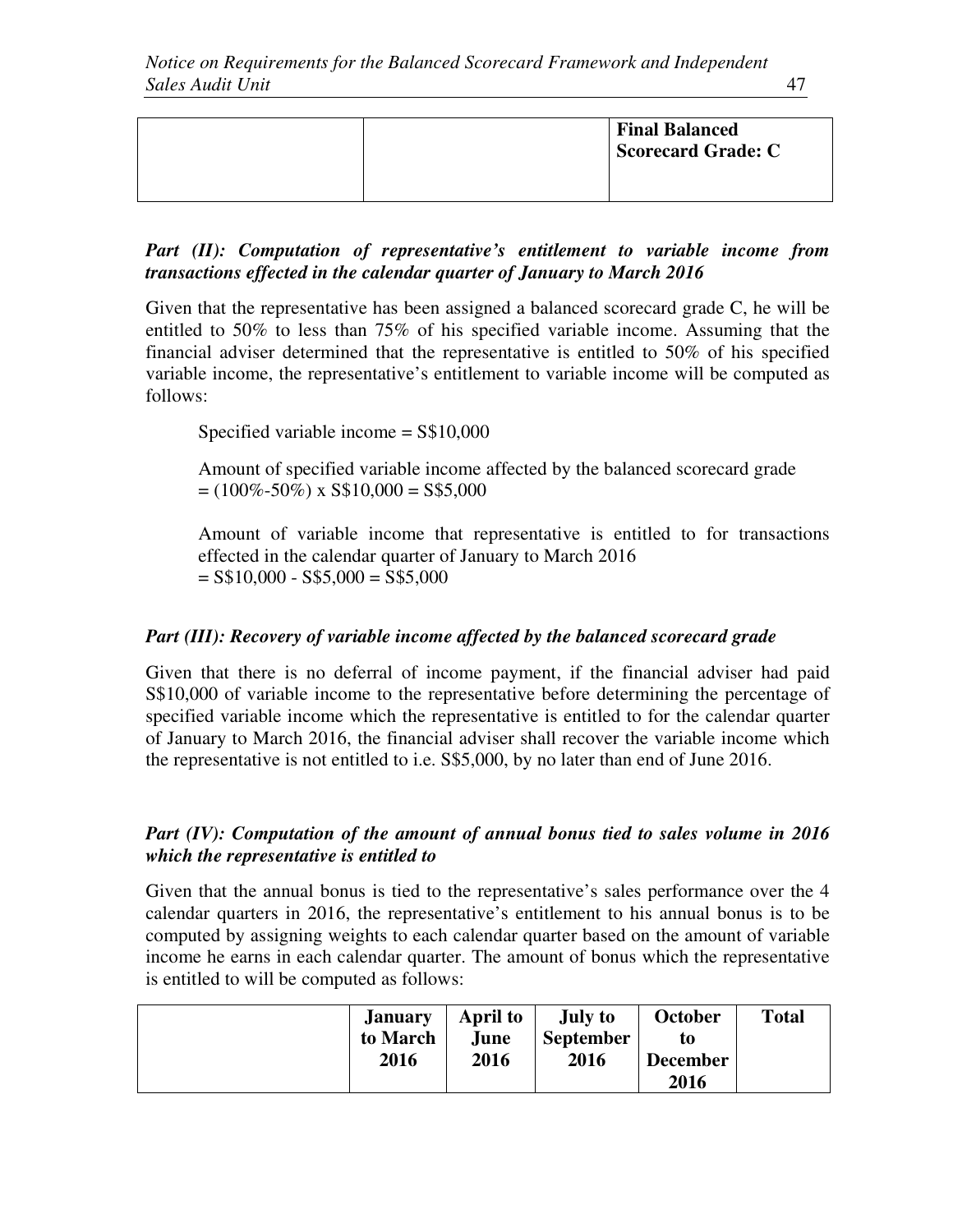| | | **Final Balanced Scorecard Grade: C** |
|---|---|---|

***Part (II): Computation of representative's entitlement to variable income from transactions effected in the calendar quarter of January to March 2016***

Given that the representative has been assigned a balanced scorecard grade C, he will be entitled to 50% to less than 75% of his specified variable income. Assuming that the financial adviser determined that the representative is entitled to 50% of his specified variable income, the representative's entitlement to variable income will be computed as follows:

Specified variable income = S$10,000

Amount of specified variable income affected by the balanced scorecard grade
= (100%-50%) x S$10,000 = S$5,000

Amount of variable income that representative is entitled to for transactions effected in the calendar quarter of January to March 2016
= S$10,000 - S$5,000 = S$5,000

***Part (III): Recovery of variable income affected by the balanced scorecard grade***

Given that there is no deferral of income payment, if the financial adviser had paid S$10,000 of variable income to the representative before determining the percentage of specified variable income which the representative is entitled to for the calendar quarter of January to March 2016, the financial adviser shall recover the variable income which the representative is not entitled to i.e. S$5,000, by no later than end of June 2016.

***Part (IV): Computation of the amount of annual bonus tied to sales volume in 2016 which the representative is entitled to***

Given that the annual bonus is tied to the representative's sales performance over the 4 calendar quarters in 2016, the representative's entitlement to his annual bonus is to be computed by assigning weights to each calendar quarter based on the amount of variable income he earns in each calendar quarter. The amount of bonus which the representative is entitled to will be computed as follows:

| | **January to March 2016** | **April to June 2016** | **July to September 2016** | **October to December 2016** | **Total** |
|---|---|---|---|---|---|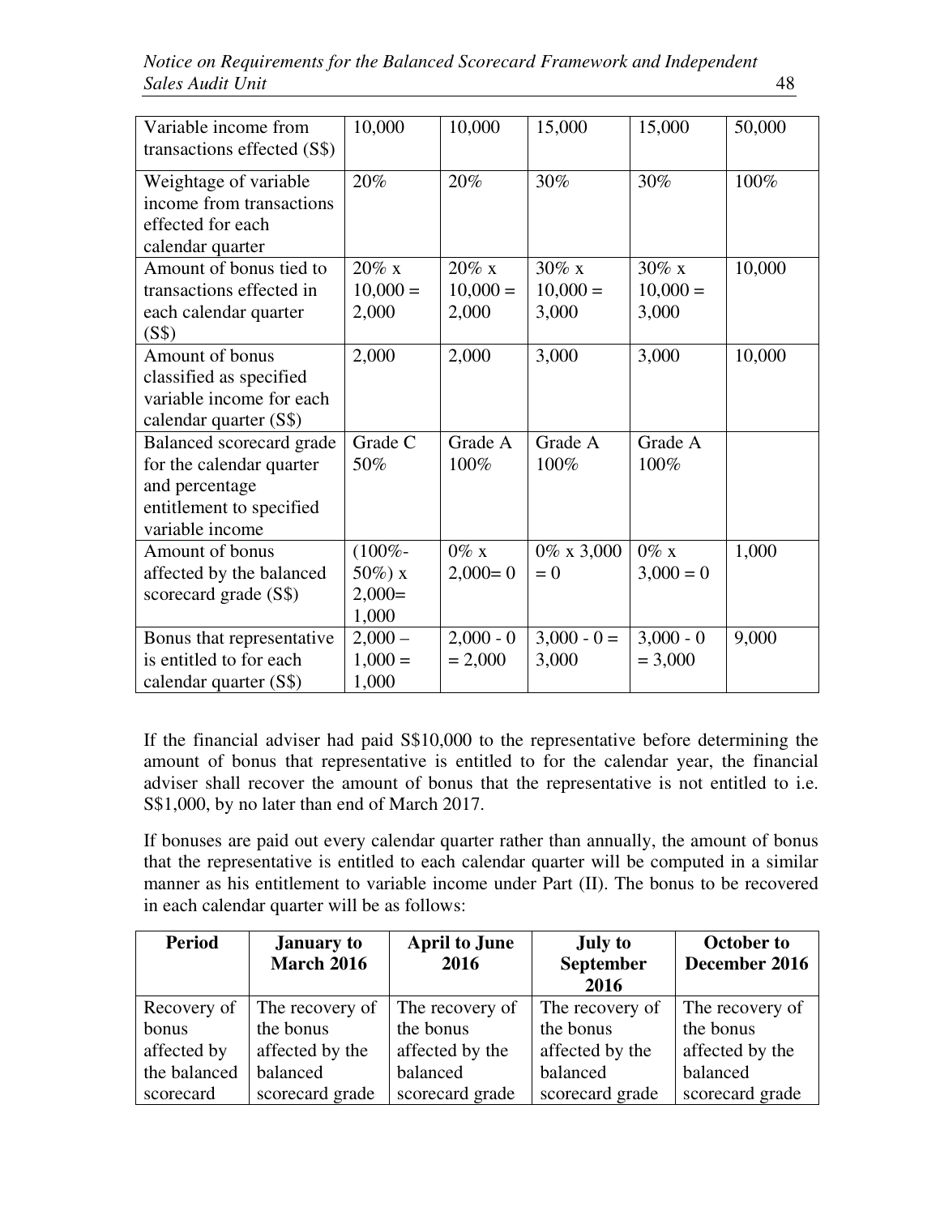| Variable income from transactions effected (S$) | 10,000 | 10,000 | 15,000 | 15,000 | 50,000 |
|---|---|---|---|---|---|
| Weightage of variable income from transactions effected for each calendar quarter | 20% | 20% | 30% | 30% | 100% |
| Amount of bonus tied to transactions effected in each calendar quarter (S$) | 20% x 10,000 = 2,000 | 20% x 10,000 = 2,000 | 30% x 10,000 = 3,000 | 30% x 10,000 = 3,000 | 10,000 |
| Amount of bonus classified as specified variable income for each calendar quarter (S$) | 2,000 | 2,000 | 3,000 | 3,000 | 10,000 |
| Balanced scorecard grade for the calendar quarter and percentage entitlement to specified variable income | Grade C 50% | Grade A 100% | Grade A 100% | Grade A 100% | |
| Amount of bonus affected by the balanced scorecard grade (S$) | (100%-50%) x 2,000= 1,000 | 0% x 2,000= 0 | 0% x 3,000 = 0 | 0% x 3,000 = 0 | 1,000 |
| Bonus that representative is entitled to for each calendar quarter (S$) | 2,000 – 1,000 = 1,000 | 2,000 - 0 = 2,000 | 3,000 - 0 = 3,000 | 3,000 - 0 = 3,000 | 9,000 |

If the financial adviser had paid S$10,000 to the representative before determining the amount of bonus that representative is entitled to for the calendar year, the financial adviser shall recover the amount of bonus that the representative is not entitled to i.e. S$1,000, by no later than end of March 2017.

If bonuses are paid out every calendar quarter rather than annually, the amount of bonus that the representative is entitled to each calendar quarter will be computed in a similar manner as his entitlement to variable income under Part (II). The bonus to be recovered in each calendar quarter will be as follows:

| Period | January to March 2016 | April to June 2016 | July to September 2016 | October to December 2016 |
|---|---|---|---|---|
| Recovery of bonus affected by the balanced scorecard | The recovery of the bonus affected by the balanced scorecard grade | The recovery of the bonus affected by the balanced scorecard grade | The recovery of the bonus affected by the balanced scorecard grade | The recovery of the bonus affected by the balanced scorecard grade |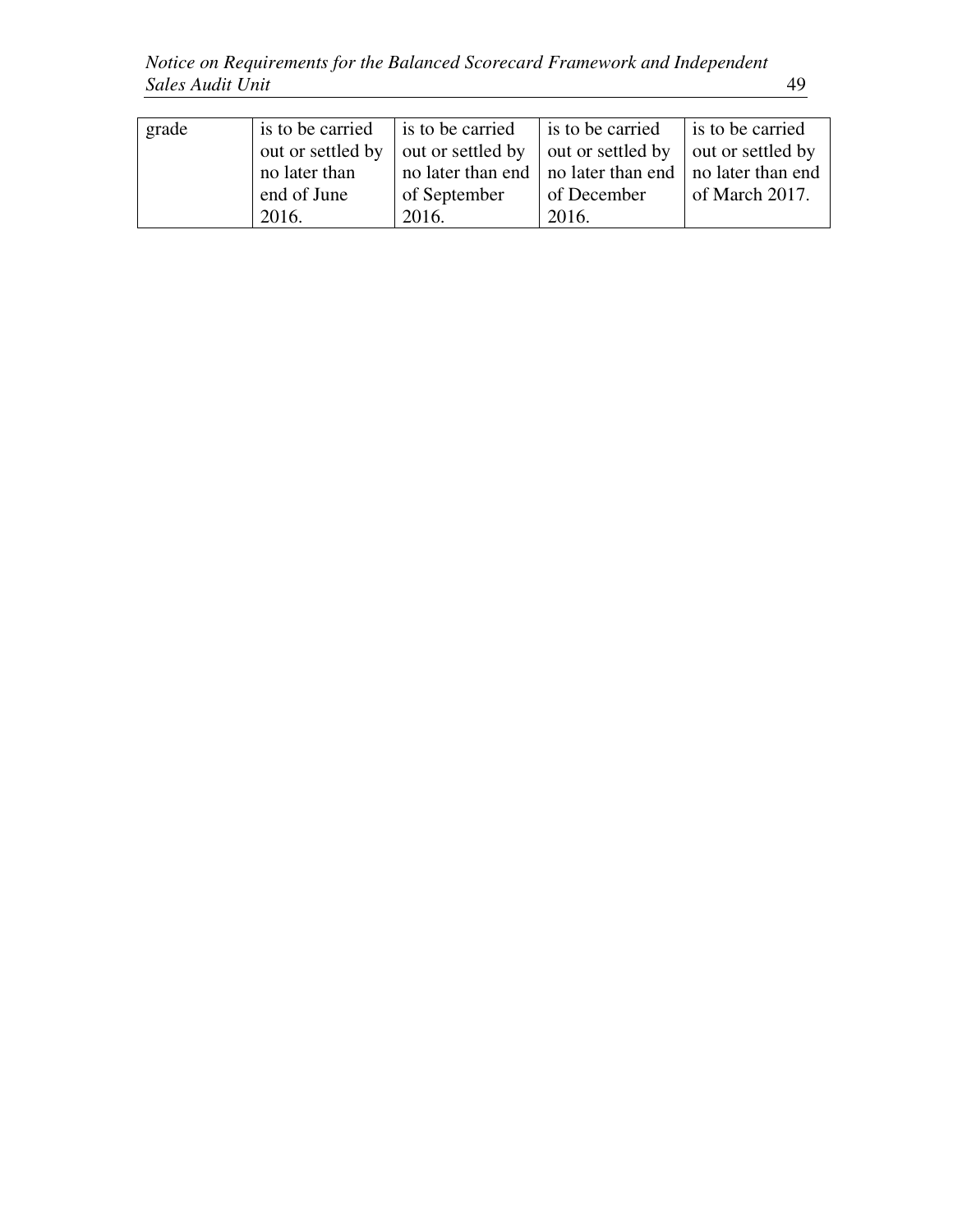| grade | is to be carried out or settled by no later than end of June 2016. | is to be carried out or settled by no later than end of September 2016. | is to be carried out or settled by no later than end of December 2016. | is to be carried out or settled by no later than end of March 2017. |
|---|---|---|---|---|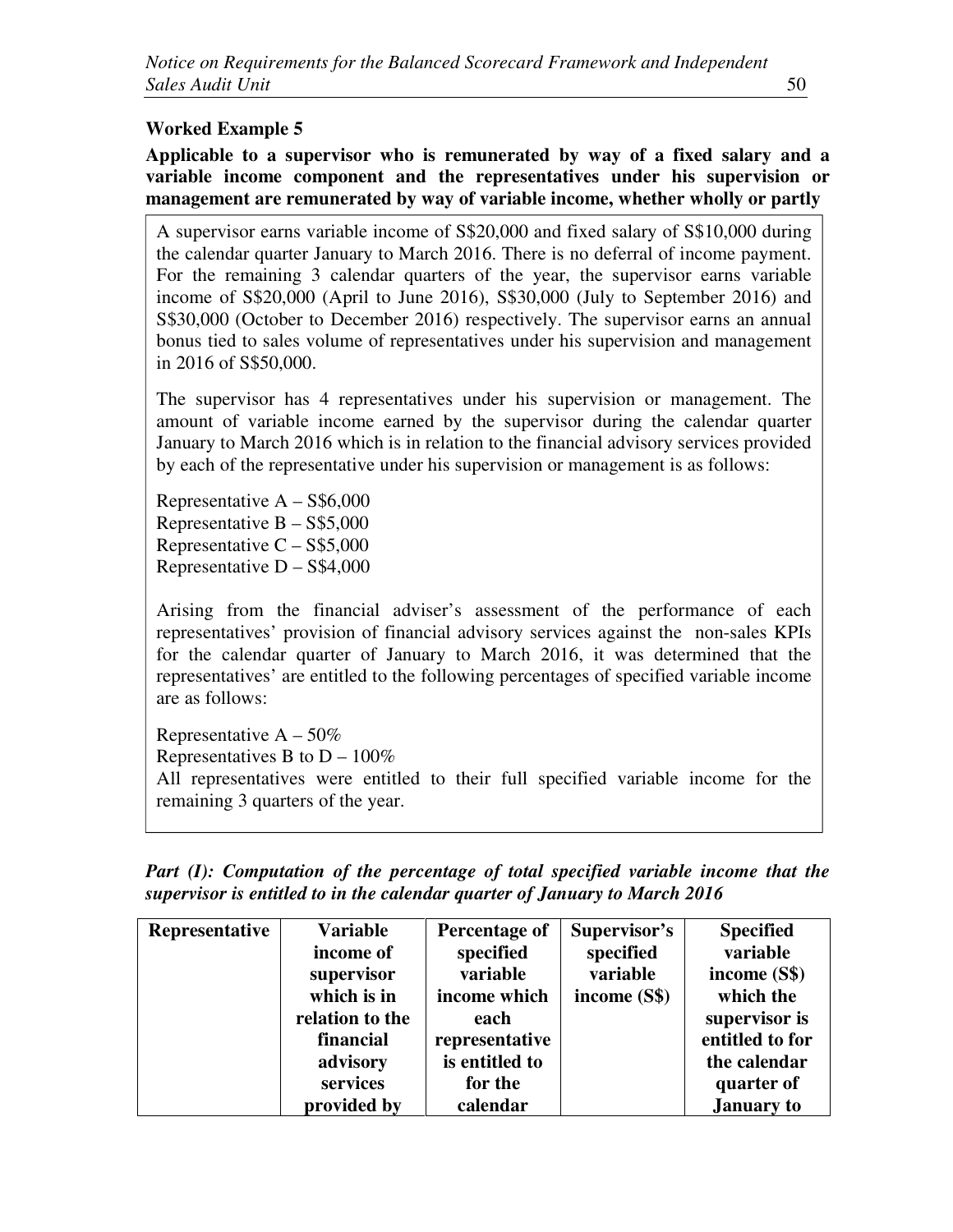**Worked Example 5**

**Applicable to a supervisor who is remunerated by way of a fixed salary and a variable income component and the representatives under his supervision or management are remunerated by way of variable income, whether wholly or partly**

A supervisor earns variable income of S$20,000 and fixed salary of S$10,000 during the calendar quarter January to March 2016. There is no deferral of income payment. For the remaining 3 calendar quarters of the year, the supervisor earns variable income of S$20,000 (April to June 2016), S$30,000 (July to September 2016) and S$30,000 (October to December 2016) respectively. The supervisor earns an annual bonus tied to sales volume of representatives under his supervision and management in 2016 of S$50,000.

The supervisor has 4 representatives under his supervision or management. The amount of variable income earned by the supervisor during the calendar quarter January to March 2016 which is in relation to the financial advisory services provided by each of the representative under his supervision or management is as follows:

Representative A – S$6,000
Representative B – S$5,000
Representative C – S$5,000
Representative D – S$4,000

Arising from the financial adviser's assessment of the performance of each representatives' provision of financial advisory services against the non-sales KPIs for the calendar quarter of January to March 2016, it was determined that the representatives' are entitled to the following percentages of specified variable income are as follows:

Representative A – 50%
Representatives B to D – 100%
All representatives were entitled to their full specified variable income for the remaining 3 quarters of the year.

***Part (I): Computation of the percentage of total specified variable income that the supervisor is entitled to in the calendar quarter of January to March 2016***

| Representative | Variable income of supervisor which is in relation to the financial advisory services provided by | Percentage of specified variable income which each representative is entitled to for the calendar | Supervisor's specified variable income (S$) | Specified variable income (S$) which the supervisor is entitled to for the calendar quarter of January to |
|---|---|---|---|---|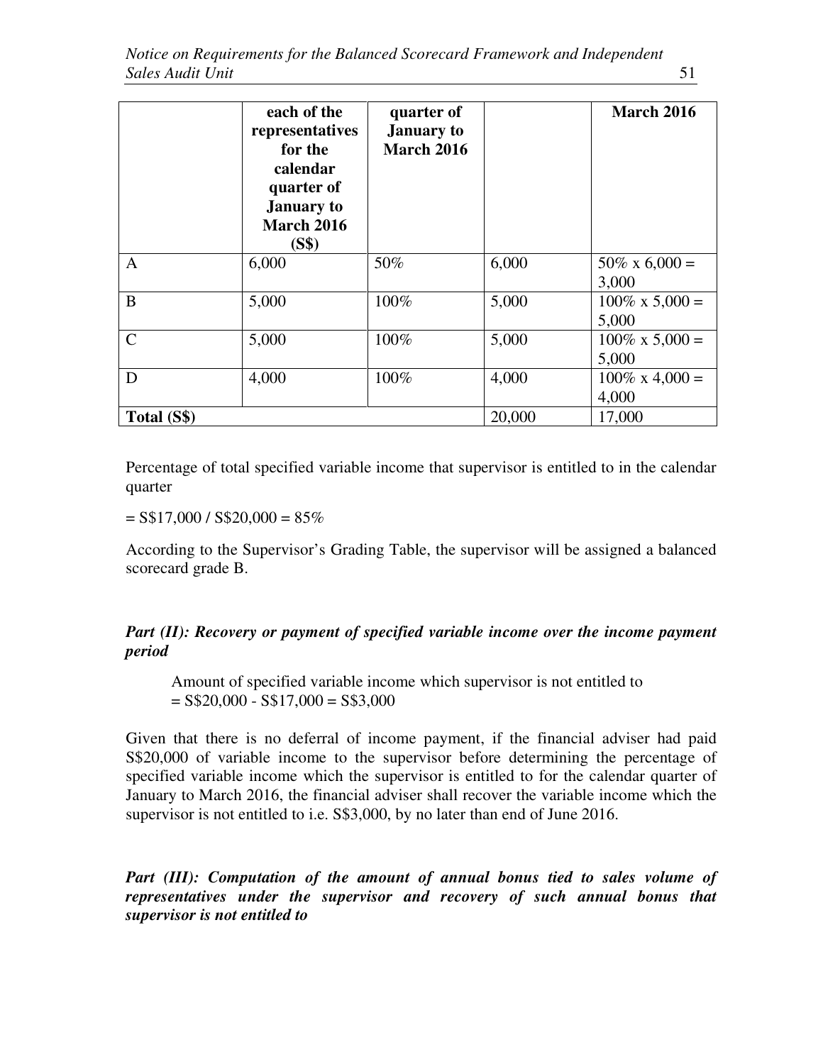|  | each of the representatives for the calendar quarter of January to March 2016 (S$) | quarter of January to March 2016 |  | March 2016 |
| --- | --- | --- | --- | --- |
| A | 6,000 | 50% | 6,000 | 50% x 6,000 = 3,000 |
| B | 5,000 | 100% | 5,000 | 100% x 5,000 = 5,000 |
| C | 5,000 | 100% | 5,000 | 100% x 5,000 = 5,000 |
| D | 4,000 | 100% | 4,000 | 100% x 4,000 = 4,000 |
| **Total (S$)** |  |  | 20,000 | 17,000 |

Percentage of total specified variable income that supervisor is entitled to in the calendar quarter

= S$17,000 / S$20,000 = 85%

According to the Supervisor's Grading Table, the supervisor will be assigned a balanced scorecard grade B.

***Part (II): Recovery or payment of specified variable income over the income payment period***

Amount of specified variable income which supervisor is not entitled to
= S$20,000 - S$17,000 = S$3,000

Given that there is no deferral of income payment, if the financial adviser had paid S$20,000 of variable income to the supervisor before determining the percentage of specified variable income which the supervisor is entitled to for the calendar quarter of January to March 2016, the financial adviser shall recover the variable income which the supervisor is not entitled to i.e. S$3,000, by no later than end of June 2016.

***Part (III): Computation of the amount of annual bonus tied to sales volume of representatives under the supervisor and recovery of such annual bonus that supervisor is not entitled to***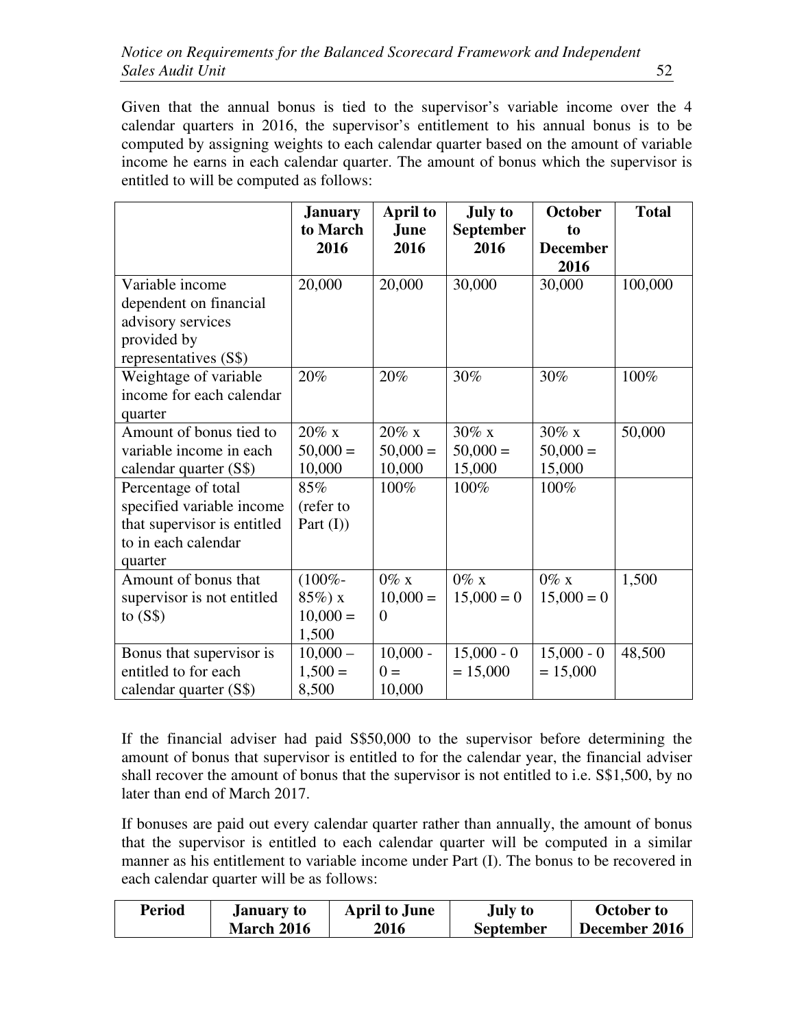Given that the annual bonus is tied to the supervisor's variable income over the 4 calendar quarters in 2016, the supervisor's entitlement to his annual bonus is to be computed by assigning weights to each calendar quarter based on the amount of variable income he earns in each calendar quarter. The amount of bonus which the supervisor is entitled to will be computed as follows:

| | January to March 2016 | April to June 2016 | July to September 2016 | October to December 2016 | Total |
|---|---|---|---|---|---|
| Variable income dependent on financial advisory services provided by representatives (S$) | 20,000 | 20,000 | 30,000 | 30,000 | 100,000 |
| Weightage of variable income for each calendar quarter | 20% | 20% | 30% | 30% | 100% |
| Amount of bonus tied to variable income in each calendar quarter (S$) | 20% x 50,000 = 10,000 | 20% x 50,000 = 10,000 | 30% x 50,000 = 15,000 | 30% x 50,000 = 15,000 | 50,000 |
| Percentage of total specified variable income that supervisor is entitled to in each calendar quarter | 85% (refer to Part (I)) | 100% | 100% | 100% | |
| Amount of bonus that supervisor is not entitled to (S$) | (100%-85%) x 10,000 = 1,500 | 0% x 10,000 = 0 | 0% x 15,000 = 0 | 0% x 15,000 = 0 | 1,500 |
| Bonus that supervisor is entitled to for each calendar quarter (S$) | 10,000 – 1,500 = 8,500 | 10,000 - 0 = 10,000 | 15,000 - 0 = 15,000 | 15,000 - 0 = 15,000 | 48,500 |

If the financial adviser had paid S$50,000 to the supervisor before determining the amount of bonus that supervisor is entitled to for the calendar year, the financial adviser shall recover the amount of bonus that the supervisor is not entitled to i.e. S$1,500, by no later than end of March 2017.

If bonuses are paid out every calendar quarter rather than annually, the amount of bonus that the supervisor is entitled to each calendar quarter will be computed in a similar manner as his entitlement to variable income under Part (I). The bonus to be recovered in each calendar quarter will be as follows:

| Period | January to March 2016 | April to June 2016 | July to September | October to December 2016 |
|---|---|---|---|---|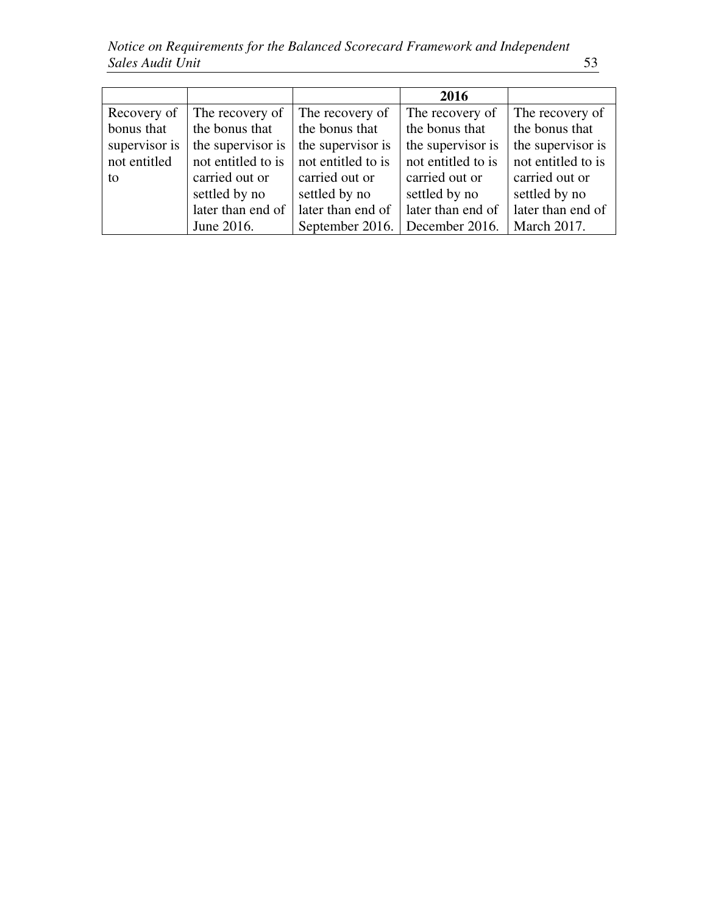| | | | 2016 | |
|---|---|---|---|---|
| Recovery of bonus that supervisor is not entitled to | The recovery of the bonus that the supervisor is not entitled to is carried out or settled by no later than end of June 2016. | The recovery of the bonus that the supervisor is not entitled to is carried out or settled by no later than end of September 2016. | The recovery of the bonus that the supervisor is not entitled to is carried out or settled by no later than end of December 2016. | The recovery of the bonus that the supervisor is not entitled to is carried out or settled by no later than end of March 2017. |